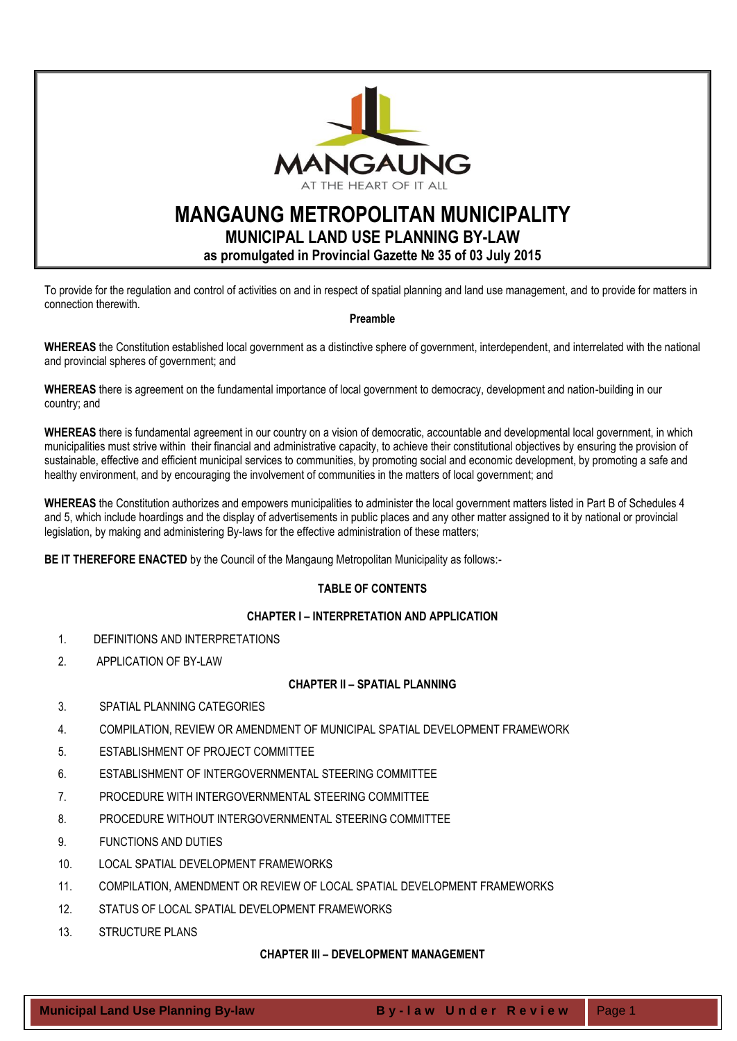MANGAUNG

AT THE HEART OF IT ALL

# MANGAUNG METROPOLITAN MUNICIPALITY

## MUNICIPAL LAND USE PLANNING BY-LAW

### as promulgated in Provincial Gazette № 35 of 03 July 2015

To provide for the regulation and control of activities on and in respect of spatial planning and land use management, and to provide for matters in connection therewith.

**Preamble**

**WHEREAS** the Constitution established local government as a distinctive sphere of government, interdependent, and interrelated with the national and provincial spheres of government; and

**WHEREAS** there is agreement on the fundamental importance of local government to democracy, development and nation-building in our country; and

**WHEREAS** there is fundamental agreement in our country on a vision of democratic, accountable and developmental local government, in which municipalities must strive within their financial and administrative capacity, to achieve their constitutional objectives by ensuring the provision of sustainable, effective and efficient municipal services to communities, by promoting social and economic development, by promoting a safe and healthy environment, and by encouraging the involvement of communities in the matters of local government; and

**WHEREAS** the Constitution authorizes and empowers municipalities to administer the local government matters listed in Part B of Schedules 4 and 5, which include hoardings and the display of advertisements in public places and any other matter assigned to it by national or provincial legislation, by making and administering By-laws for the effective administration of these matters;

**BE IT THEREFORE ENACTED** by the Council of the Mangaung Metropolitan Municipality as follows:-

**TABLE OF CONTENTS**

**CHAPTER I – INTERPRETATION AND APPLICATION**

1. DEFINITIONS AND INTERPRETATIONS
2. APPLICATION OF BY-LAW

**CHAPTER II – SPATIAL PLANNING**

3. SPATIAL PLANNING CATEGORIES
4. COMPILATION, REVIEW OR AMENDMENT OF MUNICIPAL SPATIAL DEVELOPMENT FRAMEWORK
5. ESTABLISHMENT OF PROJECT COMMITTEE
6. ESTABLISHMENT OF INTERGOVERNMENTAL STEERING COMMITTEE
7. PROCEDURE WITH INTERGOVERNMENTAL STEERING COMMITTEE
8. PROCEDURE WITHOUT INTERGOVERNMENTAL STEERING COMMITTEE
9. FUNCTIONS AND DUTIES
10. LOCAL SPATIAL DEVELOPMENT FRAMEWORKS
11. COMPILATION, AMENDMENT OR REVIEW OF LOCAL SPATIAL DEVELOPMENT FRAMEWORKS
12. STATUS OF LOCAL SPATIAL DEVELOPMENT FRAMEWORKS
13. STRUCTURE PLANS

**CHAPTER III – DEVELOPMENT MANAGEMENT**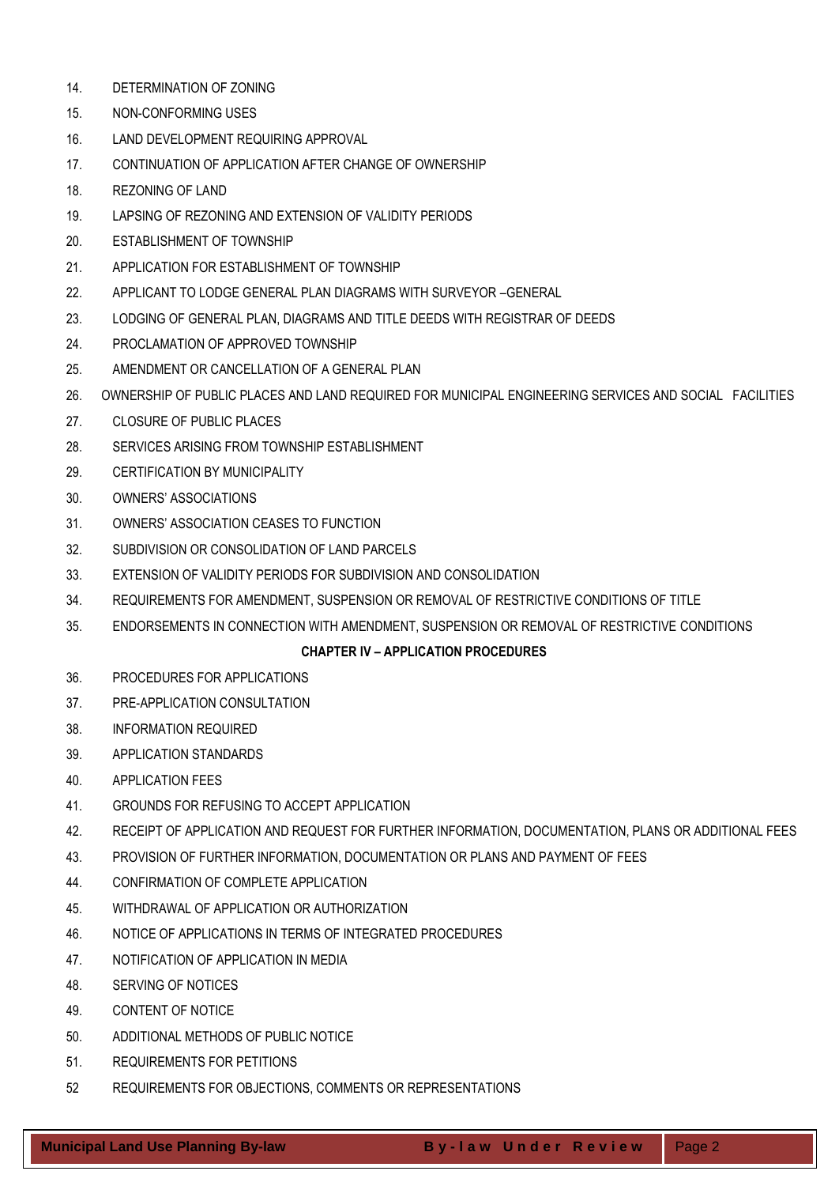14. DETERMINATION OF ZONING
15. NON-CONFORMING USES
16. LAND DEVELOPMENT REQUIRING APPROVAL
17. CONTINUATION OF APPLICATION AFTER CHANGE OF OWNERSHIP
18. REZONING OF LAND
19. LAPSING OF REZONING AND EXTENSION OF VALIDITY PERIODS
20. ESTABLISHMENT OF TOWNSHIP
21. APPLICATION FOR ESTABLISHMENT OF TOWNSHIP
22. APPLICANT TO LODGE GENERAL PLAN DIAGRAMS WITH SURVEYOR –GENERAL
23. LODGING OF GENERAL PLAN, DIAGRAMS AND TITLE DEEDS WITH REGISTRAR OF DEEDS
24. PROCLAMATION OF APPROVED TOWNSHIP
25. AMENDMENT OR CANCELLATION OF A GENERAL PLAN
26. OWNERSHIP OF PUBLIC PLACES AND LAND REQUIRED FOR MUNICIPAL ENGINEERING SERVICES AND SOCIAL FACILITIES
27. CLOSURE OF PUBLIC PLACES
28. SERVICES ARISING FROM TOWNSHIP ESTABLISHMENT
29. CERTIFICATION BY MUNICIPALITY
30. OWNERS' ASSOCIATIONS
31. OWNERS' ASSOCIATION CEASES TO FUNCTION
32. SUBDIVISION OR CONSOLIDATION OF LAND PARCELS
33. EXTENSION OF VALIDITY PERIODS FOR SUBDIVISION AND CONSOLIDATION
34. REQUIREMENTS FOR AMENDMENT, SUSPENSION OR REMOVAL OF RESTRICTIVE CONDITIONS OF TITLE
35. ENDORSEMENTS IN CONNECTION WITH AMENDMENT, SUSPENSION OR REMOVAL OF RESTRICTIVE CONDITIONS

**CHAPTER IV – APPLICATION PROCEDURES**

36. PROCEDURES FOR APPLICATIONS
37. PRE-APPLICATION CONSULTATION
38. INFORMATION REQUIRED
39. APPLICATION STANDARDS
40. APPLICATION FEES
41. GROUNDS FOR REFUSING TO ACCEPT APPLICATION
42. RECEIPT OF APPLICATION AND REQUEST FOR FURTHER INFORMATION, DOCUMENTATION, PLANS OR ADDITIONAL FEES
43. PROVISION OF FURTHER INFORMATION, DOCUMENTATION OR PLANS AND PAYMENT OF FEES
44. CONFIRMATION OF COMPLETE APPLICATION
45. WITHDRAWAL OF APPLICATION OR AUTHORIZATION
46. NOTICE OF APPLICATIONS IN TERMS OF INTEGRATED PROCEDURES
47. NOTIFICATION OF APPLICATION IN MEDIA
48. SERVING OF NOTICES
49. CONTENT OF NOTICE
50. ADDITIONAL METHODS OF PUBLIC NOTICE
51. REQUIREMENTS FOR PETITIONS
52. REQUIREMENTS FOR OBJECTIONS, COMMENTS OR REPRESENTATIONS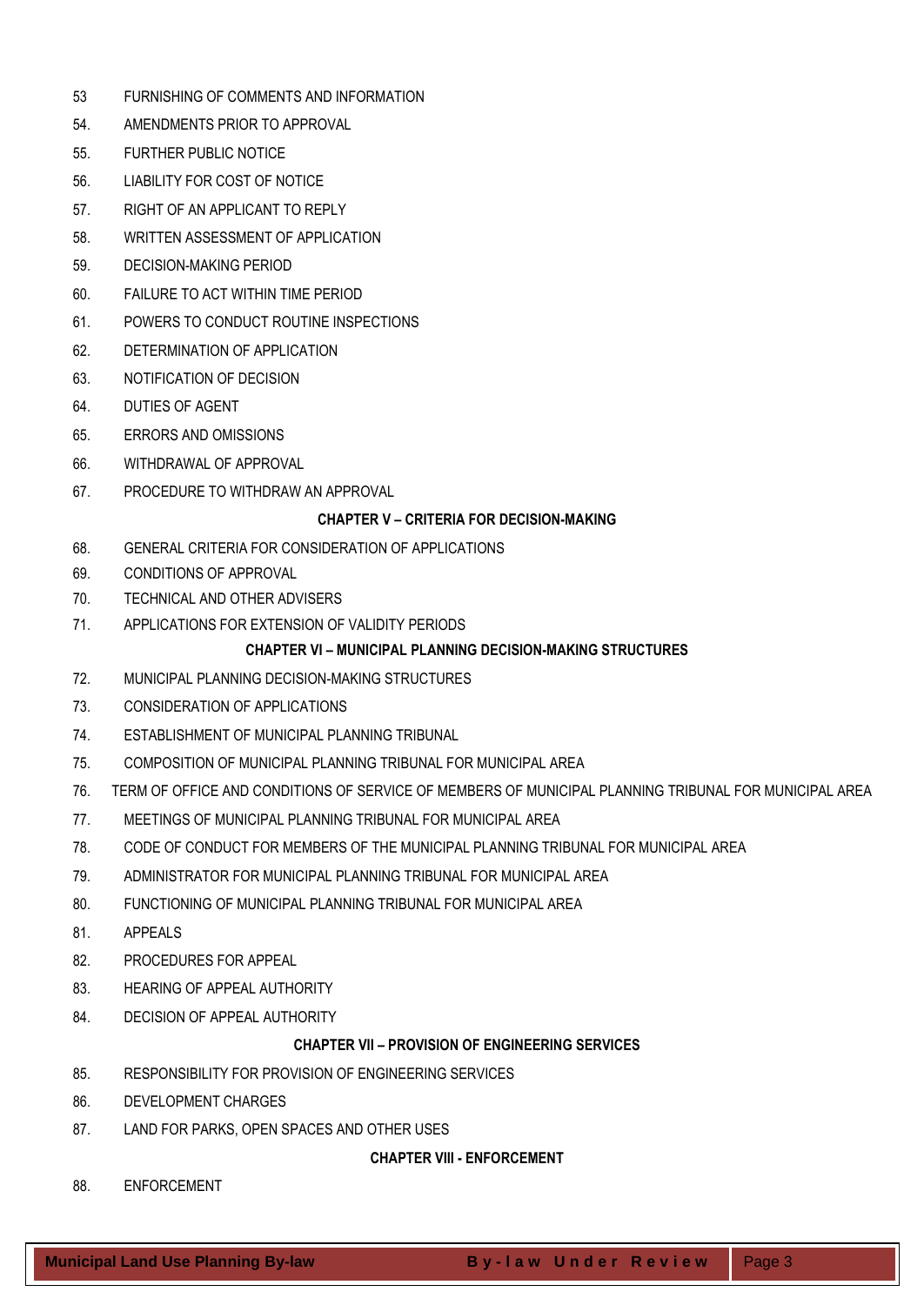53 FURNISHING OF COMMENTS AND INFORMATION

54. AMENDMENTS PRIOR TO APPROVAL

55. FURTHER PUBLIC NOTICE

56. LIABILITY FOR COST OF NOTICE

57. RIGHT OF AN APPLICANT TO REPLY

58. WRITTEN ASSESSMENT OF APPLICATION

59. DECISION-MAKING PERIOD

60. FAILURE TO ACT WITHIN TIME PERIOD

61. POWERS TO CONDUCT ROUTINE INSPECTIONS

62. DETERMINATION OF APPLICATION

63. NOTIFICATION OF DECISION

64. DUTIES OF AGENT

65. ERRORS AND OMISSIONS

66. WITHDRAWAL OF APPROVAL

67. PROCEDURE TO WITHDRAW AN APPROVAL

**CHAPTER V – CRITERIA FOR DECISION-MAKING**

68. GENERAL CRITERIA FOR CONSIDERATION OF APPLICATIONS

69. CONDITIONS OF APPROVAL

70. TECHNICAL AND OTHER ADVISERS

71. APPLICATIONS FOR EXTENSION OF VALIDITY PERIODS

**CHAPTER VI – MUNICIPAL PLANNING DECISION-MAKING STRUCTURES**

72. MUNICIPAL PLANNING DECISION-MAKING STRUCTURES

73. CONSIDERATION OF APPLICATIONS

74. ESTABLISHMENT OF MUNICIPAL PLANNING TRIBUNAL

75. COMPOSITION OF MUNICIPAL PLANNING TRIBUNAL FOR MUNICIPAL AREA

76. TERM OF OFFICE AND CONDITIONS OF SERVICE OF MEMBERS OF MUNICIPAL PLANNING TRIBUNAL FOR MUNICIPAL AREA

77. MEETINGS OF MUNICIPAL PLANNING TRIBUNAL FOR MUNICIPAL AREA

78. CODE OF CONDUCT FOR MEMBERS OF THE MUNICIPAL PLANNING TRIBUNAL FOR MUNICIPAL AREA

79. ADMINISTRATOR FOR MUNICIPAL PLANNING TRIBUNAL FOR MUNICIPAL AREA

80. FUNCTIONING OF MUNICIPAL PLANNING TRIBUNAL FOR MUNICIPAL AREA

81. APPEALS

82. PROCEDURES FOR APPEAL

83. HEARING OF APPEAL AUTHORITY

84. DECISION OF APPEAL AUTHORITY

**CHAPTER VII – PROVISION OF ENGINEERING SERVICES**

85. RESPONSIBILITY FOR PROVISION OF ENGINEERING SERVICES

86. DEVELOPMENT CHARGES

87. LAND FOR PARKS, OPEN SPACES AND OTHER USES

**CHAPTER VIII - ENFORCEMENT**

88. ENFORCEMENT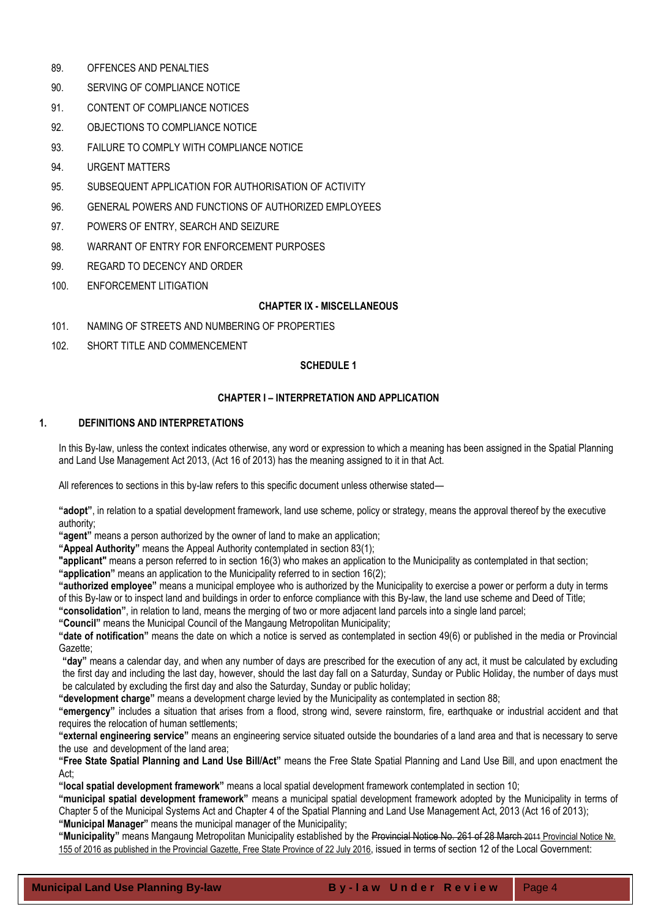89. OFFENCES AND PENALTIES
90. SERVING OF COMPLIANCE NOTICE
91. CONTENT OF COMPLIANCE NOTICES
92. OBJECTIONS TO COMPLIANCE NOTICE
93. FAILURE TO COMPLY WITH COMPLIANCE NOTICE
94. URGENT MATTERS
95. SUBSEQUENT APPLICATION FOR AUTHORISATION OF ACTIVITY
96. GENERAL POWERS AND FUNCTIONS OF AUTHORIZED EMPLOYEES
97. POWERS OF ENTRY, SEARCH AND SEIZURE
98. WARRANT OF ENTRY FOR ENFORCEMENT PURPOSES
99. REGARD TO DECENCY AND ORDER
100. ENFORCEMENT LITIGATION

**CHAPTER IX - MISCELLANEOUS**

101. NAMING OF STREETS AND NUMBERING OF PROPERTIES
102. SHORT TITLE AND COMMENCEMENT

**SCHEDULE 1**

## CHAPTER I – INTERPRETATION AND APPLICATION

### 1. DEFINITIONS AND INTERPRETATIONS

In this By-law, unless the context indicates otherwise, any word or expression to which a meaning has been assigned in the Spatial Planning and Land Use Management Act 2013, (Act 16 of 2013) has the meaning assigned to it in that Act.

All references to sections in this by-law refers to this specific document unless otherwise stated—

**"adopt"**, in relation to a spatial development framework, land use scheme, policy or strategy, means the approval thereof by the executive authority;

**"agent"** means a person authorized by the owner of land to make an application;

**"Appeal Authority"** means the Appeal Authority contemplated in section 83(1);

**"applicant"** means a person referred to in section 16(3) who makes an application to the Municipality as contemplated in that section;

**"application"** means an application to the Municipality referred to in section 16(2);

**"authorized employee"** means a municipal employee who is authorized by the Municipality to exercise a power or perform a duty in terms of this By-law or to inspect land and buildings in order to enforce compliance with this By-law, the land use scheme and Deed of Title;

**"consolidation"**, in relation to land, means the merging of two or more adjacent land parcels into a single land parcel;

**"Council"** means the Municipal Council of the Mangaung Metropolitan Municipality;

**"date of notification"** means the date on which a notice is served as contemplated in section 49(6) or published in the media or Provincial Gazette;

**"day"** means a calendar day, and when any number of days are prescribed for the execution of any act, it must be calculated by excluding the first day and including the last day, however, should the last day fall on a Saturday, Sunday or Public Holiday, the number of days must be calculated by excluding the first day and also the Saturday, Sunday or public holiday;

**"development charge"** means a development charge levied by the Municipality as contemplated in section 88;

**"emergency"** includes a situation that arises from a flood, strong wind, severe rainstorm, fire, earthquake or industrial accident and that requires the relocation of human settlements;

**"external engineering service"** means an engineering service situated outside the boundaries of a land area and that is necessary to serve the use and development of the land area;

**"Free State Spatial Planning and Land Use Bill/Act"** means the Free State Spatial Planning and Land Use Bill, and upon enactment the Act;

**"local spatial development framework"** means a local spatial development framework contemplated in section 10;

**"municipal spatial development framework"** means a municipal spatial development framework adopted by the Municipality in terms of Chapter 5 of the Municipal Systems Act and Chapter 4 of the Spatial Planning and Land Use Management Act, 2013 (Act 16 of 2013);

**"Municipal Manager"** means the municipal manager of the Municipality;

**"Municipality"** means Mangaung Metropolitan Municipality established by the ~~Provincial Notice No. 261 of 28 March 2011~~ Provincial Notice №. 155 of 2016 as published in the Provincial Gazette, Free State Province of 22 July 2016, issued in terms of section 12 of the Local Government: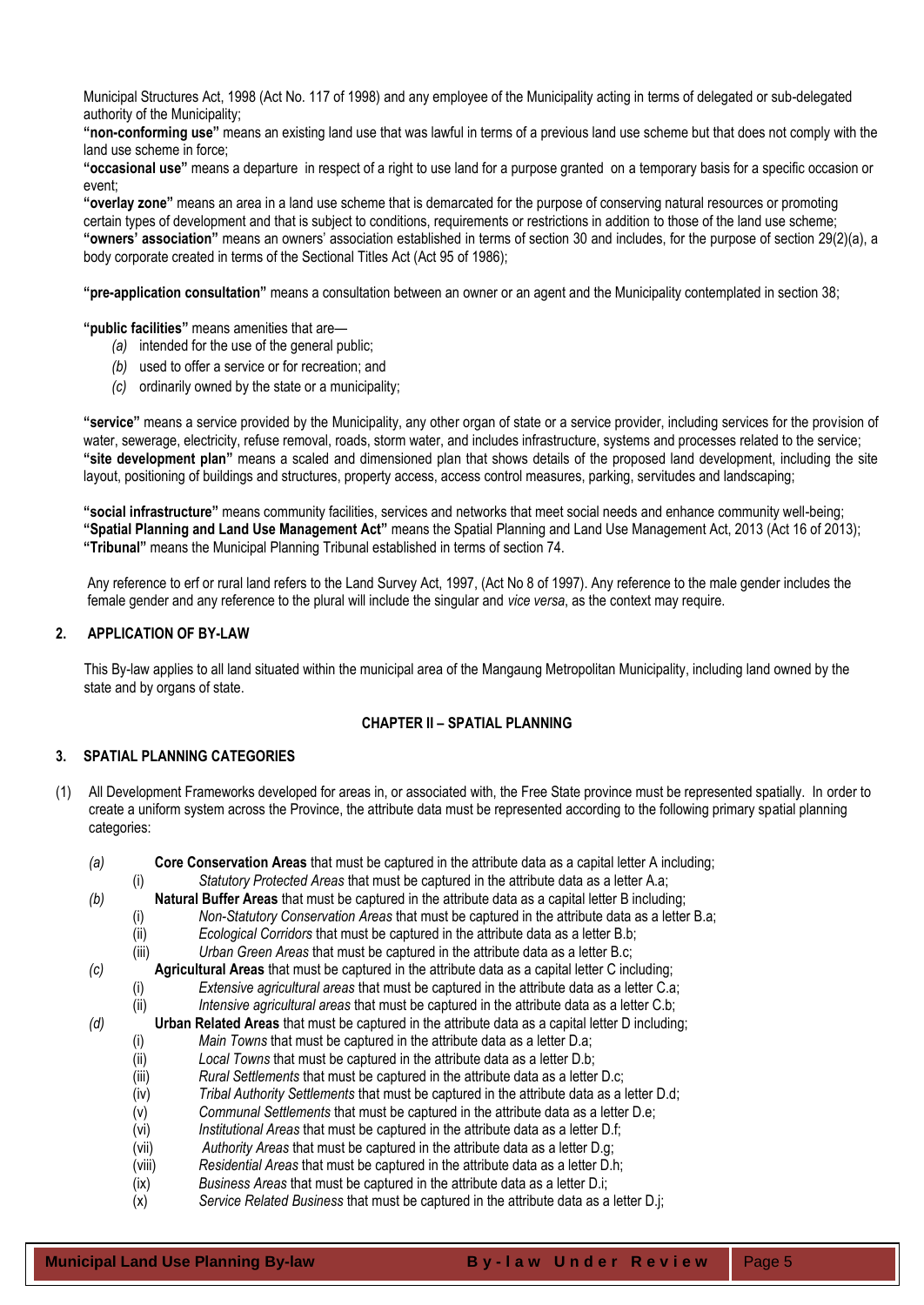Municipal Structures Act, 1998 (Act No. 117 of 1998) and any employee of the Municipality acting in terms of delegated or sub-delegated authority of the Municipality;

**"non-conforming use"** means an existing land use that was lawful in terms of a previous land use scheme but that does not comply with the land use scheme in force;

**"occasional use"** means a departure in respect of a right to use land for a purpose granted on a temporary basis for a specific occasion or event;

**"overlay zone"** means an area in a land use scheme that is demarcated for the purpose of conserving natural resources or promoting certain types of development and that is subject to conditions, requirements or restrictions in addition to those of the land use scheme;

**"owners' association"** means an owners' association established in terms of section 30 and includes, for the purpose of section 29(2)(a), a body corporate created in terms of the Sectional Titles Act (Act 95 of 1986);

**"pre-application consultation"** means a consultation between an owner or an agent and the Municipality contemplated in section 38;

**"public facilities"** means amenities that are—

*(a)* intended for the use of the general public;

*(b)* used to offer a service or for recreation; and

*(c)* ordinarily owned by the state or a municipality;

**"service"** means a service provided by the Municipality, any other organ of state or a service provider, including services for the provision of water, sewerage, electricity, refuse removal, roads, storm water, and includes infrastructure, systems and processes related to the service;

**"site development plan"** means a scaled and dimensioned plan that shows details of the proposed land development, including the site layout, positioning of buildings and structures, property access, access control measures, parking, servitudes and landscaping;

**"social infrastructure"** means community facilities, services and networks that meet social needs and enhance community well-being;

**"Spatial Planning and Land Use Management Act"** means the Spatial Planning and Land Use Management Act, 2013 (Act 16 of 2013);

**"Tribunal"** means the Municipal Planning Tribunal established in terms of section 74.

Any reference to erf or rural land refers to the Land Survey Act, 1997, (Act No 8 of 1997). Any reference to the male gender includes the female gender and any reference to the plural will include the singular and *vice versa*, as the context may require.

## 2. APPLICATION OF BY-LAW

This By-law applies to all land situated within the municipal area of the Mangaung Metropolitan Municipality, including land owned by the state and by organs of state.

## CHAPTER II – SPATIAL PLANNING

## 3. SPATIAL PLANNING CATEGORIES

(1) All Development Frameworks developed for areas in, or associated with, the Free State province must be represented spatially. In order to create a uniform system across the Province, the attribute data must be represented according to the following primary spatial planning categories:

*(a)* **Core Conservation Areas** that must be captured in the attribute data as a capital letter A including;
   (i) *Statutory Protected Areas* that must be captured in the attribute data as a letter A.a;

*(b)* **Natural Buffer Areas** that must be captured in the attribute data as a capital letter B including;
   (i) *Non-Statutory Conservation Areas* that must be captured in the attribute data as a letter B.a;
   (ii) *Ecological Corridors* that must be captured in the attribute data as a letter B.b;
   (iii) *Urban Green Areas* that must be captured in the attribute data as a letter B.c;

*(c)* **Agricultural Areas** that must be captured in the attribute data as a capital letter C including;
   (i) *Extensive agricultural areas* that must be captured in the attribute data as a letter C.a;
   (ii) *Intensive agricultural areas* that must be captured in the attribute data as a letter C.b;

*(d)* **Urban Related Areas** that must be captured in the attribute data as a capital letter D including;
   (i) *Main Towns* that must be captured in the attribute data as a letter D.a;
   (ii) *Local Towns* that must be captured in the attribute data as a letter D.b;
   (iii) *Rural Settlements* that must be captured in the attribute data as a letter D.c;
   (iv) *Tribal Authority Settlements* that must be captured in the attribute data as a letter D.d;
   (v) *Communal Settlements* that must be captured in the attribute data as a letter D.e;
   (vi) *Institutional Areas* that must be captured in the attribute data as a letter D.f;
   (vii) *Authority Areas* that must be captured in the attribute data as a letter D.g;
   (viii) *Residential Areas* that must be captured in the attribute data as a letter D.h;
   (ix) *Business Areas* that must be captured in the attribute data as a letter D.i;
   (x) *Service Related Business* that must be captured in the attribute data as a letter D.j;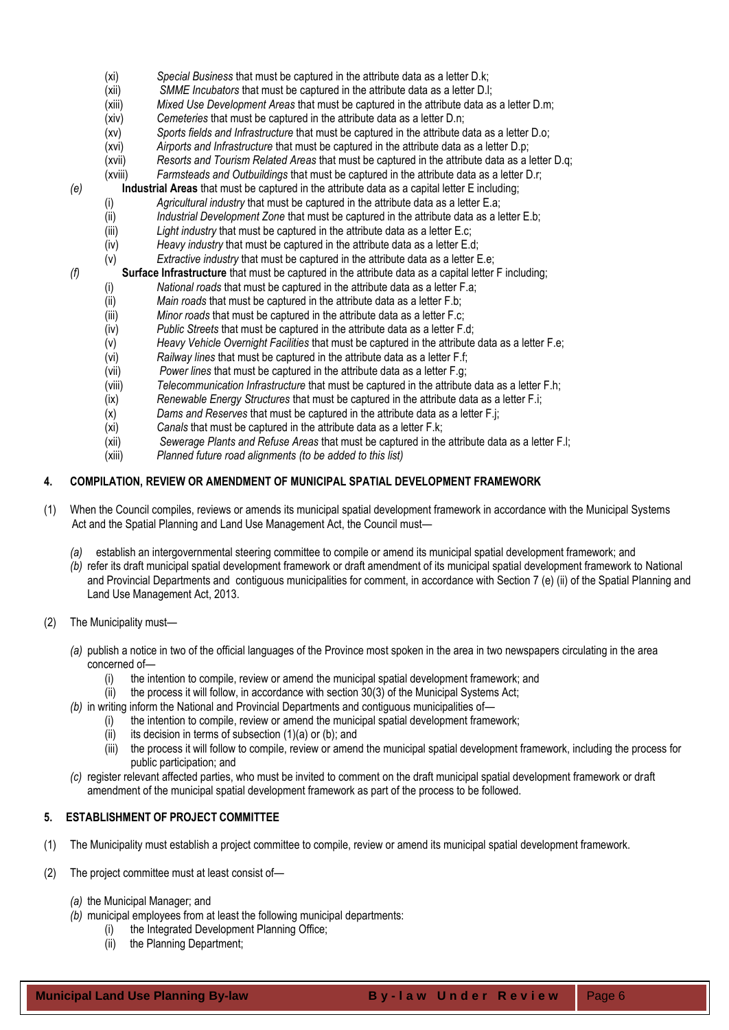(xi) *Special Business* that must be captured in the attribute data as a letter D.k;
(xii) *SMME Incubators* that must be captured in the attribute data as a letter D.l;
(xiii) *Mixed Use Development Areas* that must be captured in the attribute data as a letter D.m;
(xiv) *Cemeteries* that must be captured in the attribute data as a letter D.n;
(xv) *Sports fields and Infrastructure* that must be captured in the attribute data as a letter D.o;
(xvi) *Airports and Infrastructure* that must be captured in the attribute data as a letter D.p;
(xvii) *Resorts and Tourism Related Areas* that must be captured in the attribute data as a letter D.q;
(xviii) *Farmsteads and Outbuildings* that must be captured in the attribute data as a letter D.r;

*(e)* **Industrial Areas** that must be captured in the attribute data as a capital letter E including;
(i) *Agricultural industry* that must be captured in the attribute data as a letter E.a;
(ii) *Industrial Development Zone* that must be captured in the attribute data as a letter E.b;
(iii) *Light industry* that must be captured in the attribute data as a letter E.c;
(iv) *Heavy industry* that must be captured in the attribute data as a letter E.d;
(v) *Extractive industry* that must be captured in the attribute data as a letter E.e;

*(f)* **Surface Infrastructure** that must be captured in the attribute data as a capital letter F including;
(i) *National roads* that must be captured in the attribute data as a letter F.a;
(ii) *Main roads* that must be captured in the attribute data as a letter F.b;
(iii) *Minor roads* that must be captured in the attribute data as a letter F.c;
(iv) *Public Streets* that must be captured in the attribute data as a letter F.d;
(v) *Heavy Vehicle Overnight Facilities* that must be captured in the attribute data as a letter F.e;
(vi) *Railway lines* that must be captured in the attribute data as a letter F.f;
(vii) *Power lines* that must be captured in the attribute data as a letter F.g;
(viii) *Telecommunication Infrastructure* that must be captured in the attribute data as a letter F.h;
(ix) *Renewable Energy Structures* that must be captured in the attribute data as a letter F.i;
(x) *Dams and Reserves* that must be captured in the attribute data as a letter F.j;
(xi) *Canals* that must be captured in the attribute data as a letter F.k;
(xii) *Sewerage Plants and Refuse Areas* that must be captured in the attribute data as a letter F.l;
(xiii) *Planned future road alignments (to be added to this list)*

### 4. COMPILATION, REVIEW OR AMENDMENT OF MUNICIPAL SPATIAL DEVELOPMENT FRAMEWORK

(1) When the Council compiles, reviews or amends its municipal spatial development framework in accordance with the Municipal Systems Act and the Spatial Planning and Land Use Management Act, the Council must—

*(a)* establish an intergovernmental steering committee to compile or amend its municipal spatial development framework; and
*(b)* refer its draft municipal spatial development framework or draft amendment of its municipal spatial development framework to National and Provincial Departments and contiguous municipalities for comment, in accordance with Section 7 (e) (ii) of the Spatial Planning and Land Use Management Act, 2013.

(2) The Municipality must—

*(a)* publish a notice in two of the official languages of the Province most spoken in the area in two newspapers circulating in the area concerned of—
(i) the intention to compile, review or amend the municipal spatial development framework; and
(ii) the process it will follow, in accordance with section 30(3) of the Municipal Systems Act;
*(b)* in writing inform the National and Provincial Departments and contiguous municipalities of—
(i) the intention to compile, review or amend the municipal spatial development framework;
(ii) its decision in terms of subsection (1)(a) or (b); and
(iii) the process it will follow to compile, review or amend the municipal spatial development framework, including the process for public participation; and
*(c)* register relevant affected parties, who must be invited to comment on the draft municipal spatial development framework or draft amendment of the municipal spatial development framework as part of the process to be followed.

### 5. ESTABLISHMENT OF PROJECT COMMITTEE

(1) The Municipality must establish a project committee to compile, review or amend its municipal spatial development framework.

(2) The project committee must at least consist of—

*(a)* the Municipal Manager; and
*(b)* municipal employees from at least the following municipal departments:
(i) the Integrated Development Planning Office;
(ii) the Planning Department;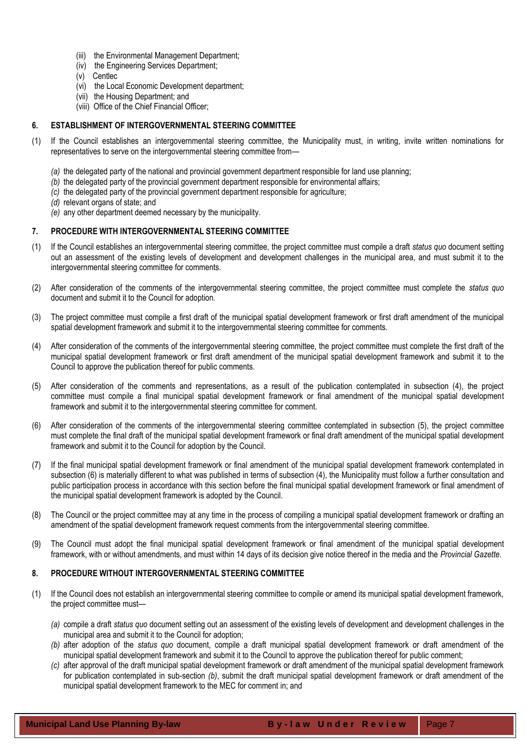(iii) the Environmental Management Department;
(iv) the Engineering Services Department;
(v) Centlec
(vi) the Local Economic Development department;
(vii) the Housing Department; and
(viii) Office of the Chief Financial Officer;

## 6. ESTABLISHMENT OF INTERGOVERNMENTAL STEERING COMMITTEE

(1) If the Council establishes an intergovernmental steering committee, the Municipality must, in writing, invite written nominations for representatives to serve on the intergovernmental steering committee from—

*(a)* the delegated party of the national and provincial government department responsible for land use planning;
*(b)* the delegated party of the provincial government department responsible for environmental affairs;
*(c)* the delegated party of the provincial government department responsible for agriculture;
*(d)* relevant organs of state; and
*(e)* any other department deemed necessary by the municipality.

## 7. PROCEDURE WITH INTERGOVERNMENTAL STEERING COMMITTEE

(1) If the Council establishes an intergovernmental steering committee, the project committee must compile a draft *status quo* document setting out an assessment of the existing levels of development and development challenges in the municipal area, and must submit it to the intergovernmental steering committee for comments.

(2) After consideration of the comments of the intergovernmental steering committee, the project committee must complete the *status quo* document and submit it to the Council for adoption.

(3) The project committee must compile a first draft of the municipal spatial development framework or first draft amendment of the municipal spatial development framework and submit it to the intergovernmental steering committee for comments.

(4) After consideration of the comments of the intergovernmental steering committee, the project committee must complete the first draft of the municipal spatial development framework or first draft amendment of the municipal spatial development framework and submit it to the Council to approve the publication thereof for public comments.

(5) After consideration of the comments and representations, as a result of the publication contemplated in subsection (4), the project committee must compile a final municipal spatial development framework or final amendment of the municipal spatial development framework and submit it to the intergovernmental steering committee for comment.

(6) After consideration of the comments of the intergovernmental steering committee contemplated in subsection (5), the project committee must complete the final draft of the municipal spatial development framework or final draft amendment of the municipal spatial development framework and submit it to the Council for adoption by the Council.

(7) If the final municipal spatial development framework or final amendment of the municipal spatial development framework contemplated in subsection (6) is materially different to what was published in terms of subsection (4), the Municipality must follow a further consultation and public participation process in accordance with this section before the final municipal spatial development framework or final amendment of the municipal spatial development framework is adopted by the Council.

(8) The Council or the project committee may at any time in the process of compiling a municipal spatial development framework or drafting an amendment of the spatial development framework request comments from the intergovernmental steering committee.

(9) The Council must adopt the final municipal spatial development framework or final amendment of the municipal spatial development framework, with or without amendments, and must within 14 days of its decision give notice thereof in the media and the *Provincial Gazette*.

## 8. PROCEDURE WITHOUT INTERGOVERNMENTAL STEERING COMMITTEE

(1) If the Council does not establish an intergovernmental steering committee to compile or amend its municipal spatial development framework, the project committee must—

*(a)* compile a draft *status quo* document setting out an assessment of the existing levels of development and development challenges in the municipal area and submit it to the Council for adoption;
*(b)* after adoption of the *status quo* document, compile a draft municipal spatial development framework or draft amendment of the municipal spatial development framework and submit it to the Council to approve the publication thereof for public comment;
*(c)* after approval of the draft municipal spatial development framework or draft amendment of the municipal spatial development framework for publication contemplated in sub-section *(b)*, submit the draft municipal spatial development framework or draft amendment of the municipal spatial development framework to the MEC for comment in; and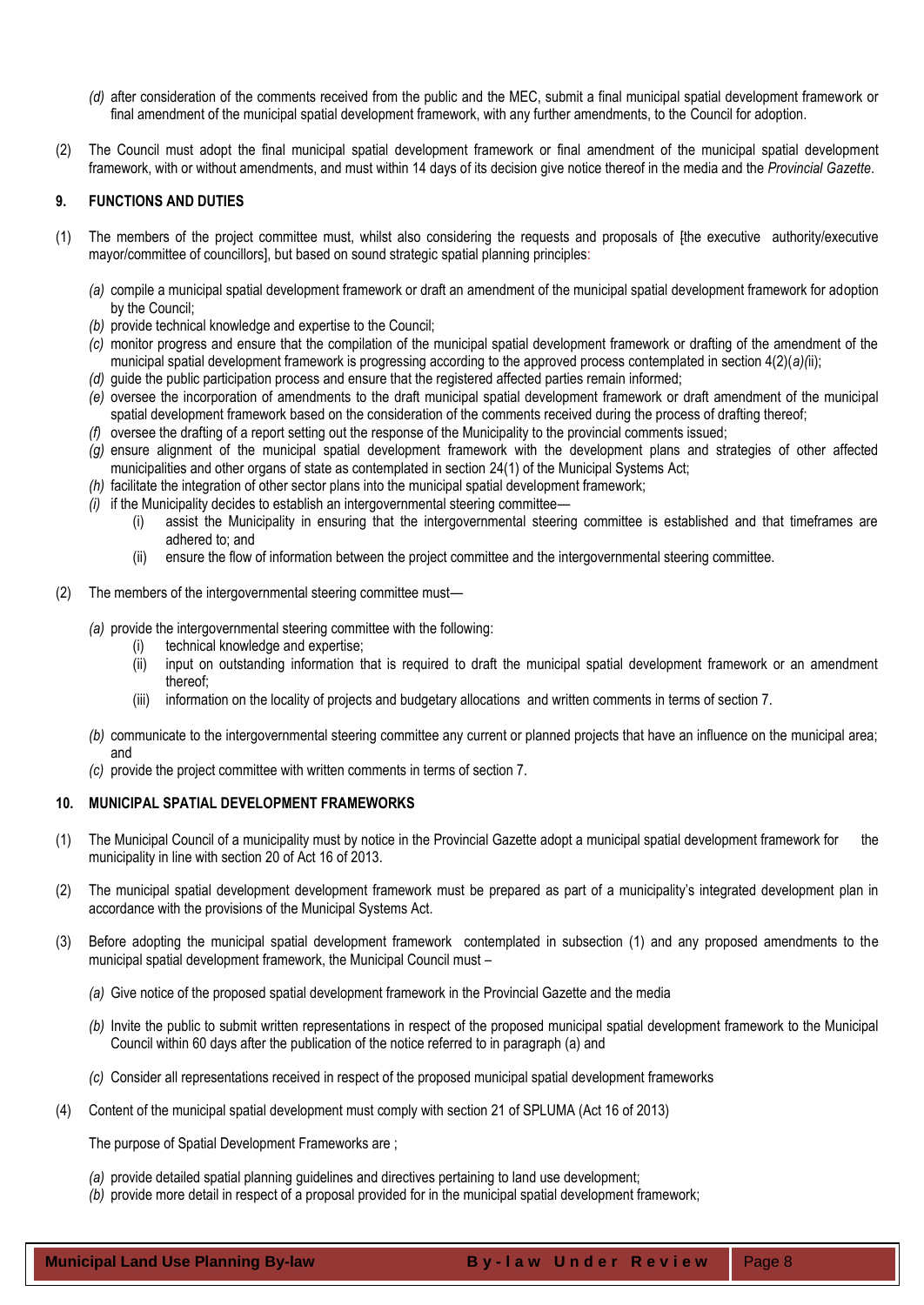*(d)* after consideration of the comments received from the public and the MEC, submit a final municipal spatial development framework or final amendment of the municipal spatial development framework, with any further amendments, to the Council for adoption.

(2) The Council must adopt the final municipal spatial development framework or final amendment of the municipal spatial development framework, with or without amendments, and must within 14 days of its decision give notice thereof in the media and the *Provincial Gazette*.

### 9. FUNCTIONS AND DUTIES

(1) The members of the project committee must, whilst also considering the requests and proposals of [the executive authority/executive mayor/committee of councillors], but based on sound strategic spatial planning principles:

*(a)* compile a municipal spatial development framework or draft an amendment of the municipal spatial development framework for adoption by the Council;

*(b)* provide technical knowledge and expertise to the Council;

*(c)* monitor progress and ensure that the compilation of the municipal spatial development framework or drafting of the amendment of the municipal spatial development framework is progressing according to the approved process contemplated in section 4(2)(*a)(*ii);

*(d)* guide the public participation process and ensure that the registered affected parties remain informed;

*(e)* oversee the incorporation of amendments to the draft municipal spatial development framework or draft amendment of the municipal spatial development framework based on the consideration of the comments received during the process of drafting thereof;

*(f)* oversee the drafting of a report setting out the response of the Municipality to the provincial comments issued;

*(g)* ensure alignment of the municipal spatial development framework with the development plans and strategies of other affected municipalities and other organs of state as contemplated in section 24(1) of the Municipal Systems Act;

*(h)* facilitate the integration of other sector plans into the municipal spatial development framework;

*(i)* if the Municipality decides to establish an intergovernmental steering committee—

   (i) assist the Municipality in ensuring that the intergovernmental steering committee is established and that timeframes are adhered to; and

   (ii) ensure the flow of information between the project committee and the intergovernmental steering committee.

(2) The members of the intergovernmental steering committee must—

*(a)* provide the intergovernmental steering committee with the following:

   (i) technical knowledge and expertise;

   (ii) input on outstanding information that is required to draft the municipal spatial development framework or an amendment thereof;

   (iii) information on the locality of projects and budgetary allocations and written comments in terms of section 7.

*(b)* communicate to the intergovernmental steering committee any current or planned projects that have an influence on the municipal area; and

*(c)* provide the project committee with written comments in terms of section 7.

### 10. MUNICIPAL SPATIAL DEVELOPMENT FRAMEWORKS

(1) The Municipal Council of a municipality must by notice in the Provincial Gazette adopt a municipal spatial development framework for the municipality in line with section 20 of Act 16 of 2013.

(2) The municipal spatial development development framework must be prepared as part of a municipality's integrated development plan in accordance with the provisions of the Municipal Systems Act.

(3) Before adopting the municipal spatial development framework contemplated in subsection (1) and any proposed amendments to the municipal spatial development framework, the Municipal Council must –

*(a)* Give notice of the proposed spatial development framework in the Provincial Gazette and the media

*(b)* Invite the public to submit written representations in respect of the proposed municipal spatial development framework to the Municipal Council within 60 days after the publication of the notice referred to in paragraph (a) and

*(c)* Consider all representations received in respect of the proposed municipal spatial development frameworks

(4) Content of the municipal spatial development must comply with section 21 of SPLUMA (Act 16 of 2013)

The purpose of Spatial Development Frameworks are ;

*(a)* provide detailed spatial planning guidelines and directives pertaining to land use development;

*(b)* provide more detail in respect of a proposal provided for in the municipal spatial development framework;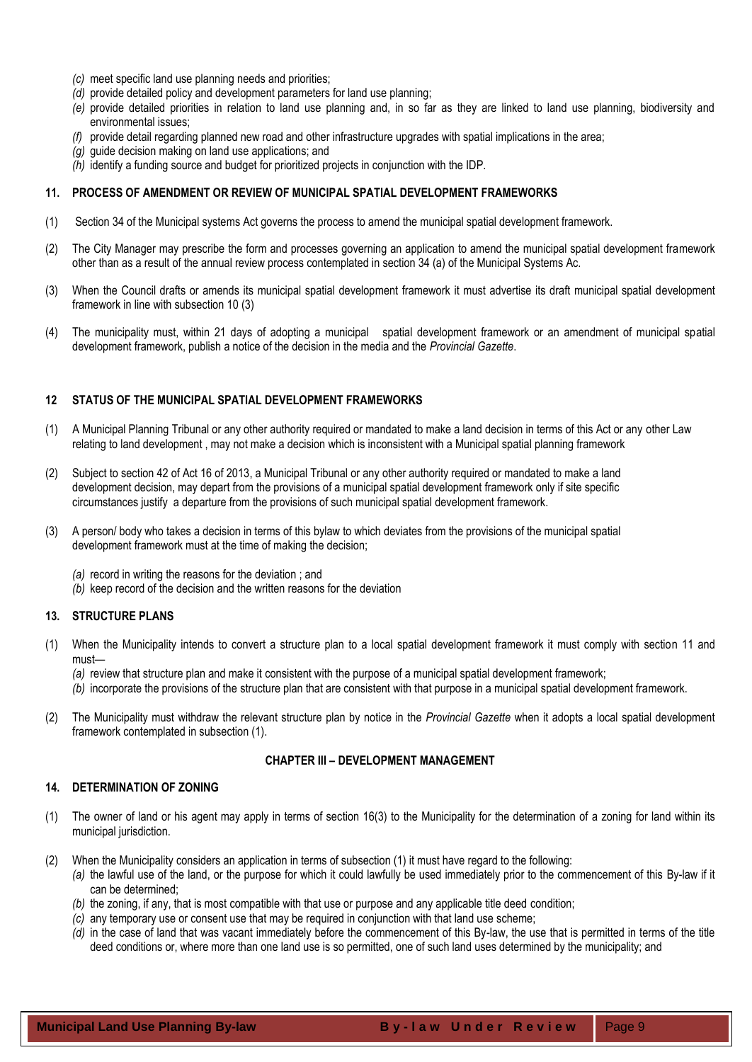*(c)* meet specific land use planning needs and priorities;

*(d)* provide detailed policy and development parameters for land use planning;

*(e)* provide detailed priorities in relation to land use planning and, in so far as they are linked to land use planning, biodiversity and environmental issues;

*(f)* provide detail regarding planned new road and other infrastructure upgrades with spatial implications in the area;

*(g)* guide decision making on land use applications; and

*(h)* identify a funding source and budget for prioritized projects in conjunction with the IDP.

## 11. PROCESS OF AMENDMENT OR REVIEW OF MUNICIPAL SPATIAL DEVELOPMENT FRAMEWORKS

(1) Section 34 of the Municipal systems Act governs the process to amend the municipal spatial development framework.

(2) The City Manager may prescribe the form and processes governing an application to amend the municipal spatial development framework other than as a result of the annual review process contemplated in section 34 (a) of the Municipal Systems Ac.

(3) When the Council drafts or amends its municipal spatial development framework it must advertise its draft municipal spatial development framework in line with subsection 10 (3)

(4) The municipality must, within 21 days of adopting a municipal spatial development framework or an amendment of municipal spatial development framework, publish a notice of the decision in the media and the *Provincial Gazette*.

## 12 STATUS OF THE MUNICIPAL SPATIAL DEVELOPMENT FRAMEWORKS

(1) A Municipal Planning Tribunal or any other authority required or mandated to make a land decision in terms of this Act or any other Law relating to land development , may not make a decision which is inconsistent with a Municipal spatial planning framework

(2) Subject to section 42 of Act 16 of 2013, a Municipal Tribunal or any other authority required or mandated to make a land development decision, may depart from the provisions of a municipal spatial development framework only if site specific circumstances justify a departure from the provisions of such municipal spatial development framework.

(3) A person/ body who takes a decision in terms of this bylaw to which deviates from the provisions of the municipal spatial development framework must at the time of making the decision;

*(a)* record in writing the reasons for the deviation ; and

*(b)* keep record of the decision and the written reasons for the deviation

## 13. STRUCTURE PLANS

(1) When the Municipality intends to convert a structure plan to a local spatial development framework it must comply with section 11 and must—

*(a)* review that structure plan and make it consistent with the purpose of a municipal spatial development framework;

*(b)* incorporate the provisions of the structure plan that are consistent with that purpose in a municipal spatial development framework.

(2) The Municipality must withdraw the relevant structure plan by notice in the *Provincial Gazette* when it adopts a local spatial development framework contemplated in subsection (1).

# CHAPTER III – DEVELOPMENT MANAGEMENT

## 14. DETERMINATION OF ZONING

(1) The owner of land or his agent may apply in terms of section 16(3) to the Municipality for the determination of a zoning for land within its municipal jurisdiction.

(2) When the Municipality considers an application in terms of subsection (1) it must have regard to the following:

*(a)* the lawful use of the land, or the purpose for which it could lawfully be used immediately prior to the commencement of this By-law if it can be determined;

*(b)* the zoning, if any, that is most compatible with that use or purpose and any applicable title deed condition;

*(c)* any temporary use or consent use that may be required in conjunction with that land use scheme;

*(d)* in the case of land that was vacant immediately before the commencement of this By-law, the use that is permitted in terms of the title deed conditions or, where more than one land use is so permitted, one of such land uses determined by the municipality; and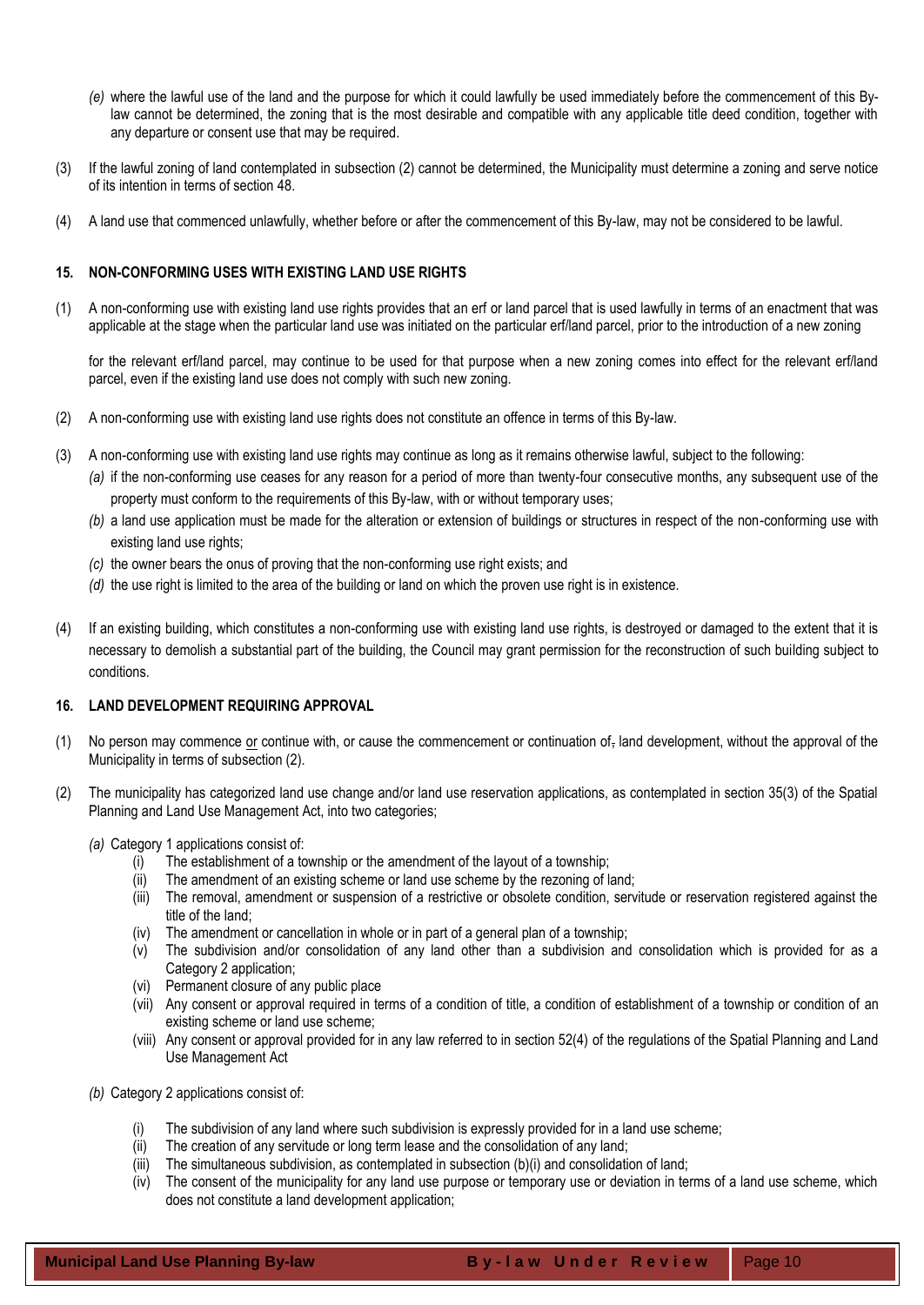*(e)* where the lawful use of the land and the purpose for which it could lawfully be used immediately before the commencement of this By-law cannot be determined, the zoning that is the most desirable and compatible with any applicable title deed condition, together with any departure or consent use that may be required.

(3) If the lawful zoning of land contemplated in subsection (2) cannot be determined, the Municipality must determine a zoning and serve notice of its intention in terms of section 48.

(4) A land use that commenced unlawfully, whether before or after the commencement of this By-law, may not be considered to be lawful.

### 15. NON-CONFORMING USES WITH EXISTING LAND USE RIGHTS

(1) A non-conforming use with existing land use rights provides that an erf or land parcel that is used lawfully in terms of an enactment that was applicable at the stage when the particular land use was initiated on the particular erf/land parcel, prior to the introduction of a new zoning for the relevant erf/land parcel, may continue to be used for that purpose when a new zoning comes into effect for the relevant erf/land parcel, even if the existing land use does not comply with such new zoning.

(2) A non-conforming use with existing land use rights does not constitute an offence in terms of this By-law.

(3) A non-conforming use with existing land use rights may continue as long as it remains otherwise lawful, subject to the following:

*(a)* if the non-conforming use ceases for any reason for a period of more than twenty-four consecutive months, any subsequent use of the property must conform to the requirements of this By-law, with or without temporary uses;

*(b)* a land use application must be made for the alteration or extension of buildings or structures in respect of the non-conforming use with existing land use rights;

*(c)* the owner bears the onus of proving that the non-conforming use right exists; and

*(d)* the use right is limited to the area of the building or land on which the proven use right is in existence.

(4) If an existing building, which constitutes a non-conforming use with existing land use rights, is destroyed or damaged to the extent that it is necessary to demolish a substantial part of the building, the Council may grant permission for the reconstruction of such building subject to conditions.

### 16. LAND DEVELOPMENT REQUIRING APPROVAL

(1) No person may commence or continue with, or cause the commencement or continuation of, land development, without the approval of the Municipality in terms of subsection (2).

(2) The municipality has categorized land use change and/or land use reservation applications, as contemplated in section 35(3) of the Spatial Planning and Land Use Management Act, into two categories;

*(a)* Category 1 applications consist of:

(i) The establishment of a township or the amendment of the layout of a township;

(ii) The amendment of an existing scheme or land use scheme by the rezoning of land;

(iii) The removal, amendment or suspension of a restrictive or obsolete condition, servitude or reservation registered against the title of the land;

(iv) The amendment or cancellation in whole or in part of a general plan of a township;

(v) The subdivision and/or consolidation of any land other than a subdivision and consolidation which is provided for as a Category 2 application;

(vi) Permanent closure of any public place

(vii) Any consent or approval required in terms of a condition of title, a condition of establishment of a township or condition of an existing scheme or land use scheme;

(viii) Any consent or approval provided for in any law referred to in section 52(4) of the regulations of the Spatial Planning and Land Use Management Act

*(b)* Category 2 applications consist of:

(i) The subdivision of any land where such subdivision is expressly provided for in a land use scheme;

(ii) The creation of any servitude or long term lease and the consolidation of any land;

(iii) The simultaneous subdivision, as contemplated in subsection (b)(i) and consolidation of land;

(iv) The consent of the municipality for any land use purpose or temporary use or deviation in terms of a land use scheme, which does not constitute a land development application;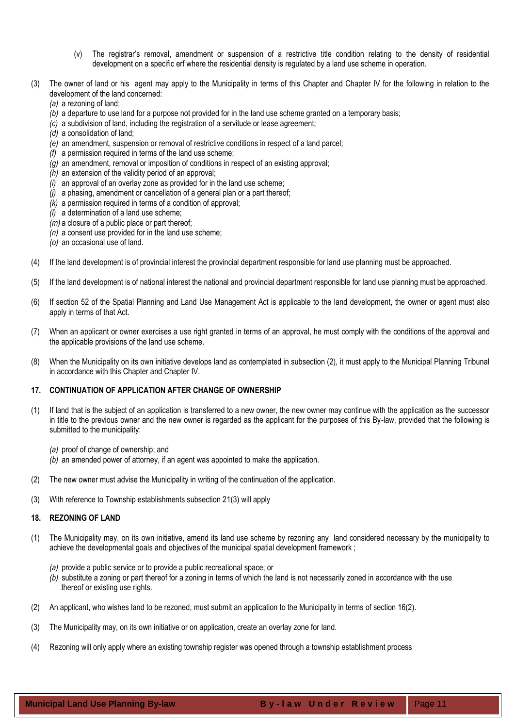(v) The registrar's removal, amendment or suspension of a restrictive title condition relating to the density of residential development on a specific erf where the residential density is regulated by a land use scheme in operation.

(3) The owner of land or his agent may apply to the Municipality in terms of this Chapter and Chapter IV for the following in relation to the development of the land concerned:

*(a)* a rezoning of land;
*(b)* a departure to use land for a purpose not provided for in the land use scheme granted on a temporary basis;
*(c)* a subdivision of land, including the registration of a servitude or lease agreement;
*(d)* a consolidation of land;
*(e)* an amendment, suspension or removal of restrictive conditions in respect of a land parcel;
*(f)* a permission required in terms of the land use scheme;
*(g)* an amendment, removal or imposition of conditions in respect of an existing approval;
*(h)* an extension of the validity period of an approval;
*(i)* an approval of an overlay zone as provided for in the land use scheme;
*(j)* a phasing, amendment or cancellation of a general plan or a part thereof;
*(k)* a permission required in terms of a condition of approval;
*(l)* a determination of a land use scheme;
*(m)* a closure of a public place or part thereof;
*(n)* a consent use provided for in the land use scheme;
*(o)* an occasional use of land.

(4) If the land development is of provincial interest the provincial department responsible for land use planning must be approached.

(5) If the land development is of national interest the national and provincial department responsible for land use planning must be approached.

(6) If section 52 of the Spatial Planning and Land Use Management Act is applicable to the land development, the owner or agent must also apply in terms of that Act.

(7) When an applicant or owner exercises a use right granted in terms of an approval, he must comply with the conditions of the approval and the applicable provisions of the land use scheme.

(8) When the Municipality on its own initiative develops land as contemplated in subsection (2), it must apply to the Municipal Planning Tribunal in accordance with this Chapter and Chapter IV.

### 17. CONTINUATION OF APPLICATION AFTER CHANGE OF OWNERSHIP

(1) If land that is the subject of an application is transferred to a new owner, the new owner may continue with the application as the successor in title to the previous owner and the new owner is regarded as the applicant for the purposes of this By-law, provided that the following is submitted to the municipality:

*(a)* proof of change of ownership; and
*(b)* an amended power of attorney, if an agent was appointed to make the application.

(2) The new owner must advise the Municipality in writing of the continuation of the application.

(3) With reference to Township establishments subsection 21(3) will apply

### 18. REZONING OF LAND

(1) The Municipality may, on its own initiative, amend its land use scheme by rezoning any land considered necessary by the municipality to achieve the developmental goals and objectives of the municipal spatial development framework ;

*(a)* provide a public service or to provide a public recreational space; or
*(b)* substitute a zoning or part thereof for a zoning in terms of which the land is not necessarily zoned in accordance with the use thereof or existing use rights.

(2) An applicant, who wishes land to be rezoned, must submit an application to the Municipality in terms of section 16(2).

(3) The Municipality may, on its own initiative or on application, create an overlay zone for land.

(4) Rezoning will only apply where an existing township register was opened through a township establishment process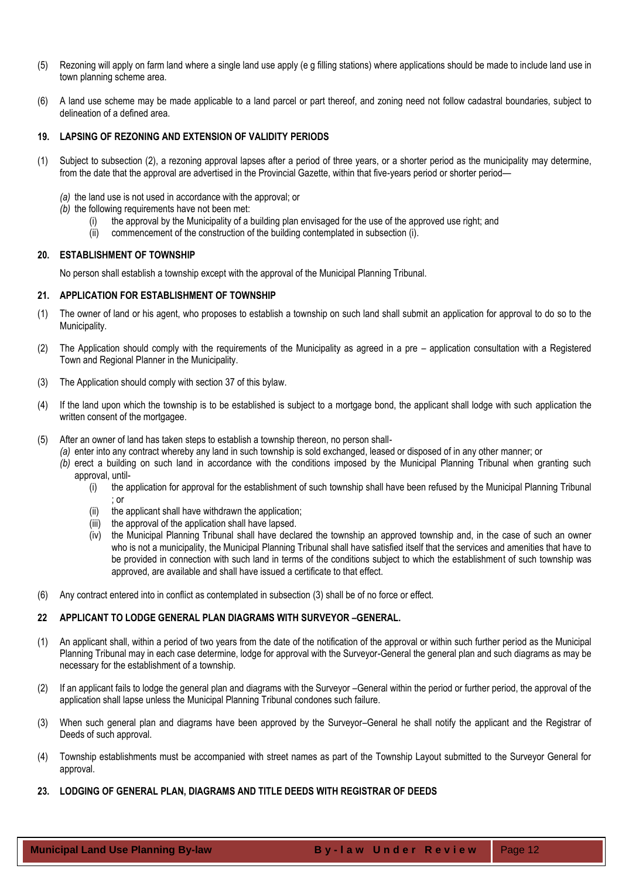(5) Rezoning will apply on farm land where a single land use apply (e g filling stations) where applications should be made to include land use in town planning scheme area.

(6) A land use scheme may be made applicable to a land parcel or part thereof, and zoning need not follow cadastral boundaries, subject to delineation of a defined area.

### 19. LAPSING OF REZONING AND EXTENSION OF VALIDITY PERIODS

(1) Subject to subsection (2), a rezoning approval lapses after a period of three years, or a shorter period as the municipality may determine, from the date that the approval are advertised in the Provincial Gazette, within that five-years period or shorter period—

*(a)* the land use is not used in accordance with the approval; or

*(b)* the following requirements have not been met:

(i) the approval by the Municipality of a building plan envisaged for the use of the approved use right; and

(ii) commencement of the construction of the building contemplated in subsection (i).

### 20. ESTABLISHMENT OF TOWNSHIP

No person shall establish a township except with the approval of the Municipal Planning Tribunal.

### 21. APPLICATION FOR ESTABLISHMENT OF TOWNSHIP

(1) The owner of land or his agent, who proposes to establish a township on such land shall submit an application for approval to do so to the Municipality.

(2) The Application should comply with the requirements of the Municipality as agreed in a pre – application consultation with a Registered Town and Regional Planner in the Municipality.

(3) The Application should comply with section 37 of this bylaw.

(4) If the land upon which the township is to be established is subject to a mortgage bond, the applicant shall lodge with such application the written consent of the mortgagee.

(5) After an owner of land has taken steps to establish a township thereon, no person shall-

*(a)* enter into any contract whereby any land in such township is sold exchanged, leased or disposed of in any other manner; or

*(b)* erect a building on such land in accordance with the conditions imposed by the Municipal Planning Tribunal when granting such approval, until-

(i) the application for approval for the establishment of such township shall have been refused by the Municipal Planning Tribunal ; or

(ii) the applicant shall have withdrawn the application;

(iii) the approval of the application shall have lapsed.

(iv) the Municipal Planning Tribunal shall have declared the township an approved township and, in the case of such an owner who is not a municipality, the Municipal Planning Tribunal shall have satisfied itself that the services and amenities that have to be provided in connection with such land in terms of the conditions subject to which the establishment of such township was approved, are available and shall have issued a certificate to that effect.

(6) Any contract entered into in conflict as contemplated in subsection (3) shall be of no force or effect.

### 22 APPLICANT TO LODGE GENERAL PLAN DIAGRAMS WITH SURVEYOR –GENERAL.

(1) An applicant shall, within a period of two years from the date of the notification of the approval or within such further period as the Municipal Planning Tribunal may in each case determine, lodge for approval with the Surveyor-General the general plan and such diagrams as may be necessary for the establishment of a township.

(2) If an applicant fails to lodge the general plan and diagrams with the Surveyor –General within the period or further period, the approval of the application shall lapse unless the Municipal Planning Tribunal condones such failure.

(3) When such general plan and diagrams have been approved by the Surveyor–General he shall notify the applicant and the Registrar of Deeds of such approval.

(4) Township establishments must be accompanied with street names as part of the Township Layout submitted to the Surveyor General for approval.

### 23. LODGING OF GENERAL PLAN, DIAGRAMS AND TITLE DEEDS WITH REGISTRAR OF DEEDS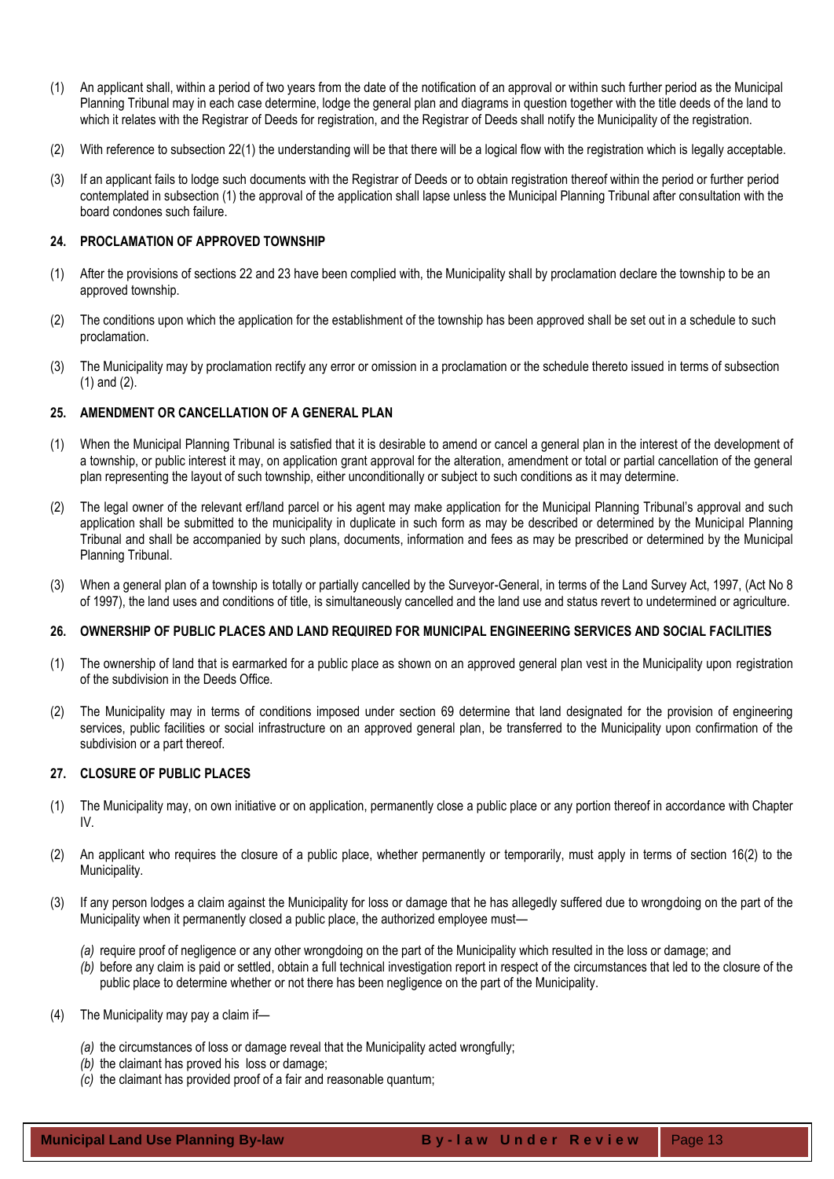(1) An applicant shall, within a period of two years from the date of the notification of an approval or within such further period as the Municipal Planning Tribunal may in each case determine, lodge the general plan and diagrams in question together with the title deeds of the land to which it relates with the Registrar of Deeds for registration, and the Registrar of Deeds shall notify the Municipality of the registration.

(2) With reference to subsection 22(1) the understanding will be that there will be a logical flow with the registration which is legally acceptable.

(3) If an applicant fails to lodge such documents with the Registrar of Deeds or to obtain registration thereof within the period or further period contemplated in subsection (1) the approval of the application shall lapse unless the Municipal Planning Tribunal after consultation with the board condones such failure.

### 24. PROCLAMATION OF APPROVED TOWNSHIP

(1) After the provisions of sections 22 and 23 have been complied with, the Municipality shall by proclamation declare the township to be an approved township.

(2) The conditions upon which the application for the establishment of the township has been approved shall be set out in a schedule to such proclamation.

(3) The Municipality may by proclamation rectify any error or omission in a proclamation or the schedule thereto issued in terms of subsection (1) and (2).

### 25. AMENDMENT OR CANCELLATION OF A GENERAL PLAN

(1) When the Municipal Planning Tribunal is satisfied that it is desirable to amend or cancel a general plan in the interest of the development of a township, or public interest it may, on application grant approval for the alteration, amendment or total or partial cancellation of the general plan representing the layout of such township, either unconditionally or subject to such conditions as it may determine.

(2) The legal owner of the relevant erf/land parcel or his agent may make application for the Municipal Planning Tribunal's approval and such application shall be submitted to the municipality in duplicate in such form as may be described or determined by the Municipal Planning Tribunal and shall be accompanied by such plans, documents, information and fees as may be prescribed or determined by the Municipal Planning Tribunal.

(3) When a general plan of a township is totally or partially cancelled by the Surveyor-General, in terms of the Land Survey Act, 1997, (Act No 8 of 1997), the land uses and conditions of title, is simultaneously cancelled and the land use and status revert to undetermined or agriculture.

### 26. OWNERSHIP OF PUBLIC PLACES AND LAND REQUIRED FOR MUNICIPAL ENGINEERING SERVICES AND SOCIAL FACILITIES

(1) The ownership of land that is earmarked for a public place as shown on an approved general plan vest in the Municipality upon registration of the subdivision in the Deeds Office.

(2) The Municipality may in terms of conditions imposed under section 69 determine that land designated for the provision of engineering services, public facilities or social infrastructure on an approved general plan, be transferred to the Municipality upon confirmation of the subdivision or a part thereof.

### 27. CLOSURE OF PUBLIC PLACES

(1) The Municipality may, on own initiative or on application, permanently close a public place or any portion thereof in accordance with Chapter IV.

(2) An applicant who requires the closure of a public place, whether permanently or temporarily, must apply in terms of section 16(2) to the Municipality.

(3) If any person lodges a claim against the Municipality for loss or damage that he has allegedly suffered due to wrongdoing on the part of the Municipality when it permanently closed a public place, the authorized employee must—

  *(a)* require proof of negligence or any other wrongdoing on the part of the Municipality which resulted in the loss or damage; and
  *(b)* before any claim is paid or settled, obtain a full technical investigation report in respect of the circumstances that led to the closure of the public place to determine whether or not there has been negligence on the part of the Municipality.

(4) The Municipality may pay a claim if—

  *(a)* the circumstances of loss or damage reveal that the Municipality acted wrongfully;
  *(b)* the claimant has proved his loss or damage;
  *(c)* the claimant has provided proof of a fair and reasonable quantum;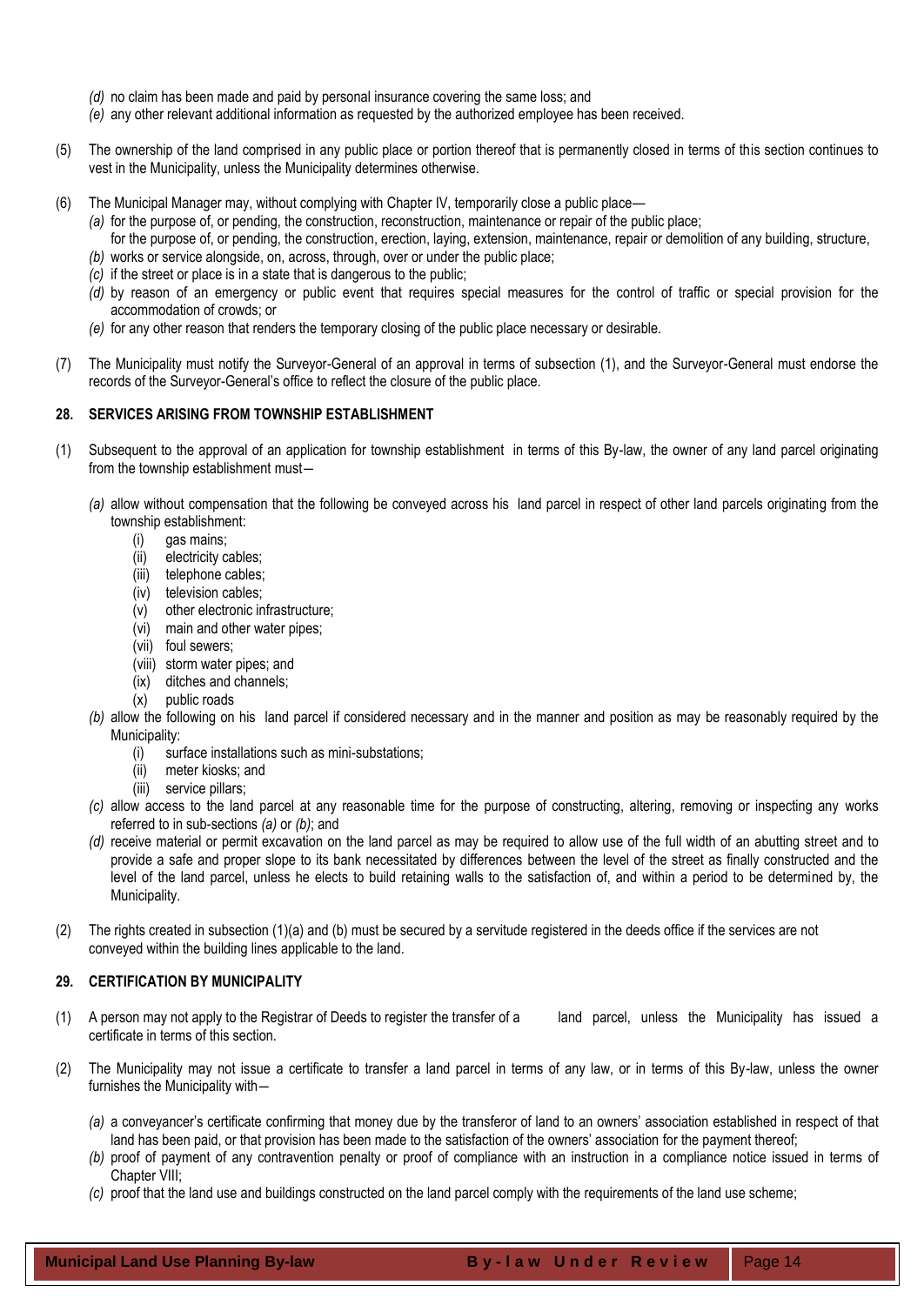*(d)* no claim has been made and paid by personal insurance covering the same loss; and

*(e)* any other relevant additional information as requested by the authorized employee has been received.

(5) The ownership of the land comprised in any public place or portion thereof that is permanently closed in terms of this section continues to vest in the Municipality, unless the Municipality determines otherwise.

(6) The Municipal Manager may, without complying with Chapter IV, temporarily close a public place—

*(a)* for the purpose of, or pending, the construction, reconstruction, maintenance or repair of the public place;
for the purpose of, or pending, the construction, erection, laying, extension, maintenance, repair or demolition of any building, structure,

*(b)* works or service alongside, on, across, through, over or under the public place;

*(c)* if the street or place is in a state that is dangerous to the public;

*(d)* by reason of an emergency or public event that requires special measures for the control of traffic or special provision for the accommodation of crowds; or

*(e)* for any other reason that renders the temporary closing of the public place necessary or desirable.

(7) The Municipality must notify the Surveyor-General of an approval in terms of subsection (1), and the Surveyor-General must endorse the records of the Surveyor-General's office to reflect the closure of the public place.

### 28. SERVICES ARISING FROM TOWNSHIP ESTABLISHMENT

(1) Subsequent to the approval of an application for township establishment in terms of this By-law, the owner of any land parcel originating from the township establishment must—

*(a)* allow without compensation that the following be conveyed across his land parcel in respect of other land parcels originating from the township establishment:

(i) gas mains;
(ii) electricity cables;
(iii) telephone cables;
(iv) television cables;
(v) other electronic infrastructure;
(vi) main and other water pipes;
(vii) foul sewers;
(viii) storm water pipes; and
(ix) ditches and channels;
(x) public roads

*(b)* allow the following on his land parcel if considered necessary and in the manner and position as may be reasonably required by the Municipality:

(i) surface installations such as mini-substations;
(ii) meter kiosks; and
(iii) service pillars;

*(c)* allow access to the land parcel at any reasonable time for the purpose of constructing, altering, removing or inspecting any works referred to in sub-sections *(a)* or *(b)*; and

*(d)* receive material or permit excavation on the land parcel as may be required to allow use of the full width of an abutting street and to provide a safe and proper slope to its bank necessitated by differences between the level of the street as finally constructed and the level of the land parcel, unless he elects to build retaining walls to the satisfaction of, and within a period to be determined by, the Municipality.

(2) The rights created in subsection (1)(a) and (b) must be secured by a servitude registered in the deeds office if the services are not conveyed within the building lines applicable to the land.

### 29. CERTIFICATION BY MUNICIPALITY

(1) A person may not apply to the Registrar of Deeds to register the transfer of a land parcel, unless the Municipality has issued a certificate in terms of this section.

(2) The Municipality may not issue a certificate to transfer a land parcel in terms of any law, or in terms of this By-law, unless the owner furnishes the Municipality with—

*(a)* a conveyancer's certificate confirming that money due by the transferor of land to an owners' association established in respect of that land has been paid, or that provision has been made to the satisfaction of the owners' association for the payment thereof;

*(b)* proof of payment of any contravention penalty or proof of compliance with an instruction in a compliance notice issued in terms of Chapter VIII;

*(c)* proof that the land use and buildings constructed on the land parcel comply with the requirements of the land use scheme;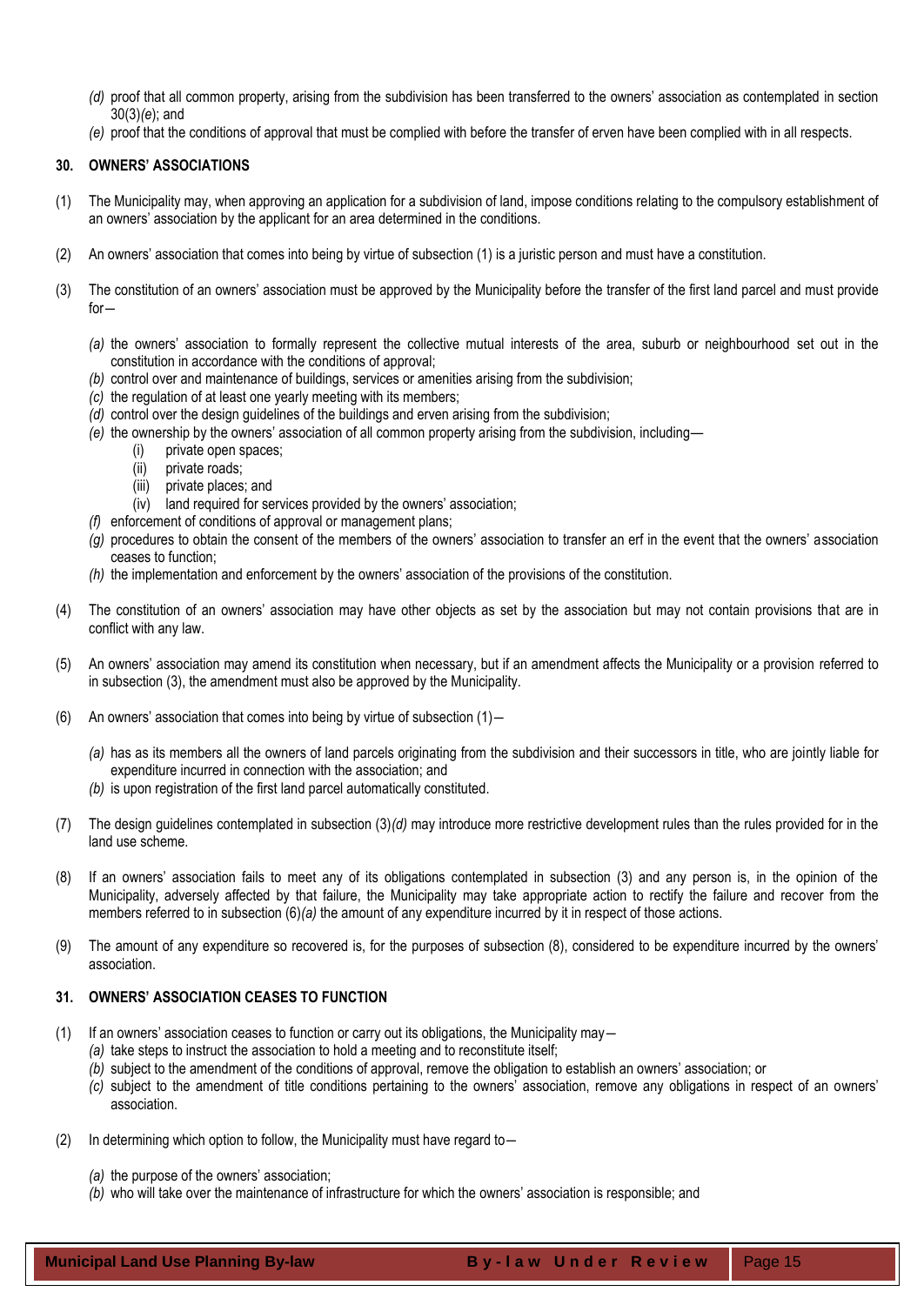*(d)* proof that all common property, arising from the subdivision has been transferred to the owners' association as contemplated in section 30(3)*(e)*; and

*(e)* proof that the conditions of approval that must be complied with before the transfer of erven have been complied with in all respects.

### 30. OWNERS' ASSOCIATIONS

(1) The Municipality may, when approving an application for a subdivision of land, impose conditions relating to the compulsory establishment of an owners' association by the applicant for an area determined in the conditions.

(2) An owners' association that comes into being by virtue of subsection (1) is a juristic person and must have a constitution.

(3) The constitution of an owners' association must be approved by the Municipality before the transfer of the first land parcel and must provide for—

*(a)* the owners' association to formally represent the collective mutual interests of the area, suburb or neighbourhood set out in the constitution in accordance with the conditions of approval;

*(b)* control over and maintenance of buildings, services or amenities arising from the subdivision;

*(c)* the regulation of at least one yearly meeting with its members;

*(d)* control over the design guidelines of the buildings and erven arising from the subdivision;

*(e)* the ownership by the owners' association of all common property arising from the subdivision, including—

- (i) private open spaces;
- (ii) private roads;
- (iii) private places; and
- (iv) land required for services provided by the owners' association;

*(f)* enforcement of conditions of approval or management plans;

*(g)* procedures to obtain the consent of the members of the owners' association to transfer an erf in the event that the owners' association ceases to function;

*(h)* the implementation and enforcement by the owners' association of the provisions of the constitution.

(4) The constitution of an owners' association may have other objects as set by the association but may not contain provisions that are in conflict with any law.

(5) An owners' association may amend its constitution when necessary, but if an amendment affects the Municipality or a provision referred to in subsection (3), the amendment must also be approved by the Municipality.

(6) An owners' association that comes into being by virtue of subsection (1)—

*(a)* has as its members all the owners of land parcels originating from the subdivision and their successors in title, who are jointly liable for expenditure incurred in connection with the association; and

*(b)* is upon registration of the first land parcel automatically constituted.

(7) The design guidelines contemplated in subsection (3)*(d)* may introduce more restrictive development rules than the rules provided for in the land use scheme.

(8) If an owners' association fails to meet any of its obligations contemplated in subsection (3) and any person is, in the opinion of the Municipality, adversely affected by that failure, the Municipality may take appropriate action to rectify the failure and recover from the members referred to in subsection (6)*(a)* the amount of any expenditure incurred by it in respect of those actions.

(9) The amount of any expenditure so recovered is, for the purposes of subsection (8), considered to be expenditure incurred by the owners' association.

### 31. OWNERS' ASSOCIATION CEASES TO FUNCTION

(1) If an owners' association ceases to function or carry out its obligations, the Municipality may—

*(a)* take steps to instruct the association to hold a meeting and to reconstitute itself;

*(b)* subject to the amendment of the conditions of approval, remove the obligation to establish an owners' association; or

*(c)* subject to the amendment of title conditions pertaining to the owners' association, remove any obligations in respect of an owners' association.

(2) In determining which option to follow, the Municipality must have regard to—

*(a)* the purpose of the owners' association;

*(b)* who will take over the maintenance of infrastructure for which the owners' association is responsible; and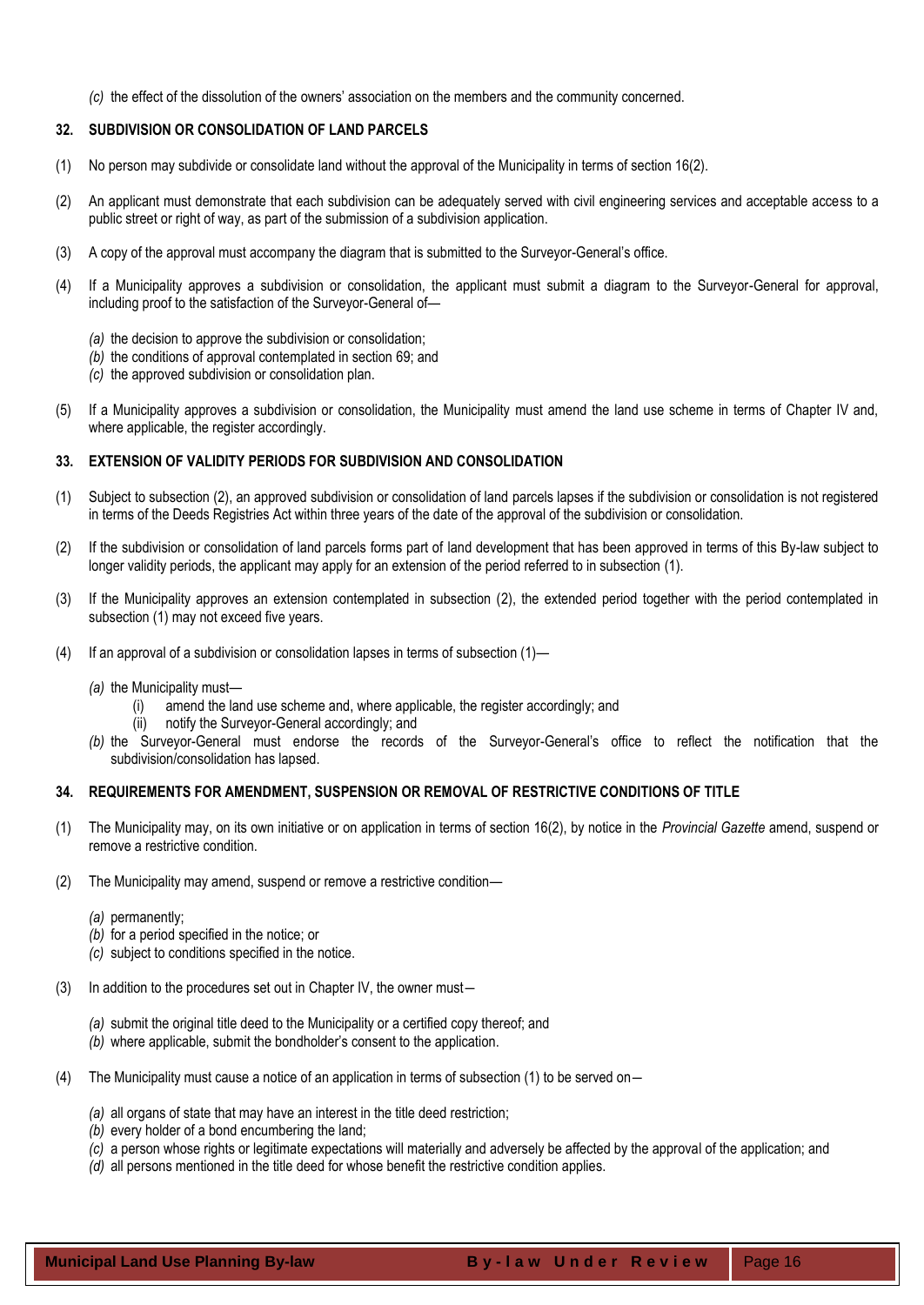*(c)* the effect of the dissolution of the owners' association on the members and the community concerned.

### 32. SUBDIVISION OR CONSOLIDATION OF LAND PARCELS

(1) No person may subdivide or consolidate land without the approval of the Municipality in terms of section 16(2).

(2) An applicant must demonstrate that each subdivision can be adequately served with civil engineering services and acceptable access to a public street or right of way, as part of the submission of a subdivision application.

(3) A copy of the approval must accompany the diagram that is submitted to the Surveyor-General's office.

(4) If a Municipality approves a subdivision or consolidation, the applicant must submit a diagram to the Surveyor-General for approval, including proof to the satisfaction of the Surveyor-General of—

*(a)* the decision to approve the subdivision or consolidation;
*(b)* the conditions of approval contemplated in section 69; and
*(c)* the approved subdivision or consolidation plan.

(5) If a Municipality approves a subdivision or consolidation, the Municipality must amend the land use scheme in terms of Chapter IV and, where applicable, the register accordingly.

### 33. EXTENSION OF VALIDITY PERIODS FOR SUBDIVISION AND CONSOLIDATION

(1) Subject to subsection (2), an approved subdivision or consolidation of land parcels lapses if the subdivision or consolidation is not registered in terms of the Deeds Registries Act within three years of the date of the approval of the subdivision or consolidation.

(2) If the subdivision or consolidation of land parcels forms part of land development that has been approved in terms of this By-law subject to longer validity periods, the applicant may apply for an extension of the period referred to in subsection (1).

(3) If the Municipality approves an extension contemplated in subsection (2), the extended period together with the period contemplated in subsection (1) may not exceed five years.

(4) If an approval of a subdivision or consolidation lapses in terms of subsection (1)—

*(a)* the Municipality must—
  (i) amend the land use scheme and, where applicable, the register accordingly; and
  (ii) notify the Surveyor-General accordingly; and

*(b)* the Surveyor-General must endorse the records of the Surveyor-General's office to reflect the notification that the subdivision/consolidation has lapsed.

### 34. REQUIREMENTS FOR AMENDMENT, SUSPENSION OR REMOVAL OF RESTRICTIVE CONDITIONS OF TITLE

(1) The Municipality may, on its own initiative or on application in terms of section 16(2), by notice in the *Provincial Gazette* amend, suspend or remove a restrictive condition.

(2) The Municipality may amend, suspend or remove a restrictive condition—

*(a)* permanently;
*(b)* for a period specified in the notice; or
*(c)* subject to conditions specified in the notice.

(3) In addition to the procedures set out in Chapter IV, the owner must—

*(a)* submit the original title deed to the Municipality or a certified copy thereof; and
*(b)* where applicable, submit the bondholder's consent to the application.

(4) The Municipality must cause a notice of an application in terms of subsection (1) to be served on—

*(a)* all organs of state that may have an interest in the title deed restriction;
*(b)* every holder of a bond encumbering the land;
*(c)* a person whose rights or legitimate expectations will materially and adversely be affected by the approval of the application; and
*(d)* all persons mentioned in the title deed for whose benefit the restrictive condition applies.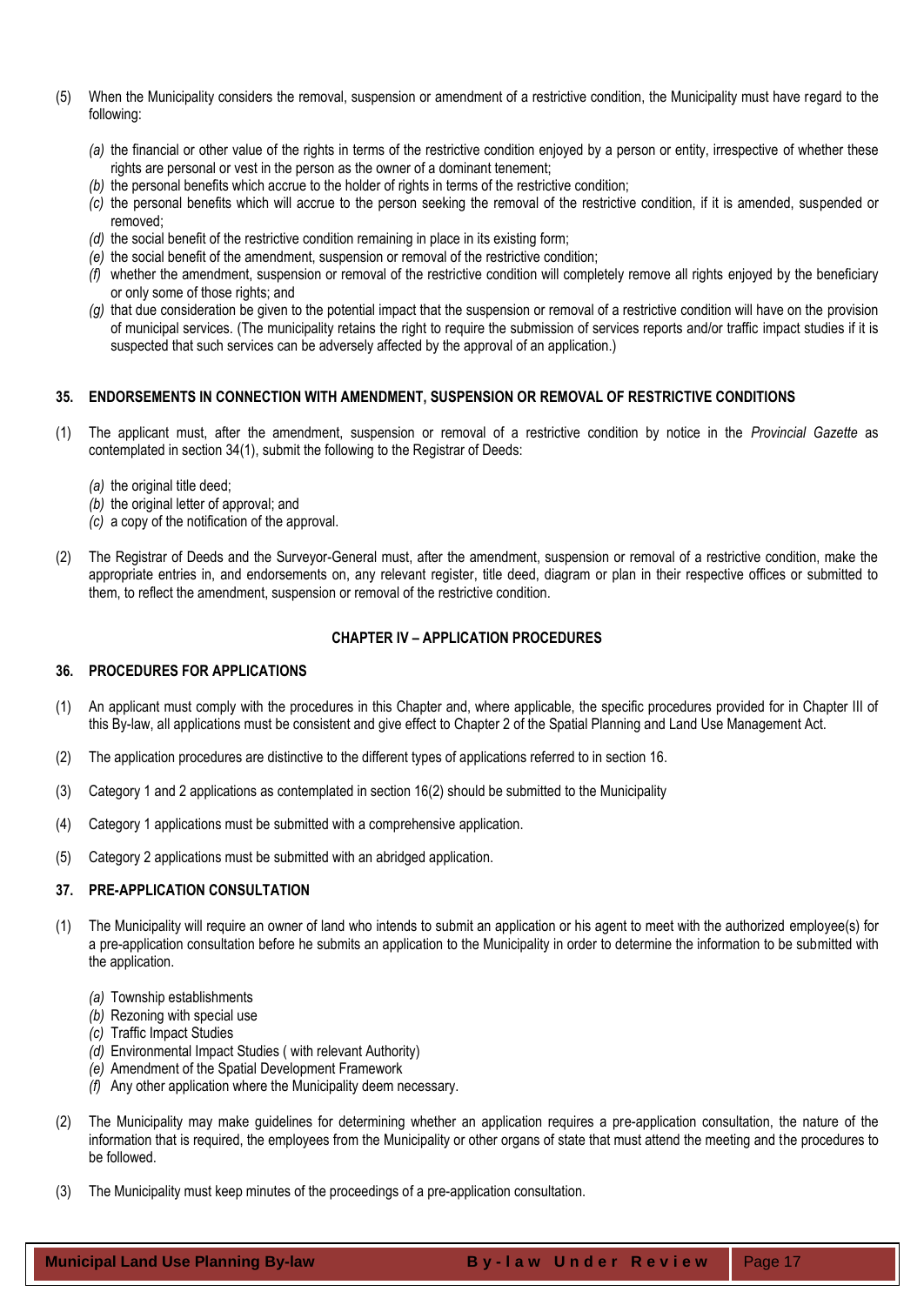(5) When the Municipality considers the removal, suspension or amendment of a restrictive condition, the Municipality must have regard to the following:

*(a)* the financial or other value of the rights in terms of the restrictive condition enjoyed by a person or entity, irrespective of whether these rights are personal or vest in the person as the owner of a dominant tenement;
*(b)* the personal benefits which accrue to the holder of rights in terms of the restrictive condition;
*(c)* the personal benefits which will accrue to the person seeking the removal of the restrictive condition, if it is amended, suspended or removed;
*(d)* the social benefit of the restrictive condition remaining in place in its existing form;
*(e)* the social benefit of the amendment, suspension or removal of the restrictive condition;
*(f)* whether the amendment, suspension or removal of the restrictive condition will completely remove all rights enjoyed by the beneficiary or only some of those rights; and
*(g)* that due consideration be given to the potential impact that the suspension or removal of a restrictive condition will have on the provision of municipal services. (The municipality retains the right to require the submission of services reports and/or traffic impact studies if it is suspected that such services can be adversely affected by the approval of an application.)

### 35. ENDORSEMENTS IN CONNECTION WITH AMENDMENT, SUSPENSION OR REMOVAL OF RESTRICTIVE CONDITIONS

(1) The applicant must, after the amendment, suspension or removal of a restrictive condition by notice in the *Provincial Gazette* as contemplated in section 34(1), submit the following to the Registrar of Deeds:

*(a)* the original title deed;
*(b)* the original letter of approval; and
*(c)* a copy of the notification of the approval.

(2) The Registrar of Deeds and the Surveyor-General must, after the amendment, suspension or removal of a restrictive condition, make the appropriate entries in, and endorsements on, any relevant register, title deed, diagram or plan in their respective offices or submitted to them, to reflect the amendment, suspension or removal of the restrictive condition.

## CHAPTER IV – APPLICATION PROCEDURES

### 36. PROCEDURES FOR APPLICATIONS

(1) An applicant must comply with the procedures in this Chapter and, where applicable, the specific procedures provided for in Chapter III of this By-law, all applications must be consistent and give effect to Chapter 2 of the Spatial Planning and Land Use Management Act.

(2) The application procedures are distinctive to the different types of applications referred to in section 16.

(3) Category 1 and 2 applications as contemplated in section 16(2) should be submitted to the Municipality

(4) Category 1 applications must be submitted with a comprehensive application.

(5) Category 2 applications must be submitted with an abridged application.

### 37. PRE-APPLICATION CONSULTATION

(1) The Municipality will require an owner of land who intends to submit an application or his agent to meet with the authorized employee(s) for a pre-application consultation before he submits an application to the Municipality in order to determine the information to be submitted with the application.

*(a)* Township establishments
*(b)* Rezoning with special use
*(c)* Traffic Impact Studies
*(d)* Environmental Impact Studies ( with relevant Authority)
*(e)* Amendment of the Spatial Development Framework
*(f)* Any other application where the Municipality deem necessary.

(2) The Municipality may make guidelines for determining whether an application requires a pre-application consultation, the nature of the information that is required, the employees from the Municipality or other organs of state that must attend the meeting and the procedures to be followed.

(3) The Municipality must keep minutes of the proceedings of a pre-application consultation.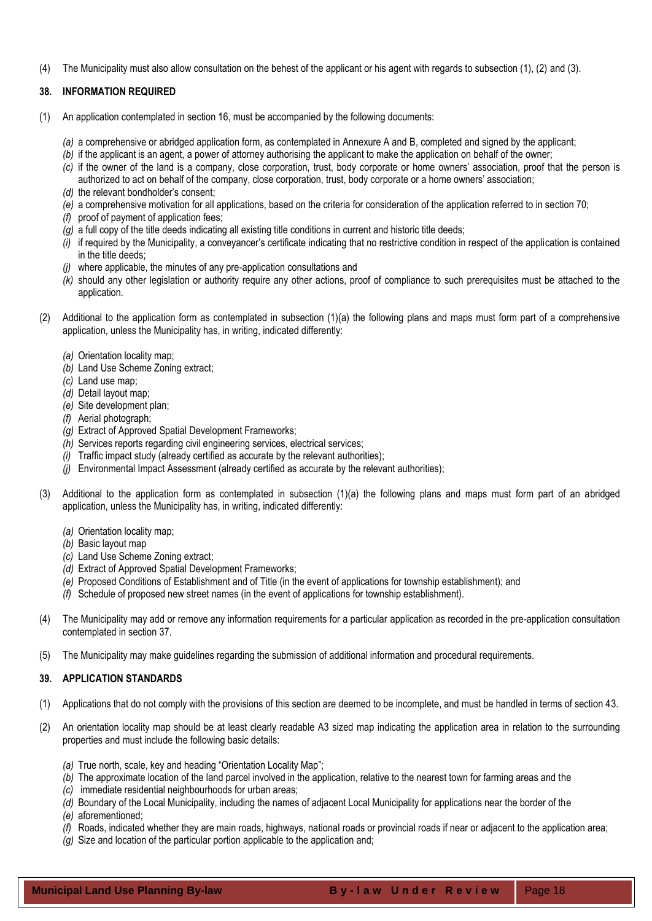(4) The Municipality must also allow consultation on the behest of the applicant or his agent with regards to subsection (1), (2) and (3).

## 38. INFORMATION REQUIRED

(1) An application contemplated in section 16, must be accompanied by the following documents:

- *(a)* a comprehensive or abridged application form, as contemplated in Annexure A and B, completed and signed by the applicant;
- *(b)* if the applicant is an agent, a power of attorney authorising the applicant to make the application on behalf of the owner;
- *(c)* if the owner of the land is a company, close corporation, trust, body corporate or home owners' association, proof that the person is authorized to act on behalf of the company, close corporation, trust, body corporate or a home owners' association;
- *(d)* the relevant bondholder's consent;
- *(e)* a comprehensive motivation for all applications, based on the criteria for consideration of the application referred to in section 70;
- *(f)* proof of payment of application fees;
- *(g)* a full copy of the title deeds indicating all existing title conditions in current and historic title deeds;
- *(i)* if required by the Municipality, a conveyancer's certificate indicating that no restrictive condition in respect of the application is contained in the title deeds;
- *(j)* where applicable, the minutes of any pre-application consultations and
- *(k)* should any other legislation or authority require any other actions, proof of compliance to such prerequisites must be attached to the application.

(2) Additional to the application form as contemplated in subsection (1)(a) the following plans and maps must form part of a comprehensive application, unless the Municipality has, in writing, indicated differently:

- *(a)* Orientation locality map;
- *(b)* Land Use Scheme Zoning extract;
- *(c)* Land use map;
- *(d)* Detail layout map;
- *(e)* Site development plan;
- *(f)* Aerial photograph;
- *(g)* Extract of Approved Spatial Development Frameworks;
- *(h)* Services reports regarding civil engineering services, electrical services;
- *(i)* Traffic impact study (already certified as accurate by the relevant authorities);
- *(j)* Environmental Impact Assessment (already certified as accurate by the relevant authorities);

(3) Additional to the application form as contemplated in subsection (1)(a) the following plans and maps must form part of an abridged application, unless the Municipality has, in writing, indicated differently:

- *(a)* Orientation locality map;
- *(b)* Basic layout map
- *(c)* Land Use Scheme Zoning extract;
- *(d)* Extract of Approved Spatial Development Frameworks;
- *(e)* Proposed Conditions of Establishment and of Title (in the event of applications for township establishment); and
- *(f)* Schedule of proposed new street names (in the event of applications for township establishment).

(4) The Municipality may add or remove any information requirements for a particular application as recorded in the pre-application consultation contemplated in section 37.

(5) The Municipality may make guidelines regarding the submission of additional information and procedural requirements.

## 39. APPLICATION STANDARDS

(1) Applications that do not comply with the provisions of this section are deemed to be incomplete, and must be handled in terms of section 43.

(2) An orientation locality map should be at least clearly readable A3 sized map indicating the application area in relation to the surrounding properties and must include the following basic details:

- *(a)* True north, scale, key and heading "Orientation Locality Map";
- *(b)* The approximate location of the land parcel involved in the application, relative to the nearest town for farming areas and the
- *(c)* immediate residential neighbourhoods for urban areas;
- *(d)* Boundary of the Local Municipality, including the names of adjacent Local Municipality for applications near the border of the
- *(e)* aforementioned;
- *(f)* Roads, indicated whether they are main roads, highways, national roads or provincial roads if near or adjacent to the application area;
- *(g)* Size and location of the particular portion applicable to the application and;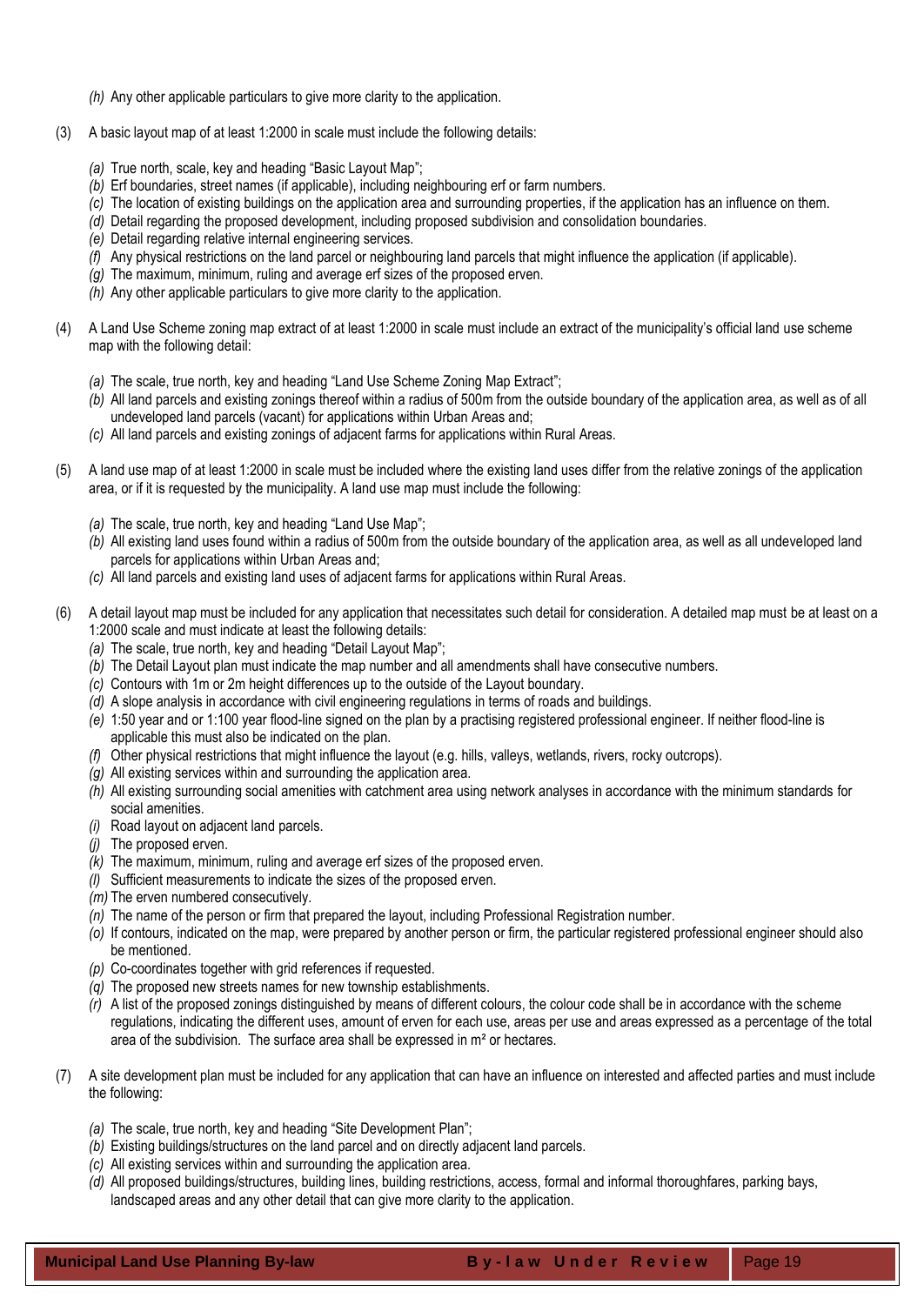*(h)* Any other applicable particulars to give more clarity to the application.

(3) A basic layout map of at least 1:2000 in scale must include the following details:

*(a)* True north, scale, key and heading "Basic Layout Map";
*(b)* Erf boundaries, street names (if applicable), including neighbouring erf or farm numbers.
*(c)* The location of existing buildings on the application area and surrounding properties, if the application has an influence on them.
*(d)* Detail regarding the proposed development, including proposed subdivision and consolidation boundaries.
*(e)* Detail regarding relative internal engineering services.
*(f)* Any physical restrictions on the land parcel or neighbouring land parcels that might influence the application (if applicable).
*(g)* The maximum, minimum, ruling and average erf sizes of the proposed erven.
*(h)* Any other applicable particulars to give more clarity to the application.

(4) A Land Use Scheme zoning map extract of at least 1:2000 in scale must include an extract of the municipality's official land use scheme map with the following detail:

*(a)* The scale, true north, key and heading "Land Use Scheme Zoning Map Extract";
*(b)* All land parcels and existing zonings thereof within a radius of 500m from the outside boundary of the application area, as well as of all undeveloped land parcels (vacant) for applications within Urban Areas and;
*(c)* All land parcels and existing zonings of adjacent farms for applications within Rural Areas.

(5) A land use map of at least 1:2000 in scale must be included where the existing land uses differ from the relative zonings of the application area, or if it is requested by the municipality. A land use map must include the following:

*(a)* The scale, true north, key and heading "Land Use Map";
*(b)* All existing land uses found within a radius of 500m from the outside boundary of the application area, as well as all undeveloped land parcels for applications within Urban Areas and;
*(c)* All land parcels and existing land uses of adjacent farms for applications within Rural Areas.

(6) A detail layout map must be included for any application that necessitates such detail for consideration. A detailed map must be at least on a 1:2000 scale and must indicate at least the following details:

*(a)* The scale, true north, key and heading "Detail Layout Map";
*(b)* The Detail Layout plan must indicate the map number and all amendments shall have consecutive numbers.
*(c)* Contours with 1m or 2m height differences up to the outside of the Layout boundary.
*(d)* A slope analysis in accordance with civil engineering regulations in terms of roads and buildings.
*(e)* 1:50 year and or 1:100 year flood-line signed on the plan by a practising registered professional engineer. If neither flood-line is applicable this must also be indicated on the plan.
*(f)* Other physical restrictions that might influence the layout (e.g. hills, valleys, wetlands, rivers, rocky outcrops).
*(g)* All existing services within and surrounding the application area.
*(h)* All existing surrounding social amenities with catchment area using network analyses in accordance with the minimum standards for social amenities.
*(i)* Road layout on adjacent land parcels.
*(j)* The proposed erven.
*(k)* The maximum, minimum, ruling and average erf sizes of the proposed erven.
*(l)* Sufficient measurements to indicate the sizes of the proposed erven.
*(m)* The erven numbered consecutively.
*(n)* The name of the person or firm that prepared the layout, including Professional Registration number.
*(o)* If contours, indicated on the map, were prepared by another person or firm, the particular registered professional engineer should also be mentioned.
*(p)* Co-coordinates together with grid references if requested.
*(q)* The proposed new streets names for new township establishments.
*(r)* A list of the proposed zonings distinguished by means of different colours, the colour code shall be in accordance with the scheme regulations, indicating the different uses, amount of erven for each use, areas per use and areas expressed as a percentage of the total area of the subdivision. The surface area shall be expressed in m² or hectares.

(7) A site development plan must be included for any application that can have an influence on interested and affected parties and must include the following:

*(a)* The scale, true north, key and heading "Site Development Plan";
*(b)* Existing buildings/structures on the land parcel and on directly adjacent land parcels.
*(c)* All existing services within and surrounding the application area.
*(d)* All proposed buildings/structures, building lines, building restrictions, access, formal and informal thoroughfares, parking bays, landscaped areas and any other detail that can give more clarity to the application.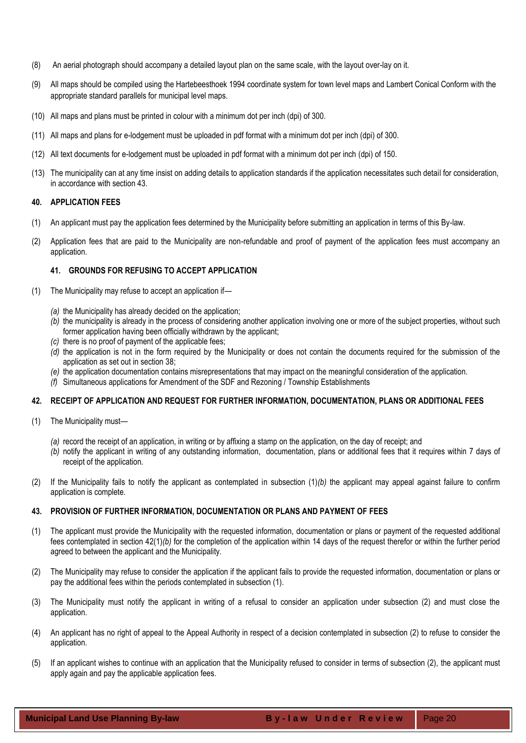(8) An aerial photograph should accompany a detailed layout plan on the same scale, with the layout over-lay on it.

(9) All maps should be compiled using the Hartebeesthoek 1994 coordinate system for town level maps and Lambert Conical Conform with the appropriate standard parallels for municipal level maps.

(10) All maps and plans must be printed in colour with a minimum dot per inch (dpi) of 300.

(11) All maps and plans for e-lodgement must be uploaded in pdf format with a minimum dot per inch (dpi) of 300.

(12) All text documents for e-lodgement must be uploaded in pdf format with a minimum dot per inch (dpi) of 150.

(13) The municipality can at any time insist on adding details to application standards if the application necessitates such detail for consideration, in accordance with section 43.

### 40. APPLICATION FEES

(1) An applicant must pay the application fees determined by the Municipality before submitting an application in terms of this By-law.

(2) Application fees that are paid to the Municipality are non-refundable and proof of payment of the application fees must accompany an application.

### 41. GROUNDS FOR REFUSING TO ACCEPT APPLICATION

(1) The Municipality may refuse to accept an application if—

*(a)* the Municipality has already decided on the application;
*(b)* the municipality is already in the process of considering another application involving one or more of the subject properties, without such former application having been officially withdrawn by the applicant;
*(c)* there is no proof of payment of the applicable fees;
*(d)* the application is not in the form required by the Municipality or does not contain the documents required for the submission of the application as set out in section 38;
*(e)* the application documentation contains misrepresentations that may impact on the meaningful consideration of the application.
*(f)* Simultaneous applications for Amendment of the SDF and Rezoning / Township Establishments

### 42. RECEIPT OF APPLICATION AND REQUEST FOR FURTHER INFORMATION, DOCUMENTATION, PLANS OR ADDITIONAL FEES

(1) The Municipality must—

*(a)* record the receipt of an application, in writing or by affixing a stamp on the application, on the day of receipt; and
*(b)* notify the applicant in writing of any outstanding information, documentation, plans or additional fees that it requires within 7 days of receipt of the application.

(2) If the Municipality fails to notify the applicant as contemplated in subsection (1)*(b)* the applicant may appeal against failure to confirm application is complete.

### 43. PROVISION OF FURTHER INFORMATION, DOCUMENTATION OR PLANS AND PAYMENT OF FEES

(1) The applicant must provide the Municipality with the requested information, documentation or plans or payment of the requested additional fees contemplated in section 42(1)*(b)* for the completion of the application within 14 days of the request therefor or within the further period agreed to between the applicant and the Municipality.

(2) The Municipality may refuse to consider the application if the applicant fails to provide the requested information, documentation or plans or pay the additional fees within the periods contemplated in subsection (1).

(3) The Municipality must notify the applicant in writing of a refusal to consider an application under subsection (2) and must close the application.

(4) An applicant has no right of appeal to the Appeal Authority in respect of a decision contemplated in subsection (2) to refuse to consider the application.

(5) If an applicant wishes to continue with an application that the Municipality refused to consider in terms of subsection (2), the applicant must apply again and pay the applicable application fees.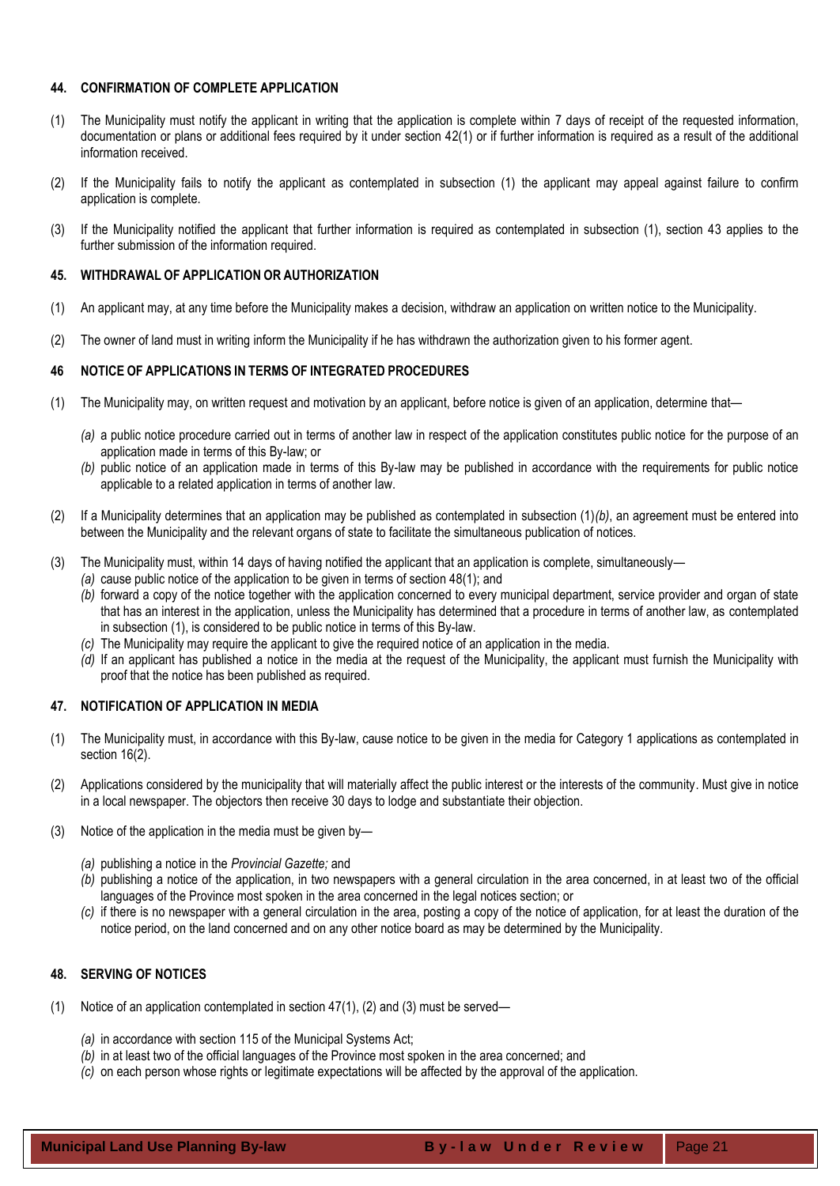### 44. CONFIRMATION OF COMPLETE APPLICATION

(1) The Municipality must notify the applicant in writing that the application is complete within 7 days of receipt of the requested information, documentation or plans or additional fees required by it under section 42(1) or if further information is required as a result of the additional information received.

(2) If the Municipality fails to notify the applicant as contemplated in subsection (1) the applicant may appeal against failure to confirm application is complete.

(3) If the Municipality notified the applicant that further information is required as contemplated in subsection (1), section 43 applies to the further submission of the information required.

### 45. WITHDRAWAL OF APPLICATION OR AUTHORIZATION

(1) An applicant may, at any time before the Municipality makes a decision, withdraw an application on written notice to the Municipality.

(2) The owner of land must in writing inform the Municipality if he has withdrawn the authorization given to his former agent.

### 46 NOTICE OF APPLICATIONS IN TERMS OF INTEGRATED PROCEDURES

(1) The Municipality may, on written request and motivation by an applicant, before notice is given of an application, determine that—

*(a)* a public notice procedure carried out in terms of another law in respect of the application constitutes public notice for the purpose of an application made in terms of this By-law; or

*(b)* public notice of an application made in terms of this By-law may be published in accordance with the requirements for public notice applicable to a related application in terms of another law.

(2) If a Municipality determines that an application may be published as contemplated in subsection (1)*(b)*, an agreement must be entered into between the Municipality and the relevant organs of state to facilitate the simultaneous publication of notices.

(3) The Municipality must, within 14 days of having notified the applicant that an application is complete, simultaneously—

*(a)* cause public notice of the application to be given in terms of section 48(1); and

*(b)* forward a copy of the notice together with the application concerned to every municipal department, service provider and organ of state that has an interest in the application, unless the Municipality has determined that a procedure in terms of another law, as contemplated in subsection (1), is considered to be public notice in terms of this By-law.

*(c)* The Municipality may require the applicant to give the required notice of an application in the media.

*(d)* If an applicant has published a notice in the media at the request of the Municipality, the applicant must furnish the Municipality with proof that the notice has been published as required.

### 47. NOTIFICATION OF APPLICATION IN MEDIA

(1) The Municipality must, in accordance with this By-law, cause notice to be given in the media for Category 1 applications as contemplated in section 16(2).

(2) Applications considered by the municipality that will materially affect the public interest or the interests of the community. Must give in notice in a local newspaper. The objectors then receive 30 days to lodge and substantiate their objection.

(3) Notice of the application in the media must be given by—

*(a)* publishing a notice in the *Provincial Gazette;* and

*(b)* publishing a notice of the application, in two newspapers with a general circulation in the area concerned, in at least two of the official languages of the Province most spoken in the area concerned in the legal notices section; or

*(c)* if there is no newspaper with a general circulation in the area, posting a copy of the notice of application, for at least the duration of the notice period, on the land concerned and on any other notice board as may be determined by the Municipality.

### 48. SERVING OF NOTICES

(1) Notice of an application contemplated in section 47(1), (2) and (3) must be served—

*(a)* in accordance with section 115 of the Municipal Systems Act;

*(b)* in at least two of the official languages of the Province most spoken in the area concerned; and

*(c)* on each person whose rights or legitimate expectations will be affected by the approval of the application.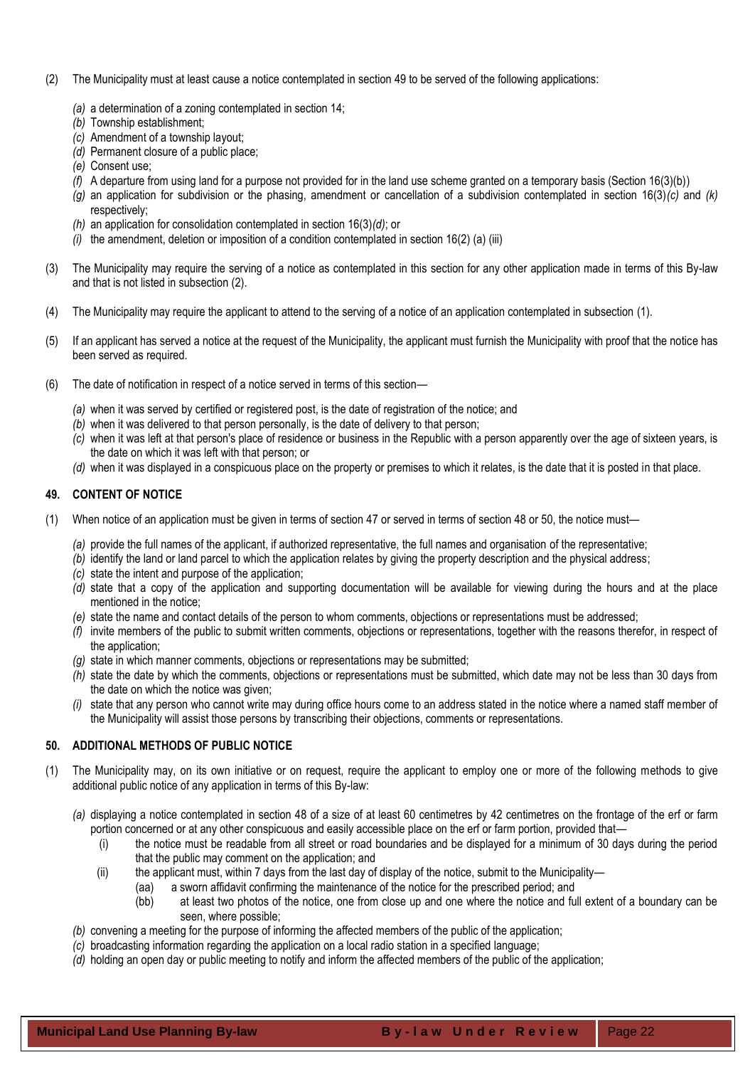(2) The Municipality must at least cause a notice contemplated in section 49 to be served of the following applications:

*(a)* a determination of a zoning contemplated in section 14;
*(b)* Township establishment;
*(c)* Amendment of a township layout;
*(d)* Permanent closure of a public place;
*(e)* Consent use;
*(f)* A departure from using land for a purpose not provided for in the land use scheme granted on a temporary basis (Section 16(3)(b))
*(g)* an application for subdivision or the phasing, amendment or cancellation of a subdivision contemplated in section 16(3)*(c)* and *(k)* respectively;
*(h)* an application for consolidation contemplated in section 16(3)*(d)*; or
*(i)* the amendment, deletion or imposition of a condition contemplated in section 16(2) (a) (iii)

(3) The Municipality may require the serving of a notice as contemplated in this section for any other application made in terms of this By-law and that is not listed in subsection (2).

(4) The Municipality may require the applicant to attend to the serving of a notice of an application contemplated in subsection (1).

(5) If an applicant has served a notice at the request of the Municipality, the applicant must furnish the Municipality with proof that the notice has been served as required.

(6) The date of notification in respect of a notice served in terms of this section—

*(a)* when it was served by certified or registered post, is the date of registration of the notice; and
*(b)* when it was delivered to that person personally, is the date of delivery to that person;
*(c)* when it was left at that person's place of residence or business in the Republic with a person apparently over the age of sixteen years, is the date on which it was left with that person; or
*(d)* when it was displayed in a conspicuous place on the property or premises to which it relates, is the date that it is posted in that place.

## 49. CONTENT OF NOTICE

(1) When notice of an application must be given in terms of section 47 or served in terms of section 48 or 50, the notice must—

*(a)* provide the full names of the applicant, if authorized representative, the full names and organisation of the representative;
*(b)* identify the land or land parcel to which the application relates by giving the property description and the physical address;
*(c)* state the intent and purpose of the application;
*(d)* state that a copy of the application and supporting documentation will be available for viewing during the hours and at the place mentioned in the notice;
*(e)* state the name and contact details of the person to whom comments, objections or representations must be addressed;
*(f)* invite members of the public to submit written comments, objections or representations, together with the reasons therefor, in respect of the application;
*(g)* state in which manner comments, objections or representations may be submitted;
*(h)* state the date by which the comments, objections or representations must be submitted, which date may not be less than 30 days from the date on which the notice was given;
*(i)* state that any person who cannot write may during office hours come to an address stated in the notice where a named staff member of the Municipality will assist those persons by transcribing their objections, comments or representations.

## 50. ADDITIONAL METHODS OF PUBLIC NOTICE

(1) The Municipality may, on its own initiative or on request, require the applicant to employ one or more of the following methods to give additional public notice of any application in terms of this By-law:

*(a)* displaying a notice contemplated in section 48 of a size of at least 60 centimetres by 42 centimetres on the frontage of the erf or farm portion concerned or at any other conspicuous and easily accessible place on the erf or farm portion, provided that—
  (i) the notice must be readable from all street or road boundaries and be displayed for a minimum of 30 days during the period that the public may comment on the application; and
  (ii) the applicant must, within 7 days from the last day of display of the notice, submit to the Municipality—
    (aa) a sworn affidavit confirming the maintenance of the notice for the prescribed period; and
    (bb) at least two photos of the notice, one from close up and one where the notice and full extent of a boundary can be seen, where possible;

*(b)* convening a meeting for the purpose of informing the affected members of the public of the application;
*(c)* broadcasting information regarding the application on a local radio station in a specified language;
*(d)* holding an open day or public meeting to notify and inform the affected members of the public of the application;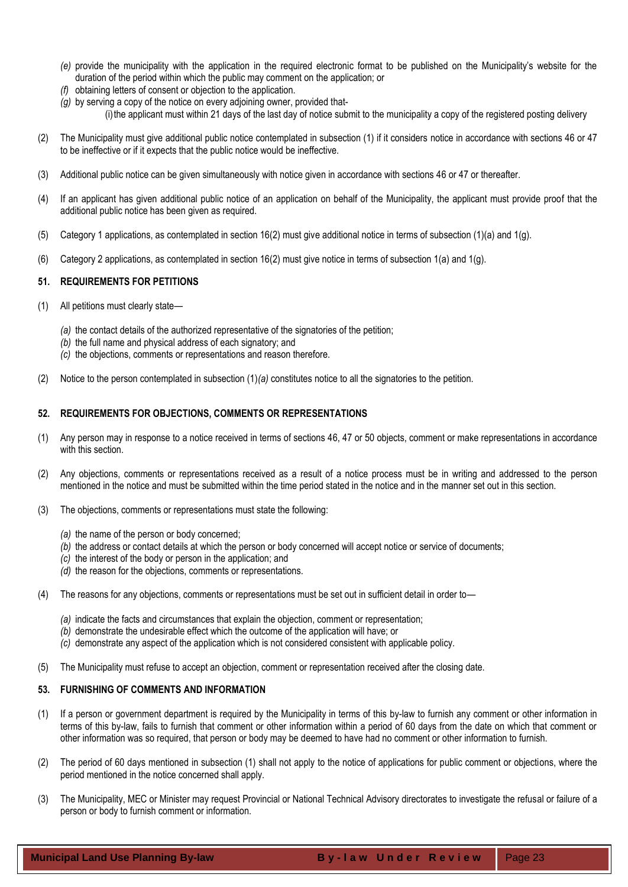*(e)* provide the municipality with the application in the required electronic format to be published on the Municipality's website for the duration of the period within which the public may comment on the application; or

*(f)* obtaining letters of consent or objection to the application.

*(g)* by serving a copy of the notice on every adjoining owner, provided that-

(i) the applicant must within 21 days of the last day of notice submit to the municipality a copy of the registered posting delivery

(2) The Municipality must give additional public notice contemplated in subsection (1) if it considers notice in accordance with sections 46 or 47 to be ineffective or if it expects that the public notice would be ineffective.

(3) Additional public notice can be given simultaneously with notice given in accordance with sections 46 or 47 or thereafter.

(4) If an applicant has given additional public notice of an application on behalf of the Municipality, the applicant must provide proof that the additional public notice has been given as required.

(5) Category 1 applications, as contemplated in section 16(2) must give additional notice in terms of subsection (1)(a) and 1(g).

(6) Category 2 applications, as contemplated in section 16(2) must give notice in terms of subsection 1(a) and 1(g).

### 51. REQUIREMENTS FOR PETITIONS

(1) All petitions must clearly state—

*(a)* the contact details of the authorized representative of the signatories of the petition;

*(b)* the full name and physical address of each signatory; and

*(c)* the objections, comments or representations and reason therefore.

(2) Notice to the person contemplated in subsection (1)*(a)* constitutes notice to all the signatories to the petition.

### 52. REQUIREMENTS FOR OBJECTIONS, COMMENTS OR REPRESENTATIONS

(1) Any person may in response to a notice received in terms of sections 46, 47 or 50 objects, comment or make representations in accordance with this section.

(2) Any objections, comments or representations received as a result of a notice process must be in writing and addressed to the person mentioned in the notice and must be submitted within the time period stated in the notice and in the manner set out in this section.

(3) The objections, comments or representations must state the following:

*(a)* the name of the person or body concerned;

*(b)* the address or contact details at which the person or body concerned will accept notice or service of documents;

*(c)* the interest of the body or person in the application; and

*(d)* the reason for the objections, comments or representations.

(4) The reasons for any objections, comments or representations must be set out in sufficient detail in order to—

*(a)* indicate the facts and circumstances that explain the objection, comment or representation;

*(b)* demonstrate the undesirable effect which the outcome of the application will have; or

*(c)* demonstrate any aspect of the application which is not considered consistent with applicable policy.

(5) The Municipality must refuse to accept an objection, comment or representation received after the closing date.

### 53. FURNISHING OF COMMENTS AND INFORMATION

(1) If a person or government department is required by the Municipality in terms of this by-law to furnish any comment or other information in terms of this by-law, fails to furnish that comment or other information within a period of 60 days from the date on which that comment or other information was so required, that person or body may be deemed to have had no comment or other information to furnish.

(2) The period of 60 days mentioned in subsection (1) shall not apply to the notice of applications for public comment or objections, where the period mentioned in the notice concerned shall apply.

(3) The Municipality, MEC or Minister may request Provincial or National Technical Advisory directorates to investigate the refusal or failure of a person or body to furnish comment or information.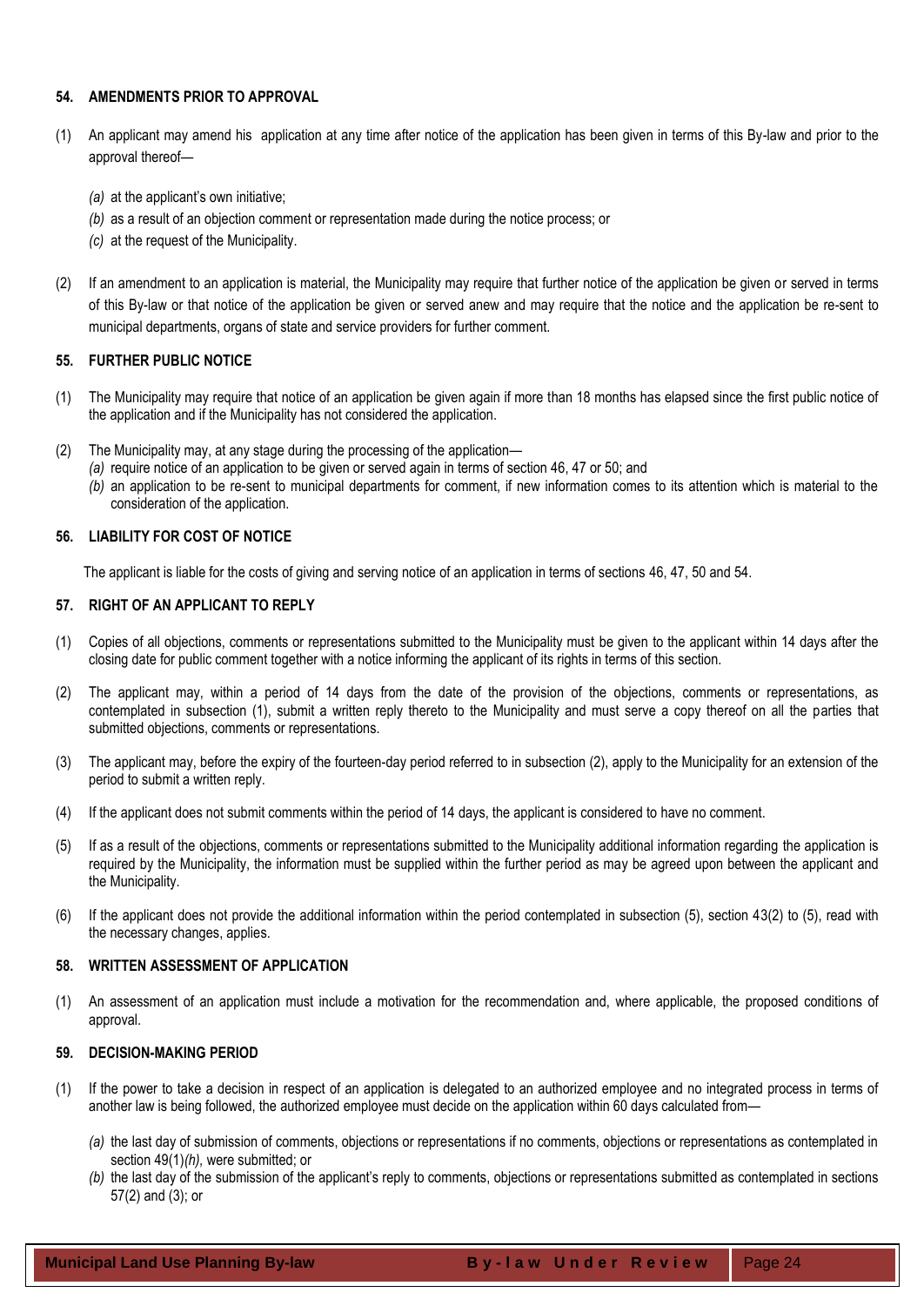### 54. AMENDMENTS PRIOR TO APPROVAL

(1) An applicant may amend his application at any time after notice of the application has been given in terms of this By-law and prior to the approval thereof—

*(a)* at the applicant's own initiative;

*(b)* as a result of an objection comment or representation made during the notice process; or

*(c)* at the request of the Municipality.

(2) If an amendment to an application is material, the Municipality may require that further notice of the application be given or served in terms of this By-law or that notice of the application be given or served anew and may require that the notice and the application be re-sent to municipal departments, organs of state and service providers for further comment.

### 55. FURTHER PUBLIC NOTICE

(1) The Municipality may require that notice of an application be given again if more than 18 months has elapsed since the first public notice of the application and if the Municipality has not considered the application.

(2) The Municipality may, at any stage during the processing of the application—

*(a)* require notice of an application to be given or served again in terms of section 46, 47 or 50; and

*(b)* an application to be re-sent to municipal departments for comment, if new information comes to its attention which is material to the consideration of the application.

### 56. LIABILITY FOR COST OF NOTICE

The applicant is liable for the costs of giving and serving notice of an application in terms of sections 46, 47, 50 and 54.

### 57. RIGHT OF AN APPLICANT TO REPLY

(1) Copies of all objections, comments or representations submitted to the Municipality must be given to the applicant within 14 days after the closing date for public comment together with a notice informing the applicant of its rights in terms of this section.

(2) The applicant may, within a period of 14 days from the date of the provision of the objections, comments or representations, as contemplated in subsection (1), submit a written reply thereto to the Municipality and must serve a copy thereof on all the parties that submitted objections, comments or representations.

(3) The applicant may, before the expiry of the fourteen-day period referred to in subsection (2), apply to the Municipality for an extension of the period to submit a written reply.

(4) If the applicant does not submit comments within the period of 14 days, the applicant is considered to have no comment.

(5) If as a result of the objections, comments or representations submitted to the Municipality additional information regarding the application is required by the Municipality, the information must be supplied within the further period as may be agreed upon between the applicant and the Municipality.

(6) If the applicant does not provide the additional information within the period contemplated in subsection (5), section 43(2) to (5), read with the necessary changes, applies.

### 58. WRITTEN ASSESSMENT OF APPLICATION

(1) An assessment of an application must include a motivation for the recommendation and, where applicable, the proposed conditions of approval.

### 59. DECISION-MAKING PERIOD

(1) If the power to take a decision in respect of an application is delegated to an authorized employee and no integrated process in terms of another law is being followed, the authorized employee must decide on the application within 60 days calculated from—

*(a)* the last day of submission of comments, objections or representations if no comments, objections or representations as contemplated in section 49(1)*(h)*, were submitted; or

*(b)* the last day of the submission of the applicant's reply to comments, objections or representations submitted as contemplated in sections 57(2) and (3); or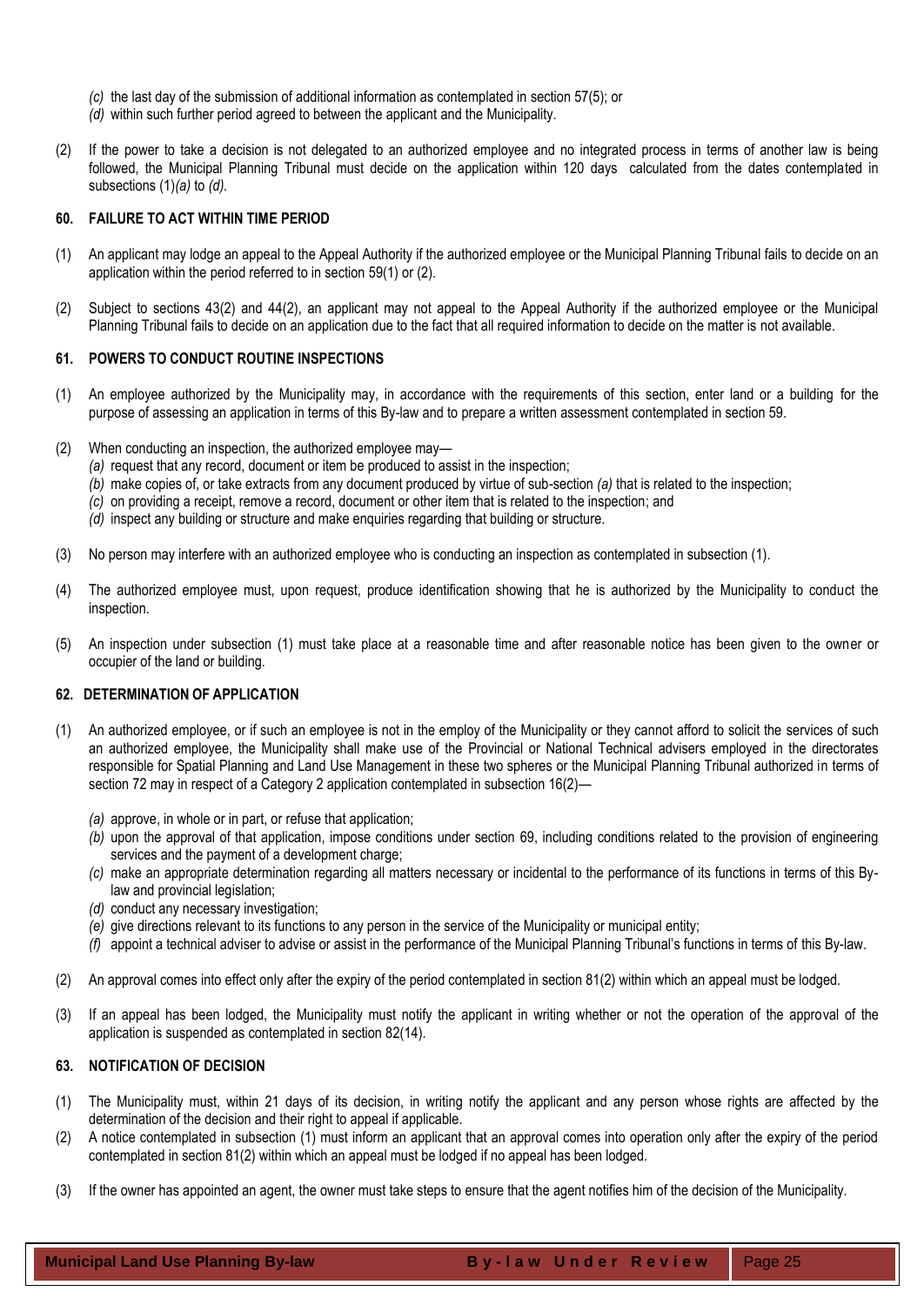*(c)* the last day of the submission of additional information as contemplated in section 57(5); or

*(d)* within such further period agreed to between the applicant and the Municipality.

(2) If the power to take a decision is not delegated to an authorized employee and no integrated process in terms of another law is being followed, the Municipal Planning Tribunal must decide on the application within 120 days calculated from the dates contemplated in subsections (1)*(a)* to *(d)*.

### 60. FAILURE TO ACT WITHIN TIME PERIOD

(1) An applicant may lodge an appeal to the Appeal Authority if the authorized employee or the Municipal Planning Tribunal fails to decide on an application within the period referred to in section 59(1) or (2).

(2) Subject to sections 43(2) and 44(2), an applicant may not appeal to the Appeal Authority if the authorized employee or the Municipal Planning Tribunal fails to decide on an application due to the fact that all required information to decide on the matter is not available.

### 61. POWERS TO CONDUCT ROUTINE INSPECTIONS

(1) An employee authorized by the Municipality may, in accordance with the requirements of this section, enter land or a building for the purpose of assessing an application in terms of this By-law and to prepare a written assessment contemplated in section 59.

(2) When conducting an inspection, the authorized employee may—

*(a)* request that any record, document or item be produced to assist in the inspection;

*(b)* make copies of, or take extracts from any document produced by virtue of sub-section *(a)* that is related to the inspection;

*(c)* on providing a receipt, remove a record, document or other item that is related to the inspection; and

*(d)* inspect any building or structure and make enquiries regarding that building or structure.

(3) No person may interfere with an authorized employee who is conducting an inspection as contemplated in subsection (1).

(4) The authorized employee must, upon request, produce identification showing that he is authorized by the Municipality to conduct the inspection.

(5) An inspection under subsection (1) must take place at a reasonable time and after reasonable notice has been given to the owner or occupier of the land or building.

### 62. DETERMINATION OF APPLICATION

(1) An authorized employee, or if such an employee is not in the employ of the Municipality or they cannot afford to solicit the services of such an authorized employee, the Municipality shall make use of the Provincial or National Technical advisers employed in the directorates responsible for Spatial Planning and Land Use Management in these two spheres or the Municipal Planning Tribunal authorized in terms of section 72 may in respect of a Category 2 application contemplated in subsection 16(2)—

*(a)* approve, in whole or in part, or refuse that application;

*(b)* upon the approval of that application, impose conditions under section 69, including conditions related to the provision of engineering services and the payment of a development charge;

*(c)* make an appropriate determination regarding all matters necessary or incidental to the performance of its functions in terms of this By-law and provincial legislation;

*(d)* conduct any necessary investigation;

*(e)* give directions relevant to its functions to any person in the service of the Municipality or municipal entity;

*(f)* appoint a technical adviser to advise or assist in the performance of the Municipal Planning Tribunal's functions in terms of this By-law.

(2) An approval comes into effect only after the expiry of the period contemplated in section 81(2) within which an appeal must be lodged.

(3) If an appeal has been lodged, the Municipality must notify the applicant in writing whether or not the operation of the approval of the application is suspended as contemplated in section 82(14).

### 63. NOTIFICATION OF DECISION

(1) The Municipality must, within 21 days of its decision, in writing notify the applicant and any person whose rights are affected by the determination of the decision and their right to appeal if applicable.

(2) A notice contemplated in subsection (1) must inform an applicant that an approval comes into operation only after the expiry of the period contemplated in section 81(2) within which an appeal must be lodged if no appeal has been lodged.

(3) If the owner has appointed an agent, the owner must take steps to ensure that the agent notifies him of the decision of the Municipality.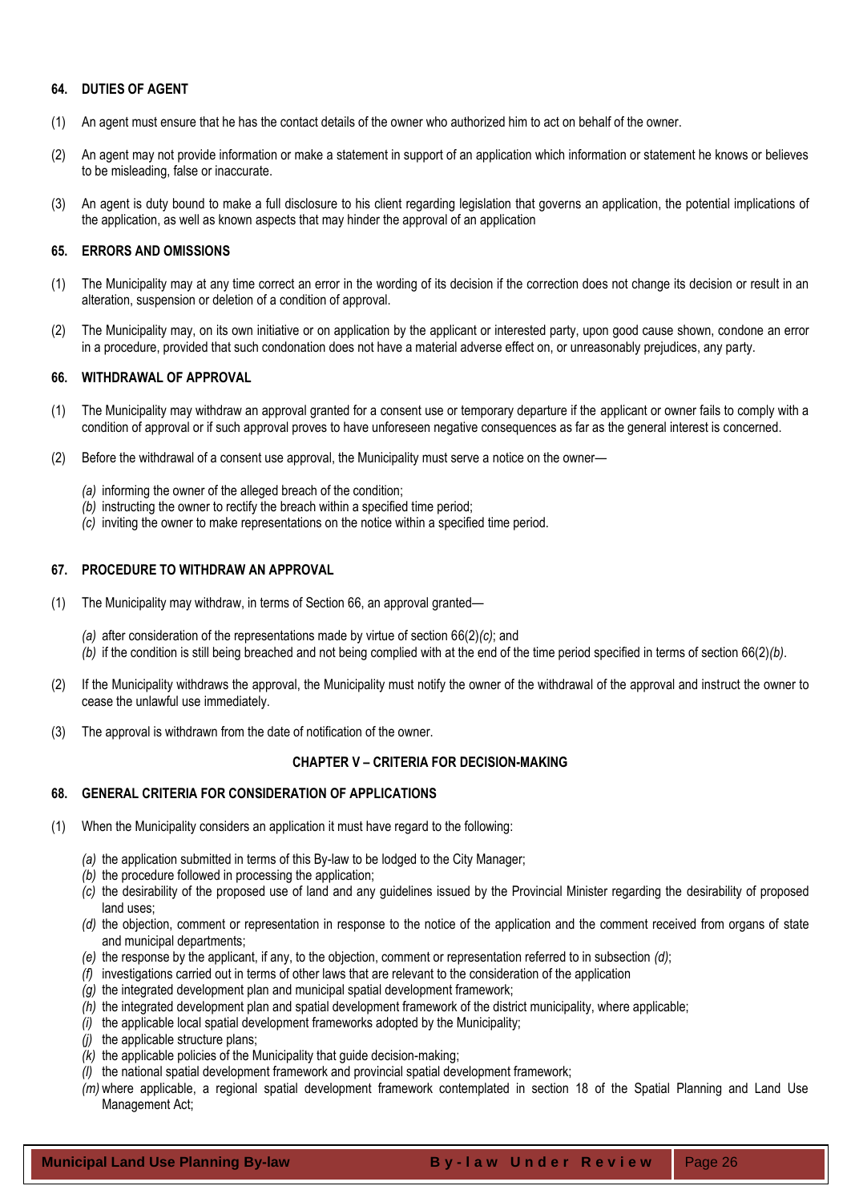### 64. DUTIES OF AGENT

(1) An agent must ensure that he has the contact details of the owner who authorized him to act on behalf of the owner.

(2) An agent may not provide information or make a statement in support of an application which information or statement he knows or believes to be misleading, false or inaccurate.

(3) An agent is duty bound to make a full disclosure to his client regarding legislation that governs an application, the potential implications of the application, as well as known aspects that may hinder the approval of an application

### 65. ERRORS AND OMISSIONS

(1) The Municipality may at any time correct an error in the wording of its decision if the correction does not change its decision or result in an alteration, suspension or deletion of a condition of approval.

(2) The Municipality may, on its own initiative or on application by the applicant or interested party, upon good cause shown, condone an error in a procedure, provided that such condonation does not have a material adverse effect on, or unreasonably prejudices, any party.

### 66. WITHDRAWAL OF APPROVAL

(1) The Municipality may withdraw an approval granted for a consent use or temporary departure if the applicant or owner fails to comply with a condition of approval or if such approval proves to have unforeseen negative consequences as far as the general interest is concerned.

(2) Before the withdrawal of a consent use approval, the Municipality must serve a notice on the owner—

*(a)* informing the owner of the alleged breach of the condition;
*(b)* instructing the owner to rectify the breach within a specified time period;
*(c)* inviting the owner to make representations on the notice within a specified time period.

### 67. PROCEDURE TO WITHDRAW AN APPROVAL

(1) The Municipality may withdraw, in terms of Section 66, an approval granted—

*(a)* after consideration of the representations made by virtue of section 66(2)*(c)*; and
*(b)* if the condition is still being breached and not being complied with at the end of the time period specified in terms of section 66(2)*(b)*.

(2) If the Municipality withdraws the approval, the Municipality must notify the owner of the withdrawal of the approval and instruct the owner to cease the unlawful use immediately.

(3) The approval is withdrawn from the date of notification of the owner.

## CHAPTER V – CRITERIA FOR DECISION-MAKING

### 68. GENERAL CRITERIA FOR CONSIDERATION OF APPLICATIONS

(1) When the Municipality considers an application it must have regard to the following:

*(a)* the application submitted in terms of this By-law to be lodged to the City Manager;
*(b)* the procedure followed in processing the application;
*(c)* the desirability of the proposed use of land and any guidelines issued by the Provincial Minister regarding the desirability of proposed land uses;
*(d)* the objection, comment or representation in response to the notice of the application and the comment received from organs of state and municipal departments;
*(e)* the response by the applicant, if any, to the objection, comment or representation referred to in subsection *(d)*;
*(f)* investigations carried out in terms of other laws that are relevant to the consideration of the application
*(g)* the integrated development plan and municipal spatial development framework;
*(h)* the integrated development plan and spatial development framework of the district municipality, where applicable;
*(i)* the applicable local spatial development frameworks adopted by the Municipality;
*(j)* the applicable structure plans;
*(k)* the applicable policies of the Municipality that guide decision-making;
*(l)* the national spatial development framework and provincial spatial development framework;
*(m)* where applicable, a regional spatial development framework contemplated in section 18 of the Spatial Planning and Land Use Management Act;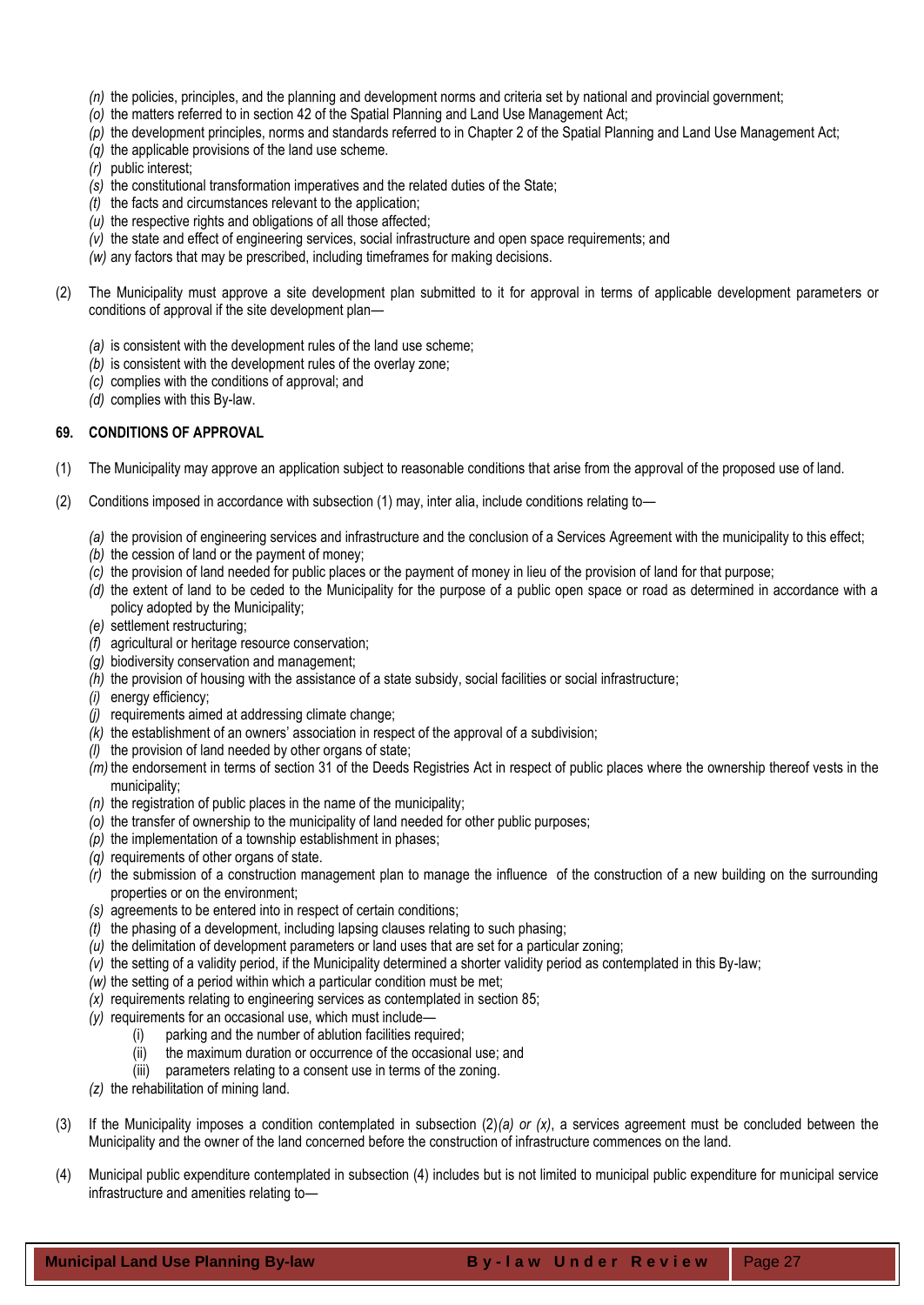*(n)* the policies, principles, and the planning and development norms and criteria set by national and provincial government;
*(o)* the matters referred to in section 42 of the Spatial Planning and Land Use Management Act;
*(p)* the development principles, norms and standards referred to in Chapter 2 of the Spatial Planning and Land Use Management Act;
*(q)* the applicable provisions of the land use scheme.
*(r)* public interest;
*(s)* the constitutional transformation imperatives and the related duties of the State;
*(t)* the facts and circumstances relevant to the application;
*(u)* the respective rights and obligations of all those affected;
*(v)* the state and effect of engineering services, social infrastructure and open space requirements; and
*(w)* any factors that may be prescribed, including timeframes for making decisions.

(2) The Municipality must approve a site development plan submitted to it for approval in terms of applicable development parameters or conditions of approval if the site development plan—

*(a)* is consistent with the development rules of the land use scheme;
*(b)* is consistent with the development rules of the overlay zone;
*(c)* complies with the conditions of approval; and
*(d)* complies with this By-law.

**69. CONDITIONS OF APPROVAL**

(1) The Municipality may approve an application subject to reasonable conditions that arise from the approval of the proposed use of land.

(2) Conditions imposed in accordance with subsection (1) may, inter alia, include conditions relating to—

*(a)* the provision of engineering services and infrastructure and the conclusion of a Services Agreement with the municipality to this effect;
*(b)* the cession of land or the payment of money;
*(c)* the provision of land needed for public places or the payment of money in lieu of the provision of land for that purpose;
*(d)* the extent of land to be ceded to the Municipality for the purpose of a public open space or road as determined in accordance with a policy adopted by the Municipality;
*(e)* settlement restructuring;
*(f)* agricultural or heritage resource conservation;
*(g)* biodiversity conservation and management;
*(h)* the provision of housing with the assistance of a state subsidy, social facilities or social infrastructure;
*(i)* energy efficiency;
*(j)* requirements aimed at addressing climate change;
*(k)* the establishment of an owners' association in respect of the approval of a subdivision;
*(l)* the provision of land needed by other organs of state;
*(m)* the endorsement in terms of section 31 of the Deeds Registries Act in respect of public places where the ownership thereof vests in the municipality;
*(n)* the registration of public places in the name of the municipality;
*(o)* the transfer of ownership to the municipality of land needed for other public purposes;
*(p)* the implementation of a township establishment in phases;
*(q)* requirements of other organs of state.
*(r)* the submission of a construction management plan to manage the influence of the construction of a new building on the surrounding properties or on the environment;
*(s)* agreements to be entered into in respect of certain conditions;
*(t)* the phasing of a development, including lapsing clauses relating to such phasing;
*(u)* the delimitation of development parameters or land uses that are set for a particular zoning;
*(v)* the setting of a validity period, if the Municipality determined a shorter validity period as contemplated in this By-law;
*(w)* the setting of a period within which a particular condition must be met;
*(x)* requirements relating to engineering services as contemplated in section 85;
*(y)* requirements for an occasional use, which must include—
   (i) parking and the number of ablution facilities required;
   (ii) the maximum duration or occurrence of the occasional use; and
   (iii) parameters relating to a consent use in terms of the zoning.
*(z)* the rehabilitation of mining land.

(3) If the Municipality imposes a condition contemplated in subsection (2)*(a) or (x)*, a services agreement must be concluded between the Municipality and the owner of the land concerned before the construction of infrastructure commences on the land.

(4) Municipal public expenditure contemplated in subsection (4) includes but is not limited to municipal public expenditure for municipal service infrastructure and amenities relating to—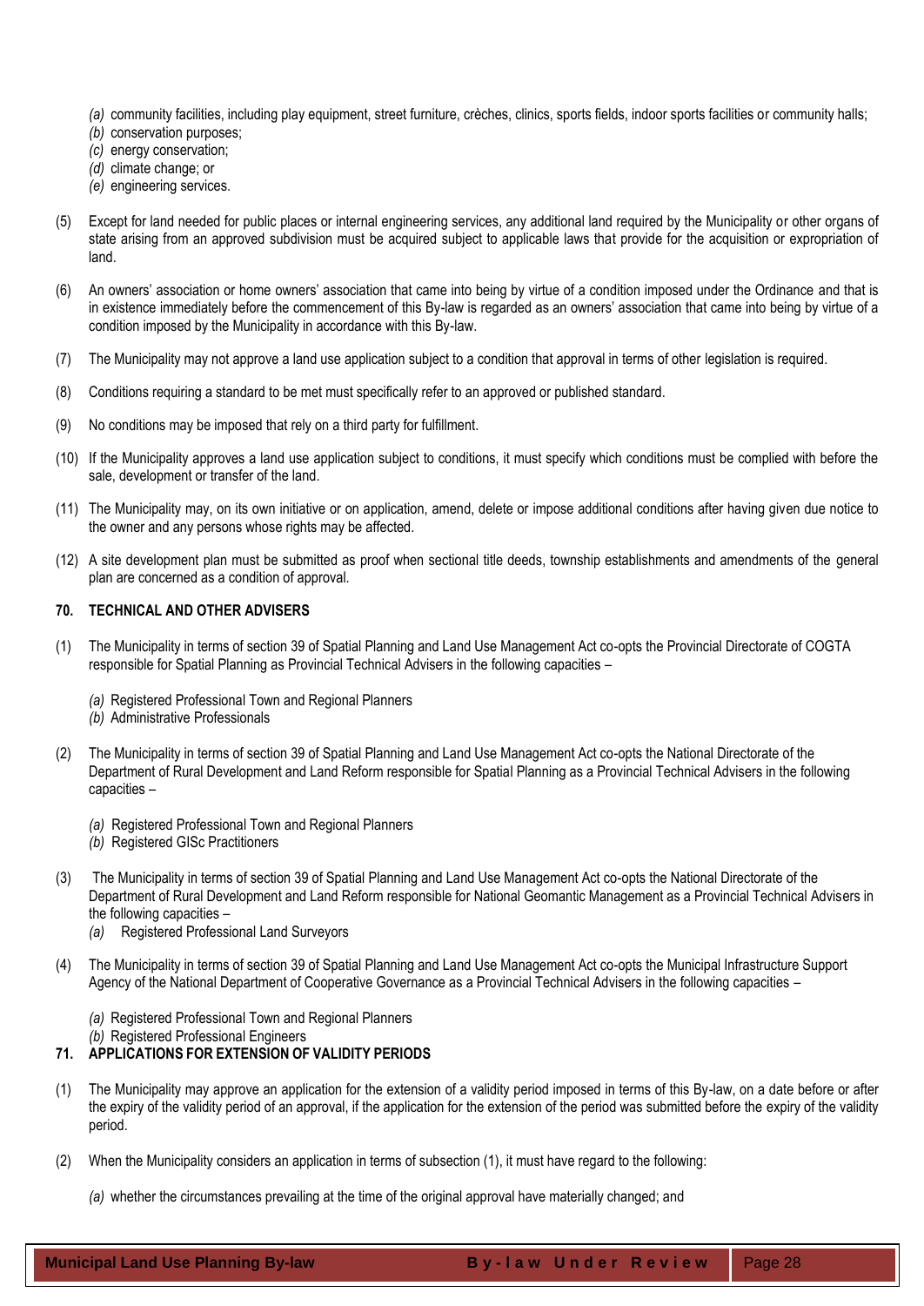*(a)* community facilities, including play equipment, street furniture, crèches, clinics, sports fields, indoor sports facilities or community halls;
*(b)* conservation purposes;
*(c)* energy conservation;
*(d)* climate change; or
*(e)* engineering services.

(5) Except for land needed for public places or internal engineering services, any additional land required by the Municipality or other organs of state arising from an approved subdivision must be acquired subject to applicable laws that provide for the acquisition or expropriation of land.

(6) An owners' association or home owners' association that came into being by virtue of a condition imposed under the Ordinance and that is in existence immediately before the commencement of this By-law is regarded as an owners' association that came into being by virtue of a condition imposed by the Municipality in accordance with this By-law.

(7) The Municipality may not approve a land use application subject to a condition that approval in terms of other legislation is required.

(8) Conditions requiring a standard to be met must specifically refer to an approved or published standard.

(9) No conditions may be imposed that rely on a third party for fulfillment.

(10) If the Municipality approves a land use application subject to conditions, it must specify which conditions must be complied with before the sale, development or transfer of the land.

(11) The Municipality may, on its own initiative or on application, amend, delete or impose additional conditions after having given due notice to the owner and any persons whose rights may be affected.

(12) A site development plan must be submitted as proof when sectional title deeds, township establishments and amendments of the general plan are concerned as a condition of approval.

## 70. TECHNICAL AND OTHER ADVISERS

(1) The Municipality in terms of section 39 of Spatial Planning and Land Use Management Act co-opts the Provincial Directorate of COGTA responsible for Spatial Planning as Provincial Technical Advisers in the following capacities –

*(a)* Registered Professional Town and Regional Planners
*(b)* Administrative Professionals

(2) The Municipality in terms of section 39 of Spatial Planning and Land Use Management Act co-opts the National Directorate of the Department of Rural Development and Land Reform responsible for Spatial Planning as a Provincial Technical Advisers in the following capacities –

*(a)* Registered Professional Town and Regional Planners
*(b)* Registered GISc Practitioners

(3) The Municipality in terms of section 39 of Spatial Planning and Land Use Management Act co-opts the National Directorate of the Department of Rural Development and Land Reform responsible for National Geomantic Management as a Provincial Technical Advisers in the following capacities –

*(a)* Registered Professional Land Surveyors

(4) The Municipality in terms of section 39 of Spatial Planning and Land Use Management Act co-opts the Municipal Infrastructure Support Agency of the National Department of Cooperative Governance as a Provincial Technical Advisers in the following capacities –

*(a)* Registered Professional Town and Regional Planners
*(b)* Registered Professional Engineers

## 71. APPLICATIONS FOR EXTENSION OF VALIDITY PERIODS

(1) The Municipality may approve an application for the extension of a validity period imposed in terms of this By-law, on a date before or after the expiry of the validity period of an approval, if the application for the extension of the period was submitted before the expiry of the validity period.

(2) When the Municipality considers an application in terms of subsection (1), it must have regard to the following:

*(a)* whether the circumstances prevailing at the time of the original approval have materially changed; and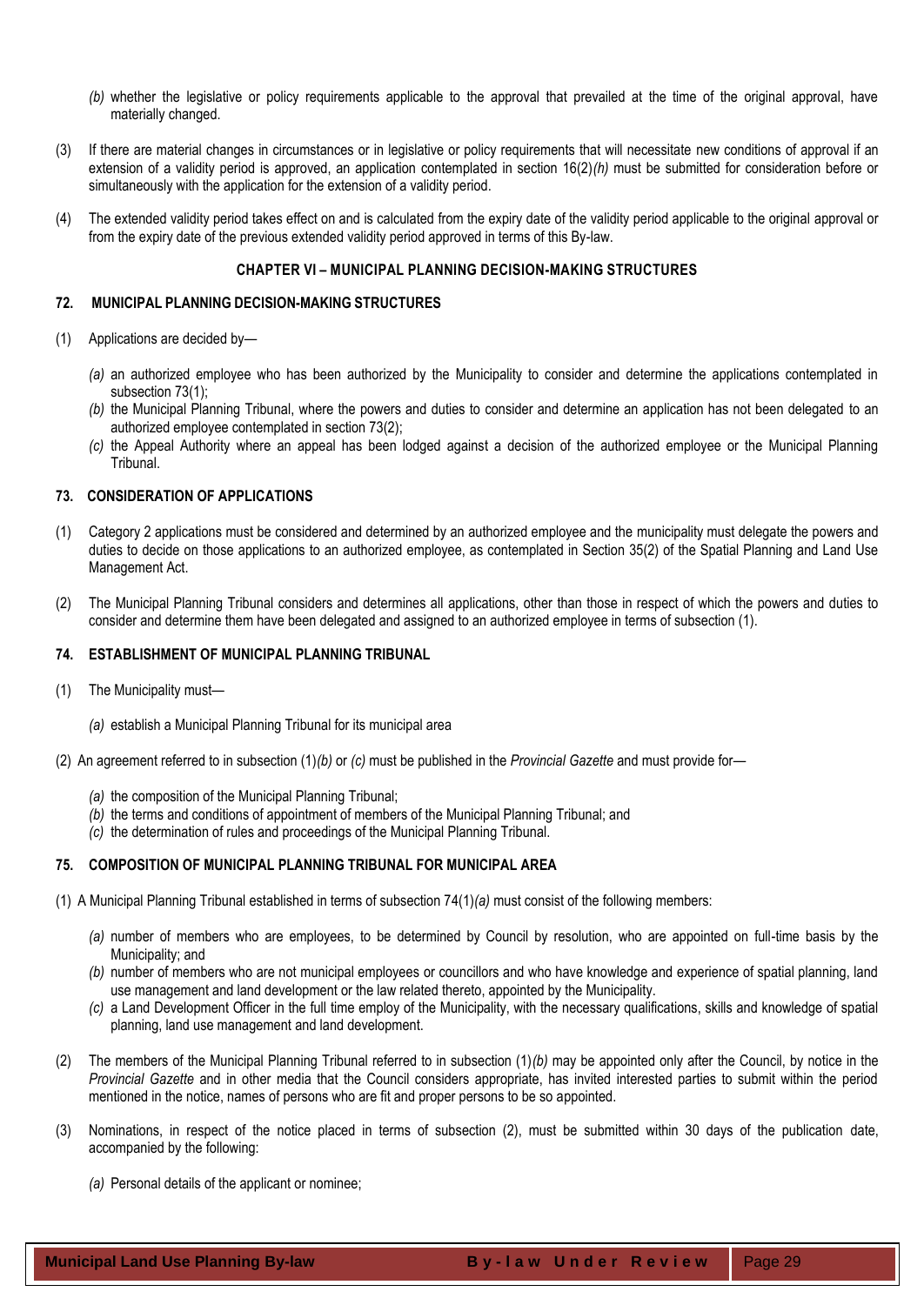*(b)* whether the legislative or policy requirements applicable to the approval that prevailed at the time of the original approval, have materially changed.

(3) If there are material changes in circumstances or in legislative or policy requirements that will necessitate new conditions of approval if an extension of a validity period is approved, an application contemplated in section 16(2)*(h)* must be submitted for consideration before or simultaneously with the application for the extension of a validity period.

(4) The extended validity period takes effect on and is calculated from the expiry date of the validity period applicable to the original approval or from the expiry date of the previous extended validity period approved in terms of this By-law.

## CHAPTER VI – MUNICIPAL PLANNING DECISION-MAKING STRUCTURES

### 72. MUNICIPAL PLANNING DECISION-MAKING STRUCTURES

(1) Applications are decided by—

*(a)* an authorized employee who has been authorized by the Municipality to consider and determine the applications contemplated in subsection 73(1);

*(b)* the Municipal Planning Tribunal, where the powers and duties to consider and determine an application has not been delegated to an authorized employee contemplated in section 73(2);

*(c)* the Appeal Authority where an appeal has been lodged against a decision of the authorized employee or the Municipal Planning Tribunal.

### 73. CONSIDERATION OF APPLICATIONS

(1) Category 2 applications must be considered and determined by an authorized employee and the municipality must delegate the powers and duties to decide on those applications to an authorized employee, as contemplated in Section 35(2) of the Spatial Planning and Land Use Management Act.

(2) The Municipal Planning Tribunal considers and determines all applications, other than those in respect of which the powers and duties to consider and determine them have been delegated and assigned to an authorized employee in terms of subsection (1).

### 74. ESTABLISHMENT OF MUNICIPAL PLANNING TRIBUNAL

(1) The Municipality must—

*(a)* establish a Municipal Planning Tribunal for its municipal area

(2) An agreement referred to in subsection (1)*(b)* or *(c)* must be published in the *Provincial Gazette* and must provide for—

*(a)* the composition of the Municipal Planning Tribunal;

*(b)* the terms and conditions of appointment of members of the Municipal Planning Tribunal; and

*(c)* the determination of rules and proceedings of the Municipal Planning Tribunal.

### 75. COMPOSITION OF MUNICIPAL PLANNING TRIBUNAL FOR MUNICIPAL AREA

(1) A Municipal Planning Tribunal established in terms of subsection 74(1)*(a)* must consist of the following members:

*(a)* number of members who are employees, to be determined by Council by resolution, who are appointed on full-time basis by the Municipality; and

*(b)* number of members who are not municipal employees or councillors and who have knowledge and experience of spatial planning, land use management and land development or the law related thereto, appointed by the Municipality.

*(c)* a Land Development Officer in the full time employ of the Municipality, with the necessary qualifications, skills and knowledge of spatial planning, land use management and land development.

(2) The members of the Municipal Planning Tribunal referred to in subsection (1)*(b)* may be appointed only after the Council, by notice in the *Provincial Gazette* and in other media that the Council considers appropriate, has invited interested parties to submit within the period mentioned in the notice, names of persons who are fit and proper persons to be so appointed.

(3) Nominations, in respect of the notice placed in terms of subsection (2), must be submitted within 30 days of the publication date, accompanied by the following:

*(a)* Personal details of the applicant or nominee;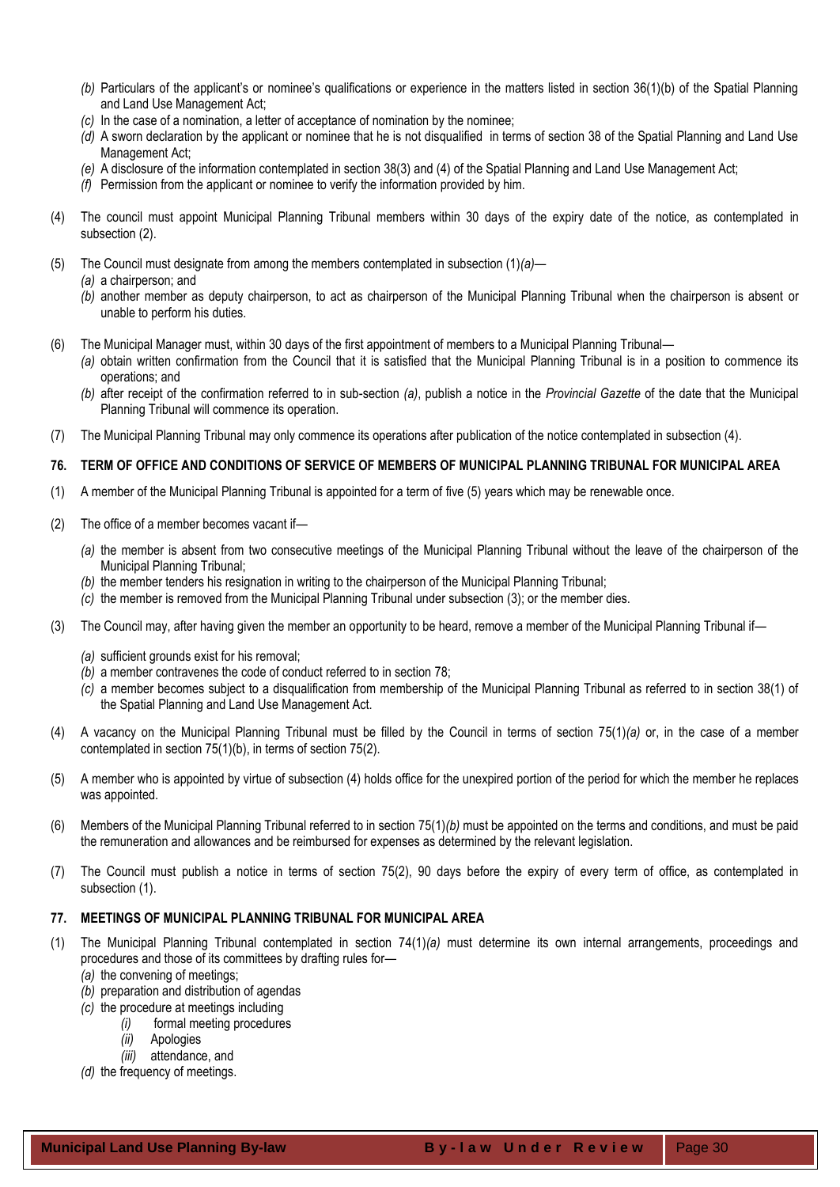*(b)* Particulars of the applicant's or nominee's qualifications or experience in the matters listed in section 36(1)(b) of the Spatial Planning and Land Use Management Act;
*(c)* In the case of a nomination, a letter of acceptance of nomination by the nominee;
*(d)* A sworn declaration by the applicant or nominee that he is not disqualified in terms of section 38 of the Spatial Planning and Land Use Management Act;
*(e)* A disclosure of the information contemplated in section 38(3) and (4) of the Spatial Planning and Land Use Management Act;
*(f)* Permission from the applicant or nominee to verify the information provided by him.

(4) The council must appoint Municipal Planning Tribunal members within 30 days of the expiry date of the notice, as contemplated in subsection (2).

(5) The Council must designate from among the members contemplated in subsection (1)*(a)*—
*(a)* a chairperson; and
*(b)* another member as deputy chairperson, to act as chairperson of the Municipal Planning Tribunal when the chairperson is absent or unable to perform his duties.

(6) The Municipal Manager must, within 30 days of the first appointment of members to a Municipal Planning Tribunal—
*(a)* obtain written confirmation from the Council that it is satisfied that the Municipal Planning Tribunal is in a position to commence its operations; and
*(b)* after receipt of the confirmation referred to in sub-section *(a)*, publish a notice in the *Provincial Gazette* of the date that the Municipal Planning Tribunal will commence its operation.

(7) The Municipal Planning Tribunal may only commence its operations after publication of the notice contemplated in subsection (4).

### 76. TERM OF OFFICE AND CONDITIONS OF SERVICE OF MEMBERS OF MUNICIPAL PLANNING TRIBUNAL FOR MUNICIPAL AREA

(1) A member of the Municipal Planning Tribunal is appointed for a term of five (5) years which may be renewable once.

(2) The office of a member becomes vacant if—

*(a)* the member is absent from two consecutive meetings of the Municipal Planning Tribunal without the leave of the chairperson of the Municipal Planning Tribunal;
*(b)* the member tenders his resignation in writing to the chairperson of the Municipal Planning Tribunal;
*(c)* the member is removed from the Municipal Planning Tribunal under subsection (3); or the member dies.

(3) The Council may, after having given the member an opportunity to be heard, remove a member of the Municipal Planning Tribunal if—

*(a)* sufficient grounds exist for his removal;
*(b)* a member contravenes the code of conduct referred to in section 78;
*(c)* a member becomes subject to a disqualification from membership of the Municipal Planning Tribunal as referred to in section 38(1) of the Spatial Planning and Land Use Management Act.

(4) A vacancy on the Municipal Planning Tribunal must be filled by the Council in terms of section 75(1)*(a)* or, in the case of a member contemplated in section 75(1)(b), in terms of section 75(2).

(5) A member who is appointed by virtue of subsection (4) holds office for the unexpired portion of the period for which the member he replaces was appointed.

(6) Members of the Municipal Planning Tribunal referred to in section 75(1)*(b)* must be appointed on the terms and conditions, and must be paid the remuneration and allowances and be reimbursed for expenses as determined by the relevant legislation.

(7) The Council must publish a notice in terms of section 75(2), 90 days before the expiry of every term of office, as contemplated in subsection (1).

### 77. MEETINGS OF MUNICIPAL PLANNING TRIBUNAL FOR MUNICIPAL AREA

(1) The Municipal Planning Tribunal contemplated in section 74(1)*(a)* must determine its own internal arrangements, proceedings and procedures and those of its committees by drafting rules for—
*(a)* the convening of meetings;
*(b)* preparation and distribution of agendas
*(c)* the procedure at meetings including
  *(i)* formal meeting procedures
  *(ii)* Apologies
  *(iii)* attendance, and
*(d)* the frequency of meetings.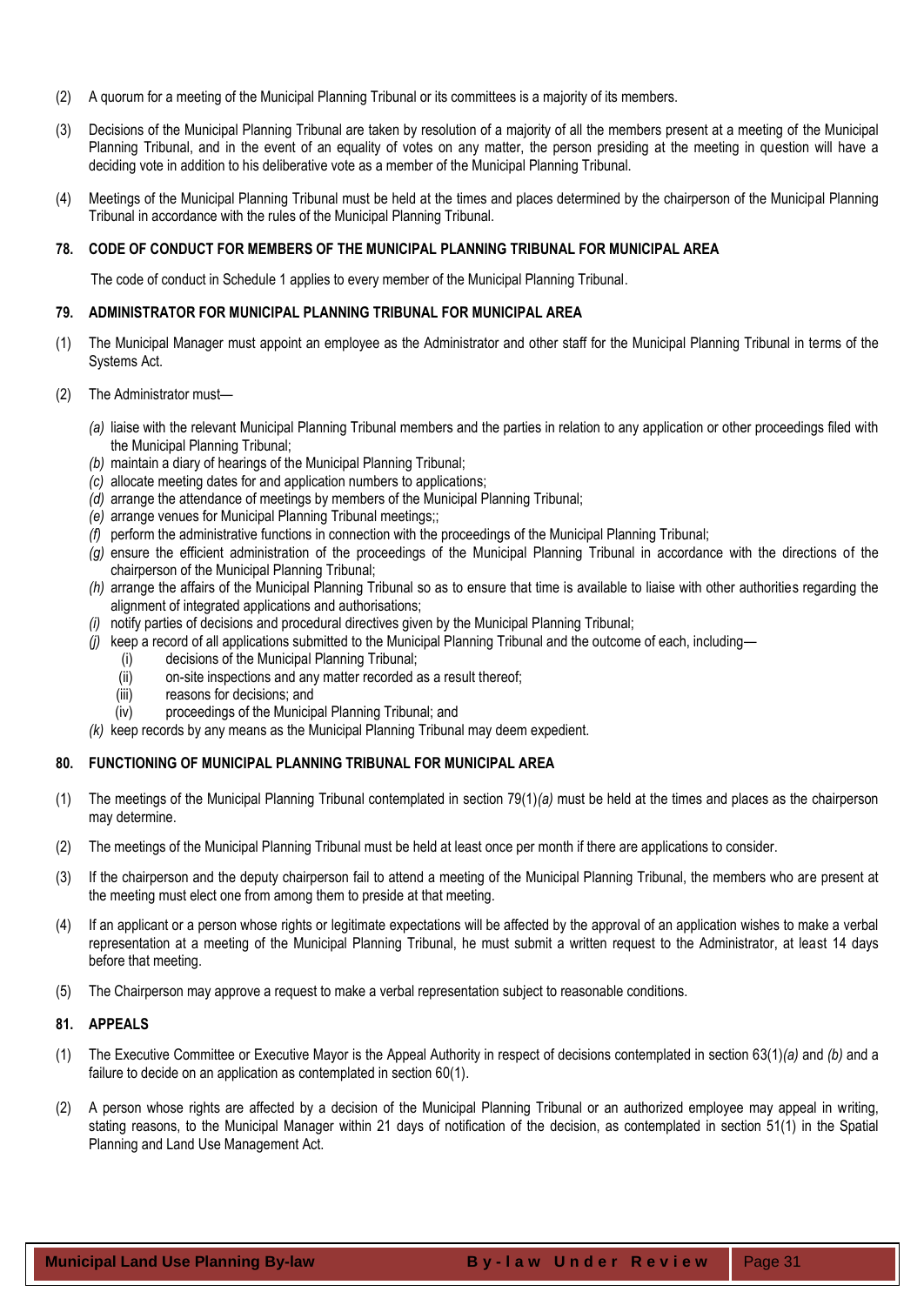(2) A quorum for a meeting of the Municipal Planning Tribunal or its committees is a majority of its members.

(3) Decisions of the Municipal Planning Tribunal are taken by resolution of a majority of all the members present at a meeting of the Municipal Planning Tribunal, and in the event of an equality of votes on any matter, the person presiding at the meeting in question will have a deciding vote in addition to his deliberative vote as a member of the Municipal Planning Tribunal.

(4) Meetings of the Municipal Planning Tribunal must be held at the times and places determined by the chairperson of the Municipal Planning Tribunal in accordance with the rules of the Municipal Planning Tribunal.

### 78. CODE OF CONDUCT FOR MEMBERS OF THE MUNICIPAL PLANNING TRIBUNAL FOR MUNICIPAL AREA

The code of conduct in Schedule 1 applies to every member of the Municipal Planning Tribunal.

### 79. ADMINISTRATOR FOR MUNICIPAL PLANNING TRIBUNAL FOR MUNICIPAL AREA

(1) The Municipal Manager must appoint an employee as the Administrator and other staff for the Municipal Planning Tribunal in terms of the Systems Act.

(2) The Administrator must—

*(a)* liaise with the relevant Municipal Planning Tribunal members and the parties in relation to any application or other proceedings filed with the Municipal Planning Tribunal;
*(b)* maintain a diary of hearings of the Municipal Planning Tribunal;
*(c)* allocate meeting dates for and application numbers to applications;
*(d)* arrange the attendance of meetings by members of the Municipal Planning Tribunal;
*(e)* arrange venues for Municipal Planning Tribunal meetings;;
*(f)* perform the administrative functions in connection with the proceedings of the Municipal Planning Tribunal;
*(g)* ensure the efficient administration of the proceedings of the Municipal Planning Tribunal in accordance with the directions of the chairperson of the Municipal Planning Tribunal;
*(h)* arrange the affairs of the Municipal Planning Tribunal so as to ensure that time is available to liaise with other authorities regarding the alignment of integrated applications and authorisations;
*(i)* notify parties of decisions and procedural directives given by the Municipal Planning Tribunal;
*(j)* keep a record of all applications submitted to the Municipal Planning Tribunal and the outcome of each, including—
  (i) decisions of the Municipal Planning Tribunal;
  (ii) on-site inspections and any matter recorded as a result thereof;
  (iii) reasons for decisions; and
  (iv) proceedings of the Municipal Planning Tribunal; and
*(k)* keep records by any means as the Municipal Planning Tribunal may deem expedient.

### 80. FUNCTIONING OF MUNICIPAL PLANNING TRIBUNAL FOR MUNICIPAL AREA

(1) The meetings of the Municipal Planning Tribunal contemplated in section 79(1)*(a)* must be held at the times and places as the chairperson may determine.

(2) The meetings of the Municipal Planning Tribunal must be held at least once per month if there are applications to consider.

(3) If the chairperson and the deputy chairperson fail to attend a meeting of the Municipal Planning Tribunal, the members who are present at the meeting must elect one from among them to preside at that meeting.

(4) If an applicant or a person whose rights or legitimate expectations will be affected by the approval of an application wishes to make a verbal representation at a meeting of the Municipal Planning Tribunal, he must submit a written request to the Administrator, at least 14 days before that meeting.

(5) The Chairperson may approve a request to make a verbal representation subject to reasonable conditions.

### 81. APPEALS

(1) The Executive Committee or Executive Mayor is the Appeal Authority in respect of decisions contemplated in section 63(1)*(a)* and *(b)* and a failure to decide on an application as contemplated in section 60(1).

(2) A person whose rights are affected by a decision of the Municipal Planning Tribunal or an authorized employee may appeal in writing, stating reasons, to the Municipal Manager within 21 days of notification of the decision, as contemplated in section 51(1) in the Spatial Planning and Land Use Management Act.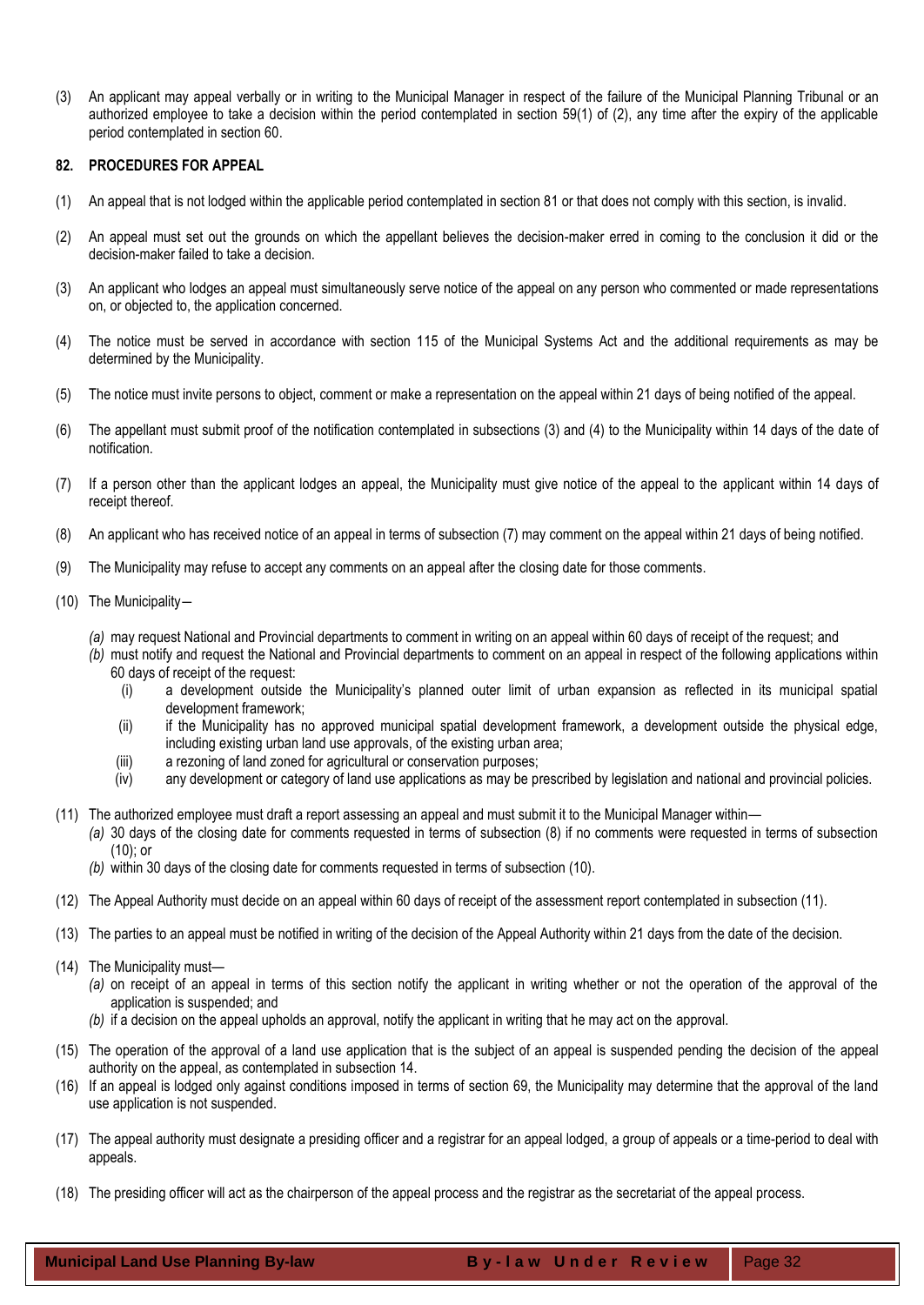(3) An applicant may appeal verbally or in writing to the Municipal Manager in respect of the failure of the Municipal Planning Tribunal or an authorized employee to take a decision within the period contemplated in section 59(1) of (2), any time after the expiry of the applicable period contemplated in section 60.

### 82. PROCEDURES FOR APPEAL

(1) An appeal that is not lodged within the applicable period contemplated in section 81 or that does not comply with this section, is invalid.

(2) An appeal must set out the grounds on which the appellant believes the decision-maker erred in coming to the conclusion it did or the decision-maker failed to take a decision.

(3) An applicant who lodges an appeal must simultaneously serve notice of the appeal on any person who commented or made representations on, or objected to, the application concerned.

(4) The notice must be served in accordance with section 115 of the Municipal Systems Act and the additional requirements as may be determined by the Municipality.

(5) The notice must invite persons to object, comment or make a representation on the appeal within 21 days of being notified of the appeal.

(6) The appellant must submit proof of the notification contemplated in subsections (3) and (4) to the Municipality within 14 days of the date of notification.

(7) If a person other than the applicant lodges an appeal, the Municipality must give notice of the appeal to the applicant within 14 days of receipt thereof.

(8) An applicant who has received notice of an appeal in terms of subsection (7) may comment on the appeal within 21 days of being notified.

(9) The Municipality may refuse to accept any comments on an appeal after the closing date for those comments.

(10) The Municipality—

*(a)* may request National and Provincial departments to comment in writing on an appeal within 60 days of receipt of the request; and

*(b)* must notify and request the National and Provincial departments to comment on an appeal in respect of the following applications within 60 days of receipt of the request:

(i) a development outside the Municipality's planned outer limit of urban expansion as reflected in its municipal spatial development framework;

(ii) if the Municipality has no approved municipal spatial development framework, a development outside the physical edge, including existing urban land use approvals, of the existing urban area;

(iii) a rezoning of land zoned for agricultural or conservation purposes;

(iv) any development or category of land use applications as may be prescribed by legislation and national and provincial policies.

(11) The authorized employee must draft a report assessing an appeal and must submit it to the Municipal Manager within—

*(a)* 30 days of the closing date for comments requested in terms of subsection (8) if no comments were requested in terms of subsection (10); or

*(b)* within 30 days of the closing date for comments requested in terms of subsection (10).

(12) The Appeal Authority must decide on an appeal within 60 days of receipt of the assessment report contemplated in subsection (11).

(13) The parties to an appeal must be notified in writing of the decision of the Appeal Authority within 21 days from the date of the decision.

(14) The Municipality must—

*(a)* on receipt of an appeal in terms of this section notify the applicant in writing whether or not the operation of the approval of the application is suspended; and

*(b)* if a decision on the appeal upholds an approval, notify the applicant in writing that he may act on the approval.

(15) The operation of the approval of a land use application that is the subject of an appeal is suspended pending the decision of the appeal authority on the appeal, as contemplated in subsection 14.

(16) If an appeal is lodged only against conditions imposed in terms of section 69, the Municipality may determine that the approval of the land use application is not suspended.

(17) The appeal authority must designate a presiding officer and a registrar for an appeal lodged, a group of appeals or a time-period to deal with appeals.

(18) The presiding officer will act as the chairperson of the appeal process and the registrar as the secretariat of the appeal process.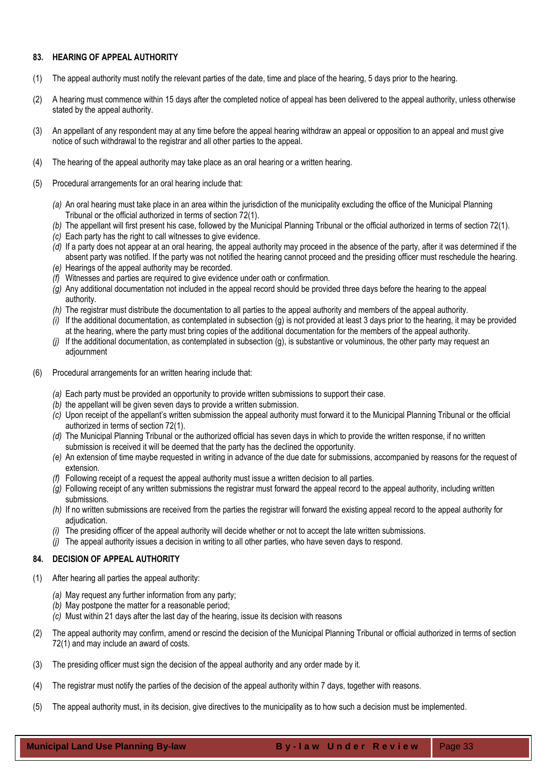### 83. HEARING OF APPEAL AUTHORITY

(1) The appeal authority must notify the relevant parties of the date, time and place of the hearing, 5 days prior to the hearing.

(2) A hearing must commence within 15 days after the completed notice of appeal has been delivered to the appeal authority, unless otherwise stated by the appeal authority.

(3) An appellant of any respondent may at any time before the appeal hearing withdraw an appeal or opposition to an appeal and must give notice of such withdrawal to the registrar and all other parties to the appeal.

(4) The hearing of the appeal authority may take place as an oral hearing or a written hearing.

(5) Procedural arrangements for an oral hearing include that:

*(a)* An oral hearing must take place in an area within the jurisdiction of the municipality excluding the office of the Municipal Planning Tribunal or the official authorized in terms of section 72(1).
*(b)* The appellant will first present his case, followed by the Municipal Planning Tribunal or the official authorized in terms of section 72(1).
*(c)* Each party has the right to call witnesses to give evidence.
*(d)* If a party does not appear at an oral hearing, the appeal authority may proceed in the absence of the party, after it was determined if the absent party was notified. If the party was not notified the hearing cannot proceed and the presiding officer must reschedule the hearing.
*(e)* Hearings of the appeal authority may be recorded.
*(f)* Witnesses and parties are required to give evidence under oath or confirmation.
*(g)* Any additional documentation not included in the appeal record should be provided three days before the hearing to the appeal authority.
*(h)* The registrar must distribute the documentation to all parties to the appeal authority and members of the appeal authority.
*(i)* If the additional documentation, as contemplated in subsection (g) is not provided at least 3 days prior to the hearing, it may be provided at the hearing, where the party must bring copies of the additional documentation for the members of the appeal authority.
*(j)* If the additional documentation, as contemplated in subsection (g), is substantive or voluminous, the other party may request an adjournment

(6) Procedural arrangements for an written hearing include that:

*(a)* Each party must be provided an opportunity to provide written submissions to support their case.
*(b)* the appellant will be given seven days to provide a written submission.
*(c)* Upon receipt of the appellant's written submission the appeal authority must forward it to the Municipal Planning Tribunal or the official authorized in terms of section 72(1).
*(d)* The Municipal Planning Tribunal or the authorized official has seven days in which to provide the written response, if no written submission is received it will be deemed that the party has the declined the opportunity.
*(e)* An extension of time maybe requested in writing in advance of the due date for submissions, accompanied by reasons for the request of extension.
*(f)* Following receipt of a request the appeal authority must issue a written decision to all parties.
*(g)* Following receipt of any written submissions the registrar must forward the appeal record to the appeal authority, including written submissions.
*(h)* If no written submissions are received from the parties the registrar will forward the existing appeal record to the appeal authority for adjudication.
*(i)* The presiding officer of the appeal authority will decide whether or not to accept the late written submissions.
*(j)* The appeal authority issues a decision in writing to all other parties, who have seven days to respond.

### 84. DECISION OF APPEAL AUTHORITY

(1) After hearing all parties the appeal authority:

*(a)* May request any further information from any party;
*(b)* May postpone the matter for a reasonable period;
*(c)* Must within 21 days after the last day of the hearing, issue its decision with reasons

(2) The appeal authority may confirm, amend or rescind the decision of the Municipal Planning Tribunal or official authorized in terms of section 72(1) and may include an award of costs.

(3) The presiding officer must sign the decision of the appeal authority and any order made by it.

(4) The registrar must notify the parties of the decision of the appeal authority within 7 days, together with reasons.

(5) The appeal authority must, in its decision, give directives to the municipality as to how such a decision must be implemented.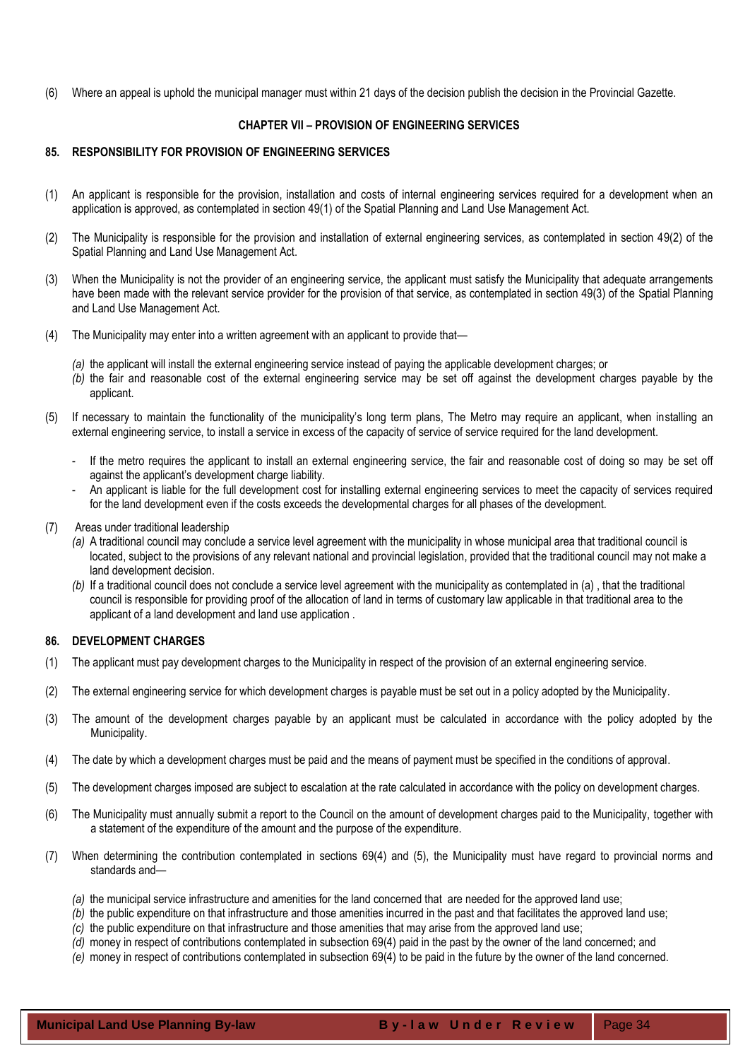(6) Where an appeal is uphold the municipal manager must within 21 days of the decision publish the decision in the Provincial Gazette.

## CHAPTER VII – PROVISION OF ENGINEERING SERVICES

### 85. RESPONSIBILITY FOR PROVISION OF ENGINEERING SERVICES

(1) An applicant is responsible for the provision, installation and costs of internal engineering services required for a development when an application is approved, as contemplated in section 49(1) of the Spatial Planning and Land Use Management Act.

(2) The Municipality is responsible for the provision and installation of external engineering services, as contemplated in section 49(2) of the Spatial Planning and Land Use Management Act.

(3) When the Municipality is not the provider of an engineering service, the applicant must satisfy the Municipality that adequate arrangements have been made with the relevant service provider for the provision of that service, as contemplated in section 49(3) of the Spatial Planning and Land Use Management Act.

(4) The Municipality may enter into a written agreement with an applicant to provide that—

*(a)* the applicant will install the external engineering service instead of paying the applicable development charges; or
*(b)* the fair and reasonable cost of the external engineering service may be set off against the development charges payable by the applicant.

(5) If necessary to maintain the functionality of the municipality's long term plans, The Metro may require an applicant, when installing an external engineering service, to install a service in excess of the capacity of service of service required for the land development.

- If the metro requires the applicant to install an external engineering service, the fair and reasonable cost of doing so may be set off against the applicant's development charge liability.
- An applicant is liable for the full development cost for installing external engineering services to meet the capacity of services required for the land development even if the costs exceeds the developmental charges for all phases of the development.

(7) Areas under traditional leadership

*(a)* A traditional council may conclude a service level agreement with the municipality in whose municipal area that traditional council is located, subject to the provisions of any relevant national and provincial legislation, provided that the traditional council may not make a land development decision.
*(b)* If a traditional council does not conclude a service level agreement with the municipality as contemplated in (a) , that the traditional council is responsible for providing proof of the allocation of land in terms of customary law applicable in that traditional area to the applicant of a land development and land use application .

### 86. DEVELOPMENT CHARGES

(1) The applicant must pay development charges to the Municipality in respect of the provision of an external engineering service.

(2) The external engineering service for which development charges is payable must be set out in a policy adopted by the Municipality.

(3) The amount of the development charges payable by an applicant must be calculated in accordance with the policy adopted by the Municipality.

(4) The date by which a development charges must be paid and the means of payment must be specified in the conditions of approval.

(5) The development charges imposed are subject to escalation at the rate calculated in accordance with the policy on development charges.

(6) The Municipality must annually submit a report to the Council on the amount of development charges paid to the Municipality, together with a statement of the expenditure of the amount and the purpose of the expenditure.

(7) When determining the contribution contemplated in sections 69(4) and (5), the Municipality must have regard to provincial norms and standards and—

*(a)* the municipal service infrastructure and amenities for the land concerned that are needed for the approved land use;
*(b)* the public expenditure on that infrastructure and those amenities incurred in the past and that facilitates the approved land use;
*(c)* the public expenditure on that infrastructure and those amenities that may arise from the approved land use;
*(d)* money in respect of contributions contemplated in subsection 69(4) paid in the past by the owner of the land concerned; and
*(e)* money in respect of contributions contemplated in subsection 69(4) to be paid in the future by the owner of the land concerned.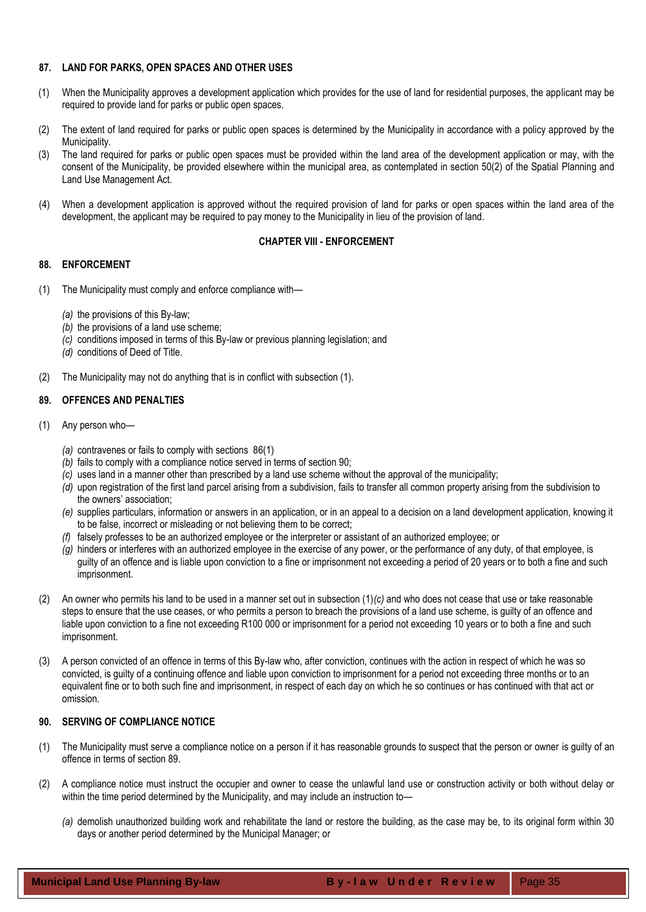### 87. LAND FOR PARKS, OPEN SPACES AND OTHER USES

(1) When the Municipality approves a development application which provides for the use of land for residential purposes, the applicant may be required to provide land for parks or public open spaces.

(2) The extent of land required for parks or public open spaces is determined by the Municipality in accordance with a policy approved by the Municipality.

(3) The land required for parks or public open spaces must be provided within the land area of the development application or may, with the consent of the Municipality, be provided elsewhere within the municipal area, as contemplated in section 50(2) of the Spatial Planning and Land Use Management Act.

(4) When a development application is approved without the required provision of land for parks or open spaces within the land area of the development, the applicant may be required to pay money to the Municipality in lieu of the provision of land.

## CHAPTER VIII - ENFORCEMENT

### 88. ENFORCEMENT

(1) The Municipality must comply and enforce compliance with—

*(a)* the provisions of this By-law;
*(b)* the provisions of a land use scheme;
*(c)* conditions imposed in terms of this By-law or previous planning legislation; and
*(d)* conditions of Deed of Title.

(2) The Municipality may not do anything that is in conflict with subsection (1).

### 89. OFFENCES AND PENALTIES

(1) Any person who—

*(a)* contravenes or fails to comply with sections 86(1)
*(b)* fails to comply with a compliance notice served in terms of section 90;
*(c)* uses land in a manner other than prescribed by a land use scheme without the approval of the municipality;
*(d)* upon registration of the first land parcel arising from a subdivision, fails to transfer all common property arising from the subdivision to the owners' association;
*(e)* supplies particulars, information or answers in an application, or in an appeal to a decision on a land development application, knowing it to be false, incorrect or misleading or not believing them to be correct;
*(f)* falsely professes to be an authorized employee or the interpreter or assistant of an authorized employee; or
*(g)* hinders or interferes with an authorized employee in the exercise of any power, or the performance of any duty, of that employee, is guilty of an offence and is liable upon conviction to a fine or imprisonment not exceeding a period of 20 years or to both a fine and such imprisonment.

(2) An owner who permits his land to be used in a manner set out in subsection (1)*(c)* and who does not cease that use or take reasonable steps to ensure that the use ceases, or who permits a person to breach the provisions of a land use scheme, is guilty of an offence and liable upon conviction to a fine not exceeding R100 000 or imprisonment for a period not exceeding 10 years or to both a fine and such imprisonment.

(3) A person convicted of an offence in terms of this By-law who, after conviction, continues with the action in respect of which he was so convicted, is guilty of a continuing offence and liable upon conviction to imprisonment for a period not exceeding three months or to an equivalent fine or to both such fine and imprisonment, in respect of each day on which he so continues or has continued with that act or omission.

### 90. SERVING OF COMPLIANCE NOTICE

(1) The Municipality must serve a compliance notice on a person if it has reasonable grounds to suspect that the person or owner is guilty of an offence in terms of section 89.

(2) A compliance notice must instruct the occupier and owner to cease the unlawful land use or construction activity or both without delay or within the time period determined by the Municipality, and may include an instruction to—

*(a)* demolish unauthorized building work and rehabilitate the land or restore the building, as the case may be, to its original form within 30 days or another period determined by the Municipal Manager; or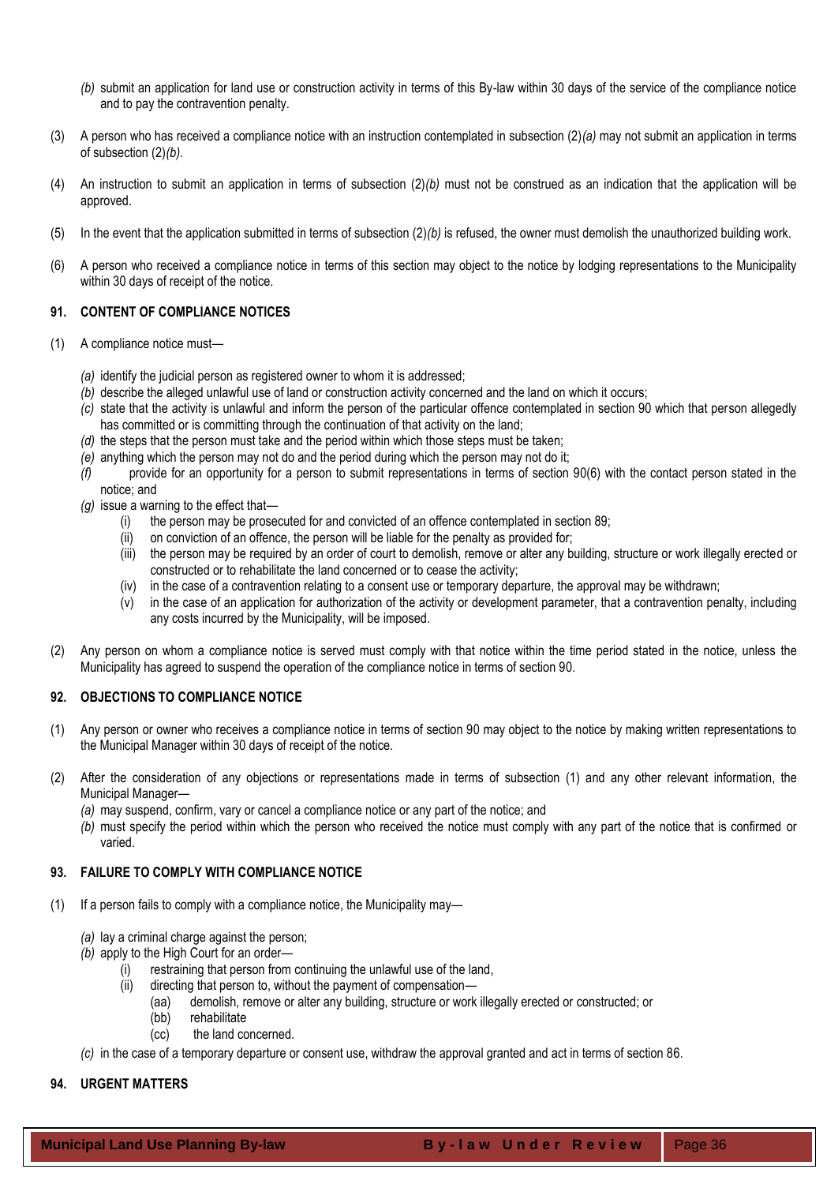*(b)* submit an application for land use or construction activity in terms of this By-law within 30 days of the service of the compliance notice and to pay the contravention penalty.

(3) A person who has received a compliance notice with an instruction contemplated in subsection (2)*(a)* may not submit an application in terms of subsection (2)*(b)*.

(4) An instruction to submit an application in terms of subsection (2)*(b)* must not be construed as an indication that the application will be approved.

(5) In the event that the application submitted in terms of subsection (2)*(b)* is refused, the owner must demolish the unauthorized building work.

(6) A person who received a compliance notice in terms of this section may object to the notice by lodging representations to the Municipality within 30 days of receipt of the notice.

### 91. CONTENT OF COMPLIANCE NOTICES

(1) A compliance notice must—

*(a)* identify the judicial person as registered owner to whom it is addressed;
*(b)* describe the alleged unlawful use of land or construction activity concerned and the land on which it occurs;
*(c)* state that the activity is unlawful and inform the person of the particular offence contemplated in section 90 which that person allegedly has committed or is committing through the continuation of that activity on the land;
*(d)* the steps that the person must take and the period within which those steps must be taken;
*(e)* anything which the person may not do and the period during which the person may not do it;
*(f)* provide for an opportunity for a person to submit representations in terms of section 90(6) with the contact person stated in the notice; and
*(g)* issue a warning to the effect that—
  - (i) the person may be prosecuted for and convicted of an offence contemplated in section 89;
  - (ii) on conviction of an offence, the person will be liable for the penalty as provided for;
  - (iii) the person may be required by an order of court to demolish, remove or alter any building, structure or work illegally erected or constructed or to rehabilitate the land concerned or to cease the activity;
  - (iv) in the case of a contravention relating to a consent use or temporary departure, the approval may be withdrawn;
  - (v) in the case of an application for authorization of the activity or development parameter, that a contravention penalty, including any costs incurred by the Municipality, will be imposed.

(2) Any person on whom a compliance notice is served must comply with that notice within the time period stated in the notice, unless the Municipality has agreed to suspend the operation of the compliance notice in terms of section 90.

### 92. OBJECTIONS TO COMPLIANCE NOTICE

(1) Any person or owner who receives a compliance notice in terms of section 90 may object to the notice by making written representations to the Municipal Manager within 30 days of receipt of the notice.

(2) After the consideration of any objections or representations made in terms of subsection (1) and any other relevant information, the Municipal Manager—

*(a)* may suspend, confirm, vary or cancel a compliance notice or any part of the notice; and
*(b)* must specify the period within which the person who received the notice must comply with any part of the notice that is confirmed or varied.

### 93. FAILURE TO COMPLY WITH COMPLIANCE NOTICE

(1) If a person fails to comply with a compliance notice, the Municipality may—

*(a)* lay a criminal charge against the person;
*(b)* apply to the High Court for an order—
  - (i) restraining that person from continuing the unlawful use of the land,
  - (ii) directing that person to, without the payment of compensation—
    - (aa) demolish, remove or alter any building, structure or work illegally erected or constructed; or
    - (bb) rehabilitate
    - (cc) the land concerned.

*(c)* in the case of a temporary departure or consent use, withdraw the approval granted and act in terms of section 86.

### 94. URGENT MATTERS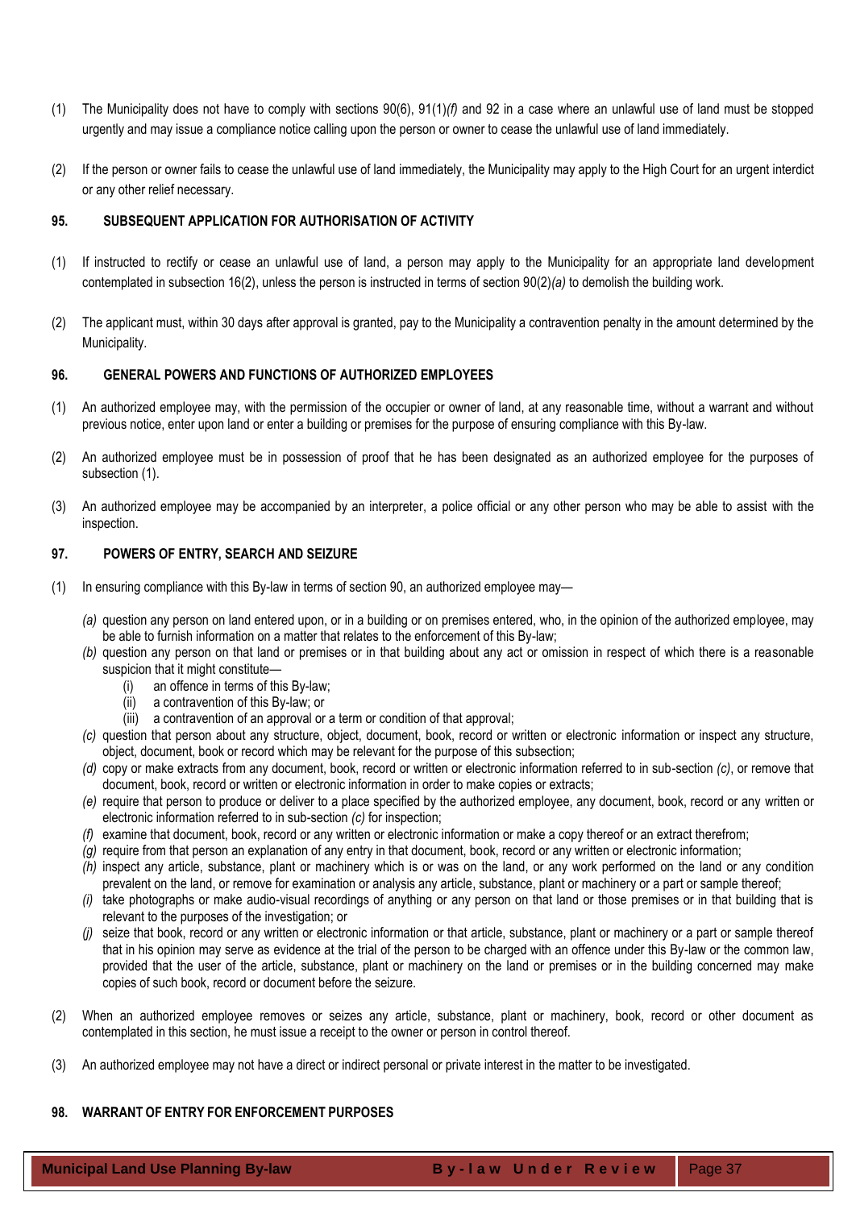(1) The Municipality does not have to comply with sections 90(6), 91(1)*(f)* and 92 in a case where an unlawful use of land must be stopped urgently and may issue a compliance notice calling upon the person or owner to cease the unlawful use of land immediately.

(2) If the person or owner fails to cease the unlawful use of land immediately, the Municipality may apply to the High Court for an urgent interdict or any other relief necessary.

### 95. SUBSEQUENT APPLICATION FOR AUTHORISATION OF ACTIVITY

(1) If instructed to rectify or cease an unlawful use of land, a person may apply to the Municipality for an appropriate land development contemplated in subsection 16(2), unless the person is instructed in terms of section 90(2)*(a)* to demolish the building work.

(2) The applicant must, within 30 days after approval is granted, pay to the Municipality a contravention penalty in the amount determined by the Municipality.

### 96. GENERAL POWERS AND FUNCTIONS OF AUTHORIZED EMPLOYEES

(1) An authorized employee may, with the permission of the occupier or owner of land, at any reasonable time, without a warrant and without previous notice, enter upon land or enter a building or premises for the purpose of ensuring compliance with this By-law.

(2) An authorized employee must be in possession of proof that he has been designated as an authorized employee for the purposes of subsection (1).

(3) An authorized employee may be accompanied by an interpreter, a police official or any other person who may be able to assist with the inspection.

### 97. POWERS OF ENTRY, SEARCH AND SEIZURE

(1) In ensuring compliance with this By-law in terms of section 90, an authorized employee may—

*(a)* question any person on land entered upon, or in a building or on premises entered, who, in the opinion of the authorized employee, may be able to furnish information on a matter that relates to the enforcement of this By-law;

*(b)* question any person on that land or premises or in that building about any act or omission in respect of which there is a reasonable suspicion that it might constitute—

(i) an offence in terms of this By-law;

(ii) a contravention of this By-law; or

(iii) a contravention of an approval or a term or condition of that approval;

*(c)* question that person about any structure, object, document, book, record or written or electronic information or inspect any structure, object, document, book or record which may be relevant for the purpose of this subsection;

*(d)* copy or make extracts from any document, book, record or written or electronic information referred to in sub-section *(c)*, or remove that document, book, record or written or electronic information in order to make copies or extracts;

*(e)* require that person to produce or deliver to a place specified by the authorized employee, any document, book, record or any written or electronic information referred to in sub-section *(c)* for inspection;

*(f)* examine that document, book, record or any written or electronic information or make a copy thereof or an extract therefrom;

*(g)* require from that person an explanation of any entry in that document, book, record or any written or electronic information;

*(h)* inspect any article, substance, plant or machinery which is or was on the land, or any work performed on the land or any condition prevalent on the land, or remove for examination or analysis any article, substance, plant or machinery or a part or sample thereof;

*(i)* take photographs or make audio-visual recordings of anything or any person on that land or those premises or in that building that is relevant to the purposes of the investigation; or

*(j)* seize that book, record or any written or electronic information or that article, substance, plant or machinery or a part or sample thereof that in his opinion may serve as evidence at the trial of the person to be charged with an offence under this By-law or the common law, provided that the user of the article, substance, plant or machinery on the land or premises or in the building concerned may make copies of such book, record or document before the seizure.

(2) When an authorized employee removes or seizes any article, substance, plant or machinery, book, record or other document as contemplated in this section, he must issue a receipt to the owner or person in control thereof.

(3) An authorized employee may not have a direct or indirect personal or private interest in the matter to be investigated.

### 98. WARRANT OF ENTRY FOR ENFORCEMENT PURPOSES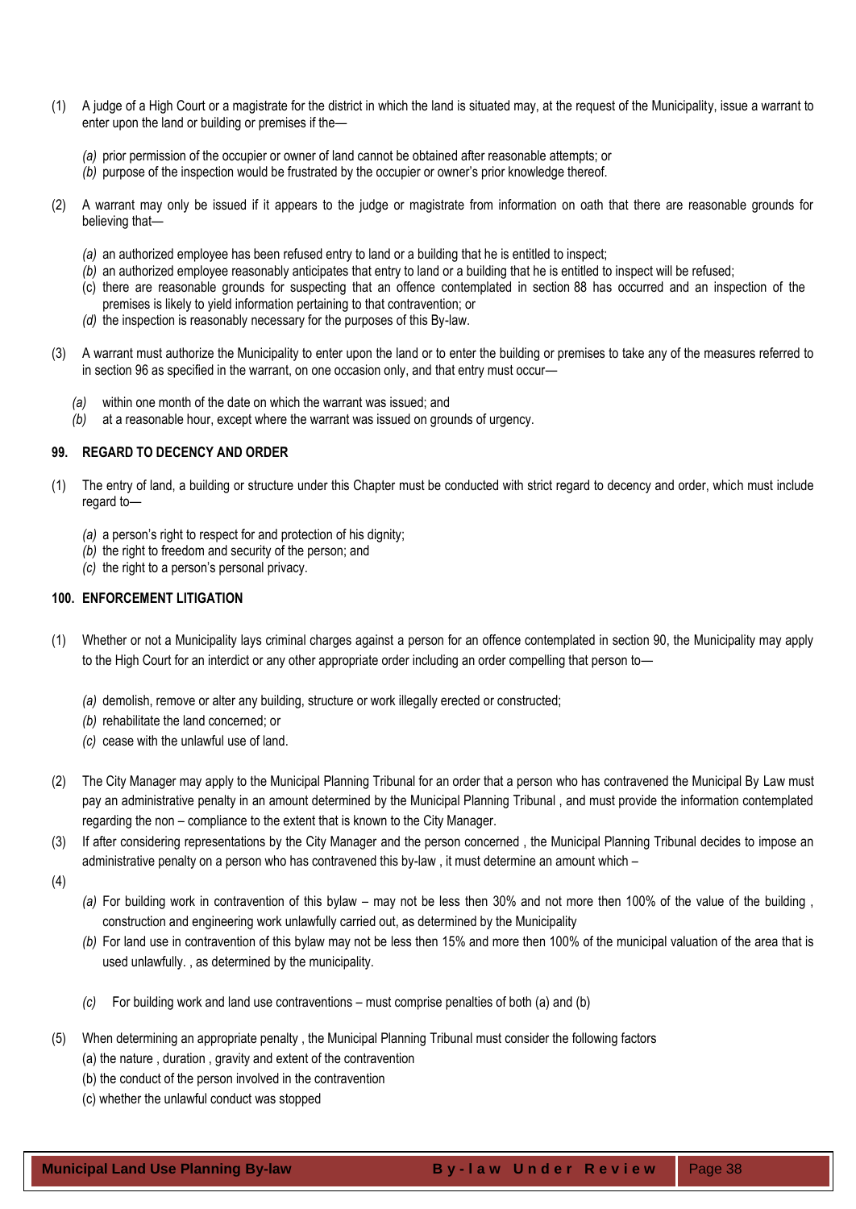(1) A judge of a High Court or a magistrate for the district in which the land is situated may, at the request of the Municipality, issue a warrant to enter upon the land or building or premises if the—

*(a)* prior permission of the occupier or owner of land cannot be obtained after reasonable attempts; or
*(b)* purpose of the inspection would be frustrated by the occupier or owner's prior knowledge thereof.

(2) A warrant may only be issued if it appears to the judge or magistrate from information on oath that there are reasonable grounds for believing that—

*(a)* an authorized employee has been refused entry to land or a building that he is entitled to inspect;
*(b)* an authorized employee reasonably anticipates that entry to land or a building that he is entitled to inspect will be refused;
(c) there are reasonable grounds for suspecting that an offence contemplated in section 88 has occurred and an inspection of the premises is likely to yield information pertaining to that contravention; or
*(d)* the inspection is reasonably necessary for the purposes of this By-law.

(3) A warrant must authorize the Municipality to enter upon the land or to enter the building or premises to take any of the measures referred to in section 96 as specified in the warrant, on one occasion only, and that entry must occur—

*(a)* within one month of the date on which the warrant was issued; and
*(b)* at a reasonable hour, except where the warrant was issued on grounds of urgency.

**99. REGARD TO DECENCY AND ORDER**

(1) The entry of land, a building or structure under this Chapter must be conducted with strict regard to decency and order, which must include regard to—

*(a)* a person's right to respect for and protection of his dignity;
*(b)* the right to freedom and security of the person; and
*(c)* the right to a person's personal privacy.

**100. ENFORCEMENT LITIGATION**

(1) Whether or not a Municipality lays criminal charges against a person for an offence contemplated in section 90, the Municipality may apply to the High Court for an interdict or any other appropriate order including an order compelling that person to—

*(a)* demolish, remove or alter any building, structure or work illegally erected or constructed;
*(b)* rehabilitate the land concerned; or
*(c)* cease with the unlawful use of land.

(2) The City Manager may apply to the Municipal Planning Tribunal for an order that a person who has contravened the Municipal By Law must pay an administrative penalty in an amount determined by the Municipal Planning Tribunal , and must provide the information contemplated regarding the non – compliance to the extent that is known to the City Manager.

(3) If after considering representations by the City Manager and the person concerned , the Municipal Planning Tribunal decides to impose an administrative penalty on a person who has contravened this by-law , it must determine an amount which –

(4)

*(a)* For building work in contravention of this bylaw – may not be less then 30% and not more then 100% of the value of the building , construction and engineering work unlawfully carried out, as determined by the Municipality
*(b)* For land use in contravention of this bylaw may not be less then 15% and more then 100% of the municipal valuation of the area that is used unlawfully. , as determined by the municipality.
*(c)* For building work and land use contraventions – must comprise penalties of both (a) and (b)

(5) When determining an appropriate penalty , the Municipal Planning Tribunal must consider the following factors
(a) the nature , duration , gravity and extent of the contravention
(b) the conduct of the person involved in the contravention
(c) whether the unlawful conduct was stopped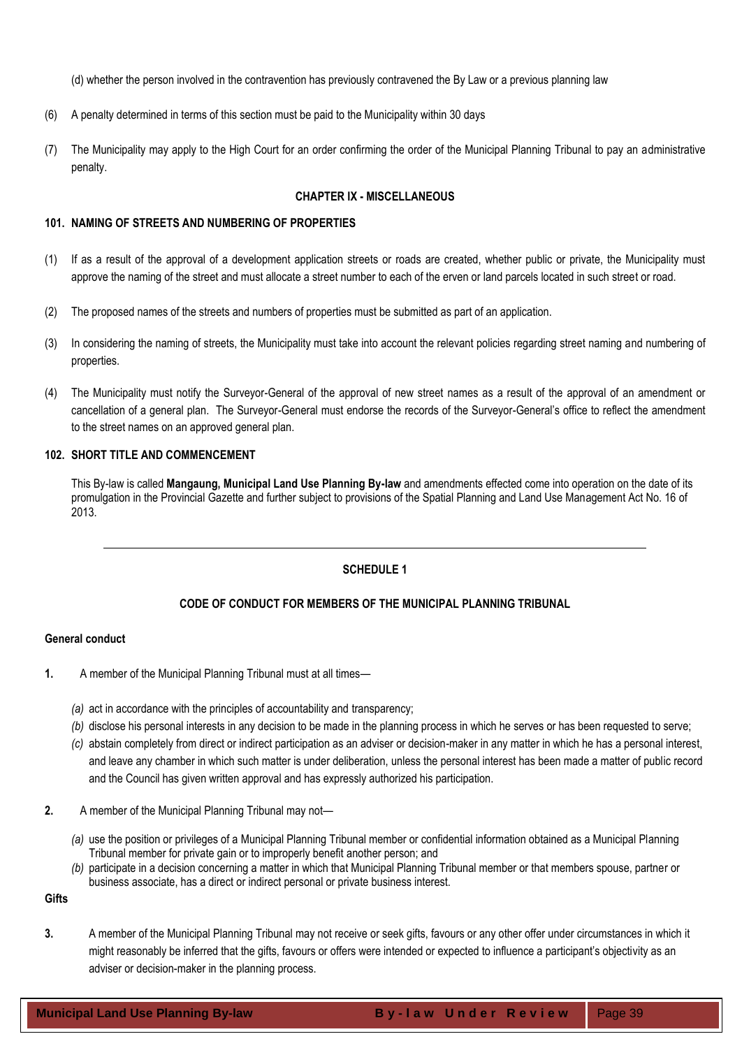(d) whether the person involved in the contravention has previously contravened the By Law or a previous planning law

(6) A penalty determined in terms of this section must be paid to the Municipality within 30 days

(7) The Municipality may apply to the High Court for an order confirming the order of the Municipal Planning Tribunal to pay an administrative penalty.

## CHAPTER IX - MISCELLANEOUS

### 101. NAMING OF STREETS AND NUMBERING OF PROPERTIES

(1) If as a result of the approval of a development application streets or roads are created, whether public or private, the Municipality must approve the naming of the street and must allocate a street number to each of the erven or land parcels located in such street or road.

(2) The proposed names of the streets and numbers of properties must be submitted as part of an application.

(3) In considering the naming of streets, the Municipality must take into account the relevant policies regarding street naming and numbering of properties.

(4) The Municipality must notify the Surveyor-General of the approval of new street names as a result of the approval of an amendment or cancellation of a general plan. The Surveyor-General must endorse the records of the Surveyor-General's office to reflect the amendment to the street names on an approved general plan.

### 102. SHORT TITLE AND COMMENCEMENT

This By-law is called **Mangaung, Municipal Land Use Planning By-law** and amendments effected come into operation on the date of its promulgation in the Provincial Gazette and further subject to provisions of the Spatial Planning and Land Use Management Act No. 16 of 2013.

---

## SCHEDULE 1

### CODE OF CONDUCT FOR MEMBERS OF THE MUNICIPAL PLANNING TRIBUNAL

**General conduct**

**1.** A member of the Municipal Planning Tribunal must at all times—

*(a)* act in accordance with the principles of accountability and transparency;

*(b)* disclose his personal interests in any decision to be made in the planning process in which he serves or has been requested to serve;

*(c)* abstain completely from direct or indirect participation as an adviser or decision-maker in any matter in which he has a personal interest, and leave any chamber in which such matter is under deliberation, unless the personal interest has been made a matter of public record and the Council has given written approval and has expressly authorized his participation.

**2.** A member of the Municipal Planning Tribunal may not—

*(a)* use the position or privileges of a Municipal Planning Tribunal member or confidential information obtained as a Municipal Planning Tribunal member for private gain or to improperly benefit another person; and

*(b)* participate in a decision concerning a matter in which that Municipal Planning Tribunal member or that members spouse, partner or business associate, has a direct or indirect personal or private business interest.

**Gifts**

**3.** A member of the Municipal Planning Tribunal may not receive or seek gifts, favours or any other offer under circumstances in which it might reasonably be inferred that the gifts, favours or offers were intended or expected to influence a participant's objectivity as an adviser or decision-maker in the planning process.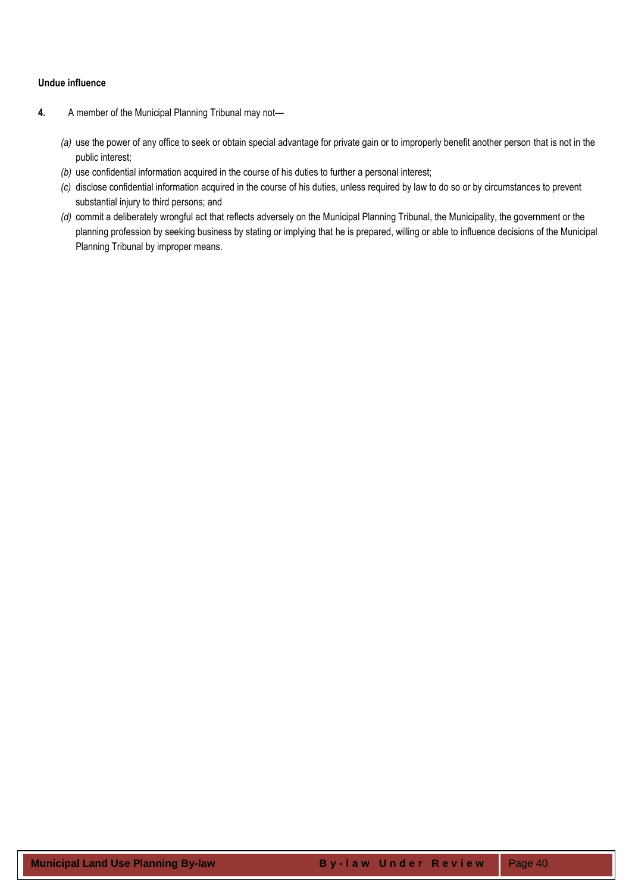**Undue influence**

**4.** A member of the Municipal Planning Tribunal may not—

*(a)* use the power of any office to seek or obtain special advantage for private gain or to improperly benefit another person that is not in the public interest;

*(b)* use confidential information acquired in the course of his duties to further a personal interest;

*(c)* disclose confidential information acquired in the course of his duties, unless required by law to do so or by circumstances to prevent substantial injury to third persons; and

*(d)* commit a deliberately wrongful act that reflects adversely on the Municipal Planning Tribunal, the Municipality, the government or the planning profession by seeking business by stating or implying that he is prepared, willing or able to influence decisions of the Municipal Planning Tribunal by improper means.